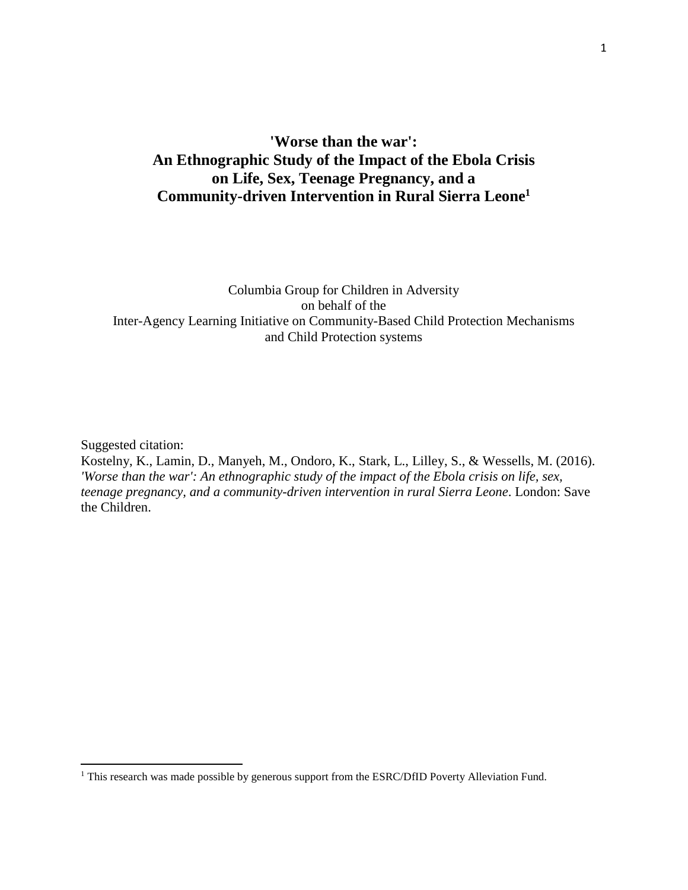# 'Worse than the war': An Ethnographic Study of the Impact of the Ebola Crisis on Life, Sex, Teenage Pregnancy, and a Community-driven Intervention in Rural Sierra Leone[1]

Columbia Group for Children in Adversity
on behalf of the
Inter-Agency Learning Initiative on Community-Based Child Protection Mechanisms and Child Protection systems

Suggested citation:
Kostelny, K., Lamin, D., Manyeh, M., Ondoro, K., Stark, L., Lilley, S., & Wessells, M. (2016). *'Worse than the war': An ethnographic study of the impact of the Ebola crisis on life, sex, teenage pregnancy, and a community-driven intervention in rural Sierra Leone*. London: Save the Children.

[1] This research was made possible by generous support from the ESRC/DfID Poverty Alleviation Fund.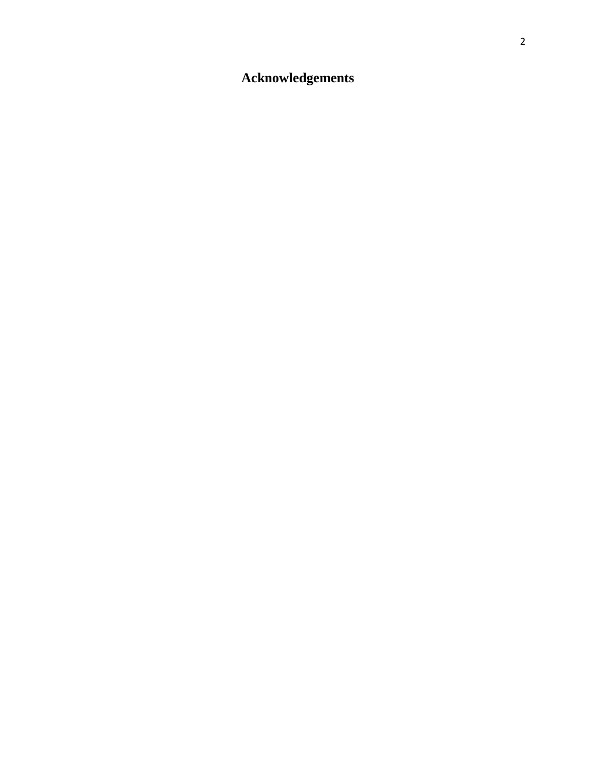# Acknowledgements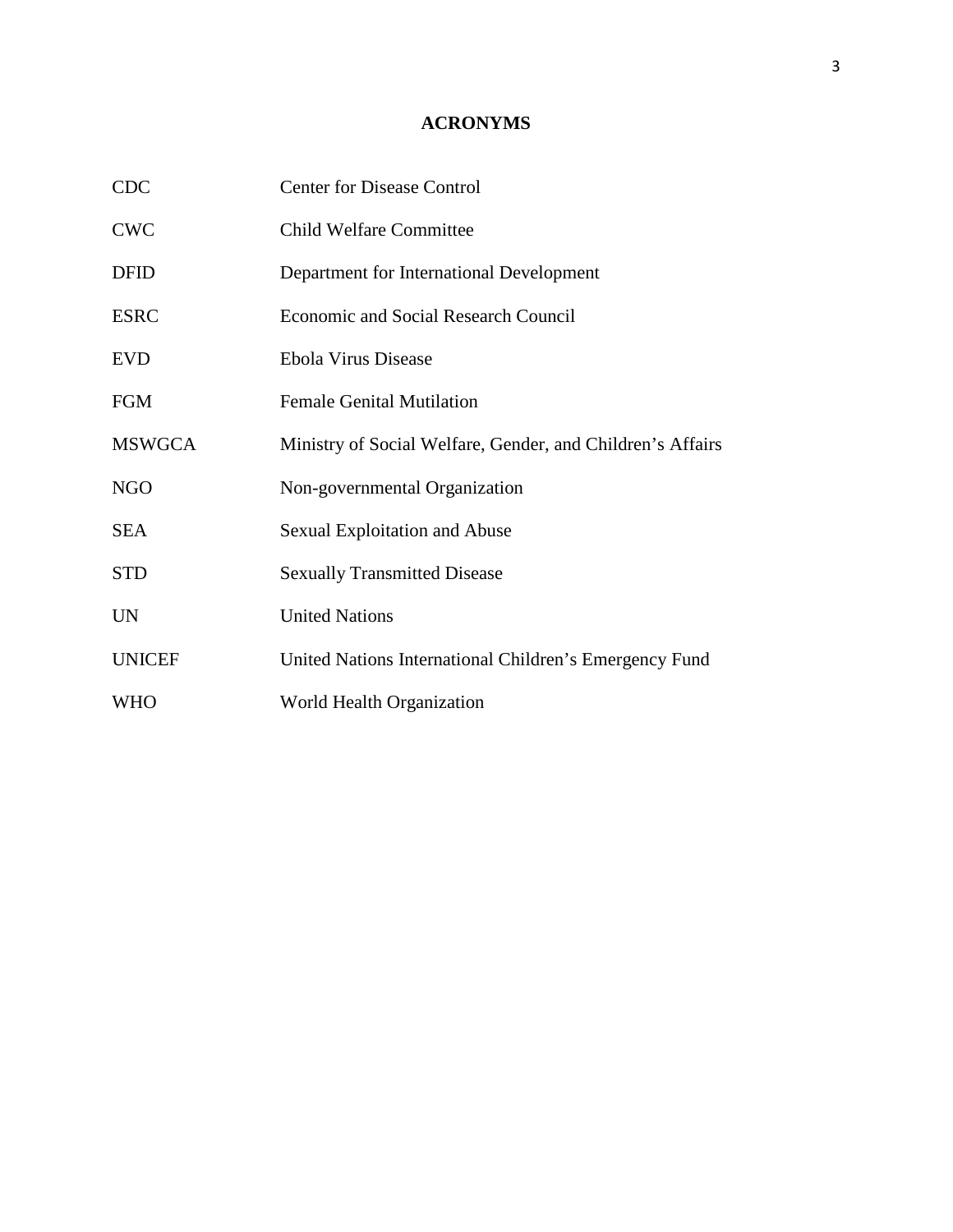# ACRONYMS

| | |
|---|---|
| CDC | Center for Disease Control |
| CWC | Child Welfare Committee |
| DFID | Department for International Development |
| ESRC | Economic and Social Research Council |
| EVD | Ebola Virus Disease |
| FGM | Female Genital Mutilation |
| MSWGCA | Ministry of Social Welfare, Gender, and Children's Affairs |
| NGO | Non-governmental Organization |
| SEA | Sexual Exploitation and Abuse |
| STD | Sexually Transmitted Disease |
| UN | United Nations |
| UNICEF | United Nations International Children's Emergency Fund |
| WHO | World Health Organization |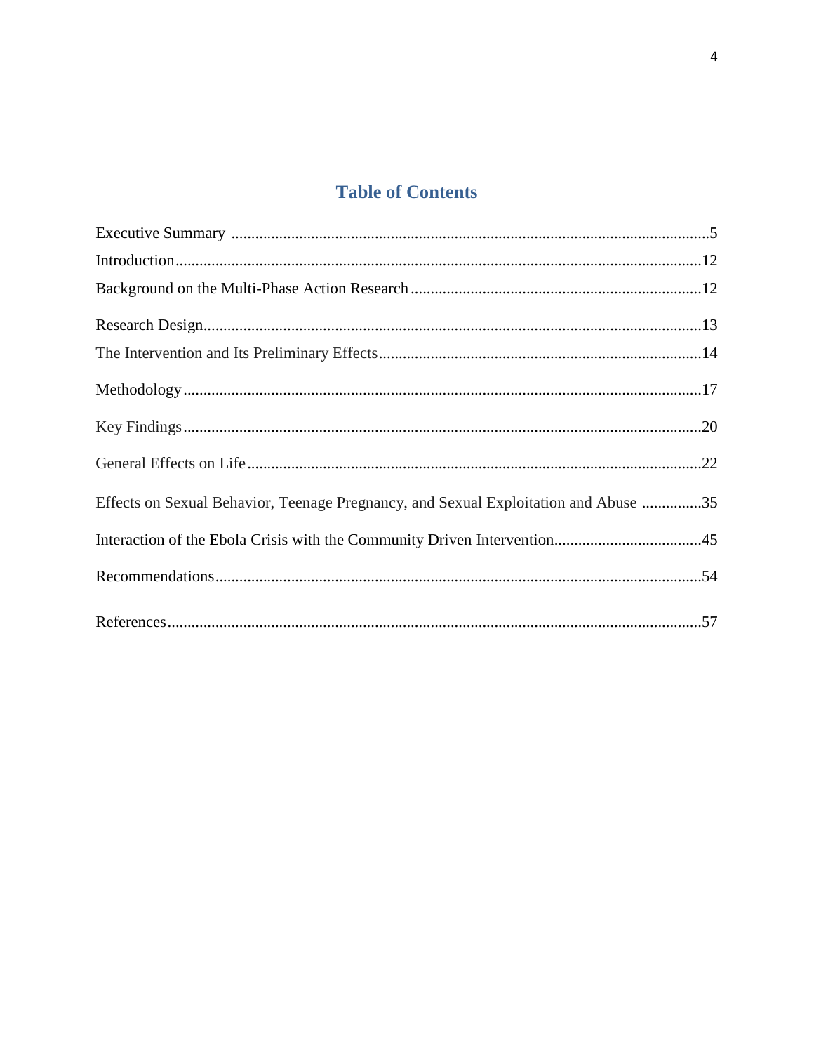# Table of Contents

Executive Summary ....................................................................................................................5

Introduction...............................................................................................................................12

Background on the Multi-Phase Action Research ...................................................................12

Research Design.......................................................................................................................13

The Intervention and Its Preliminary Effects............................................................................14

Methodology.............................................................................................................................17

Key Findings.............................................................................................................................20

General Effects on Life.............................................................................................................22

Effects on Sexual Behavior, Teenage Pregnancy, and Sexual Exploitation and Abuse ..............35

Interaction of the Ebola Crisis with the Community Driven Intervention....................................45

Recommendations.....................................................................................................................54

References.................................................................................................................................57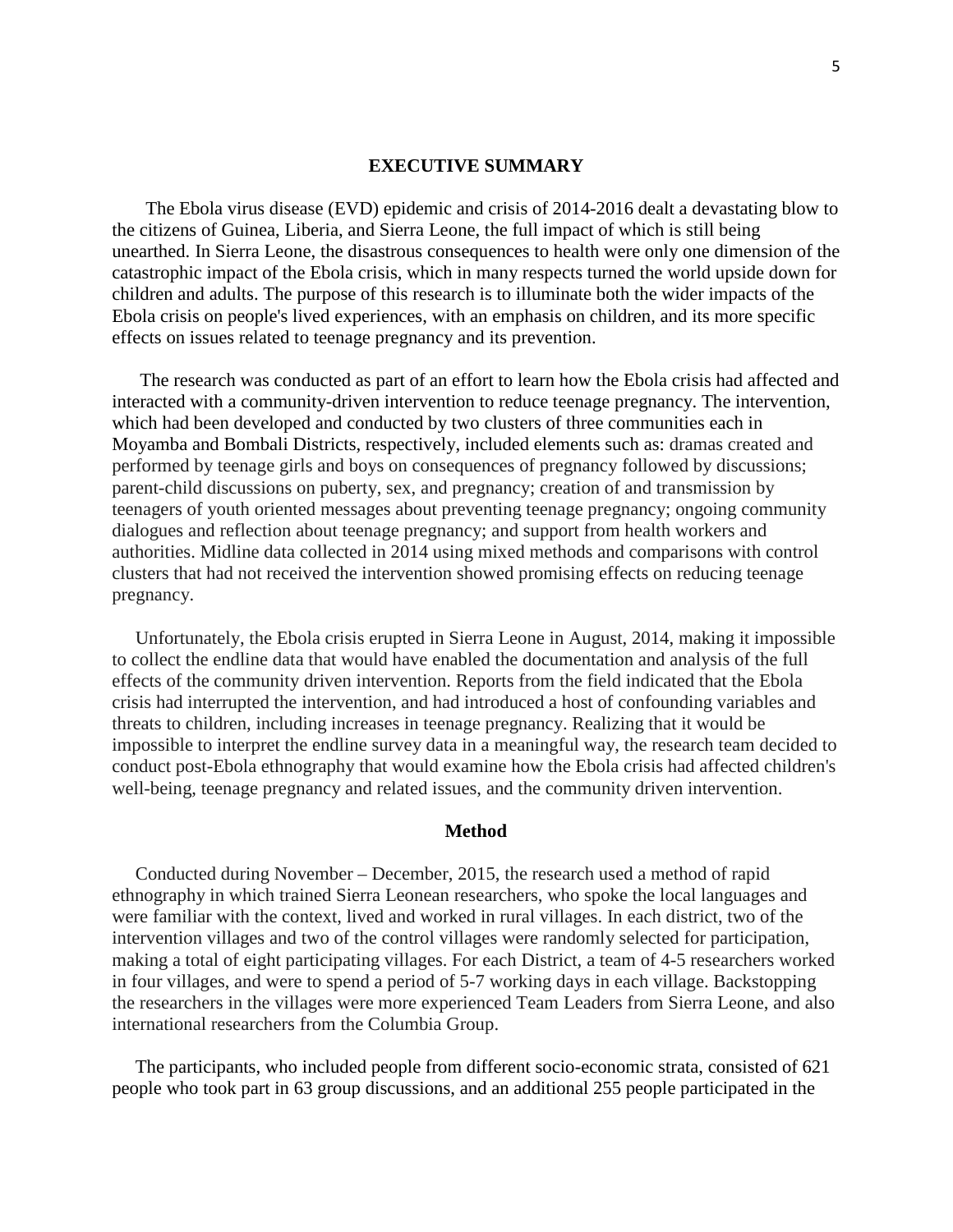## EXECUTIVE SUMMARY

The Ebola virus disease (EVD) epidemic and crisis of 2014-2016 dealt a devastating blow to the citizens of Guinea, Liberia, and Sierra Leone, the full impact of which is still being unearthed. In Sierra Leone, the disastrous consequences to health were only one dimension of the catastrophic impact of the Ebola crisis, which in many respects turned the world upside down for children and adults. The purpose of this research is to illuminate both the wider impacts of the Ebola crisis on people's lived experiences, with an emphasis on children, and its more specific effects on issues related to teenage pregnancy and its prevention.

The research was conducted as part of an effort to learn how the Ebola crisis had affected and interacted with a community-driven intervention to reduce teenage pregnancy. The intervention, which had been developed and conducted by two clusters of three communities each in Moyamba and Bombali Districts, respectively, included elements such as: dramas created and performed by teenage girls and boys on consequences of pregnancy followed by discussions; parent-child discussions on puberty, sex, and pregnancy; creation of and transmission by teenagers of youth oriented messages about preventing teenage pregnancy; ongoing community dialogues and reflection about teenage pregnancy; and support from health workers and authorities. Midline data collected in 2014 using mixed methods and comparisons with control clusters that had not received the intervention showed promising effects on reducing teenage pregnancy.

Unfortunately, the Ebola crisis erupted in Sierra Leone in August, 2014, making it impossible to collect the endline data that would have enabled the documentation and analysis of the full effects of the community driven intervention. Reports from the field indicated that the Ebola crisis had interrupted the intervention, and had introduced a host of confounding variables and threats to children, including increases in teenage pregnancy. Realizing that it would be impossible to interpret the endline survey data in a meaningful way, the research team decided to conduct post-Ebola ethnography that would examine how the Ebola crisis had affected children's well-being, teenage pregnancy and related issues, and the community driven intervention.

### Method

Conducted during November – December, 2015, the research used a method of rapid ethnography in which trained Sierra Leonean researchers, who spoke the local languages and were familiar with the context, lived and worked in rural villages. In each district, two of the intervention villages and two of the control villages were randomly selected for participation, making a total of eight participating villages. For each District, a team of 4-5 researchers worked in four villages, and were to spend a period of 5-7 working days in each village. Backstopping the researchers in the villages were more experienced Team Leaders from Sierra Leone, and also international researchers from the Columbia Group.

The participants, who included people from different socio-economic strata, consisted of 621 people who took part in 63 group discussions, and an additional 255 people participated in the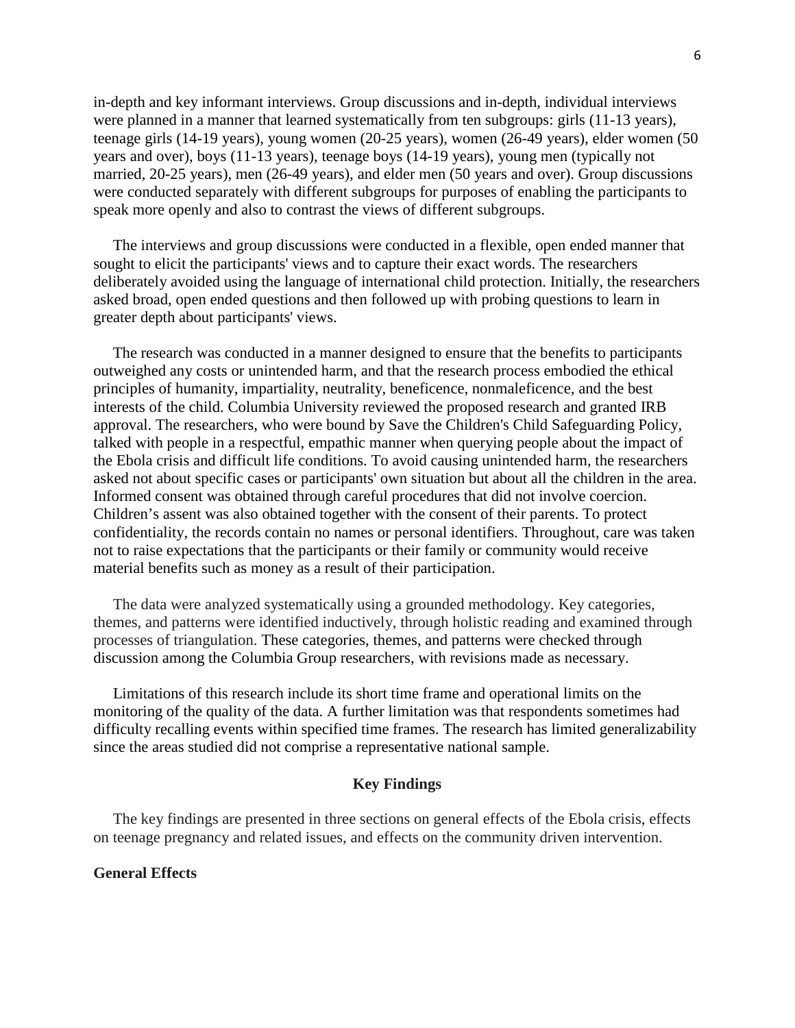in-depth and key informant interviews. Group discussions and in-depth, individual interviews were planned in a manner that learned systematically from ten subgroups: girls (11-13 years), teenage girls (14-19 years), young women (20-25 years), women (26-49 years), elder women (50 years and over), boys (11-13 years), teenage boys (14-19 years), young men (typically not married, 20-25 years), men (26-49 years), and elder men (50 years and over). Group discussions were conducted separately with different subgroups for purposes of enabling the participants to speak more openly and also to contrast the views of different subgroups.

The interviews and group discussions were conducted in a flexible, open ended manner that sought to elicit the participants' views and to capture their exact words. The researchers deliberately avoided using the language of international child protection. Initially, the researchers asked broad, open ended questions and then followed up with probing questions to learn in greater depth about participants' views.

The research was conducted in a manner designed to ensure that the benefits to participants outweighed any costs or unintended harm, and that the research process embodied the ethical principles of humanity, impartiality, neutrality, beneficence, nonmaleficence, and the best interests of the child. Columbia University reviewed the proposed research and granted IRB approval. The researchers, who were bound by Save the Children's Child Safeguarding Policy, talked with people in a respectful, empathic manner when querying people about the impact of the Ebola crisis and difficult life conditions. To avoid causing unintended harm, the researchers asked not about specific cases or participants' own situation but about all the children in the area. Informed consent was obtained through careful procedures that did not involve coercion. Children's assent was also obtained together with the consent of their parents. To protect confidentiality, the records contain no names or personal identifiers. Throughout, care was taken not to raise expectations that the participants or their family or community would receive material benefits such as money as a result of their participation.

The data were analyzed systematically using a grounded methodology. Key categories, themes, and patterns were identified inductively, through holistic reading and examined through processes of triangulation. These categories, themes, and patterns were checked through discussion among the Columbia Group researchers, with revisions made as necessary.

Limitations of this research include its short time frame and operational limits on the monitoring of the quality of the data. A further limitation was that respondents sometimes had difficulty recalling events within specified time frames. The research has limited generalizability since the areas studied did not comprise a representative national sample.

## Key Findings

The key findings are presented in three sections on general effects of the Ebola crisis, effects on teenage pregnancy and related issues, and effects on the community driven intervention.

### General Effects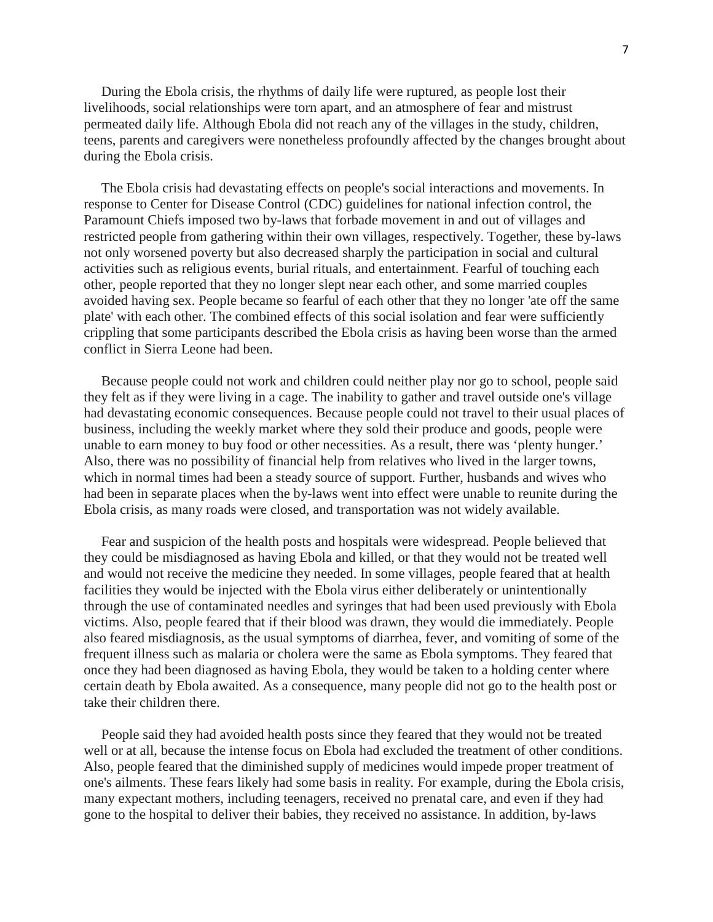During the Ebola crisis, the rhythms of daily life were ruptured, as people lost their livelihoods, social relationships were torn apart, and an atmosphere of fear and mistrust permeated daily life. Although Ebola did not reach any of the villages in the study, children, teens, parents and caregivers were nonetheless profoundly affected by the changes brought about during the Ebola crisis.

The Ebola crisis had devastating effects on people's social interactions and movements. In response to Center for Disease Control (CDC) guidelines for national infection control, the Paramount Chiefs imposed two by-laws that forbade movement in and out of villages and restricted people from gathering within their own villages, respectively. Together, these by-laws not only worsened poverty but also decreased sharply the participation in social and cultural activities such as religious events, burial rituals, and entertainment. Fearful of touching each other, people reported that they no longer slept near each other, and some married couples avoided having sex. People became so fearful of each other that they no longer 'ate off the same plate' with each other. The combined effects of this social isolation and fear were sufficiently crippling that some participants described the Ebola crisis as having been worse than the armed conflict in Sierra Leone had been.

Because people could not work and children could neither play nor go to school, people said they felt as if they were living in a cage. The inability to gather and travel outside one's village had devastating economic consequences. Because people could not travel to their usual places of business, including the weekly market where they sold their produce and goods, people were unable to earn money to buy food or other necessities. As a result, there was 'plenty hunger.' Also, there was no possibility of financial help from relatives who lived in the larger towns, which in normal times had been a steady source of support. Further, husbands and wives who had been in separate places when the by-laws went into effect were unable to reunite during the Ebola crisis, as many roads were closed, and transportation was not widely available.

Fear and suspicion of the health posts and hospitals were widespread. People believed that they could be misdiagnosed as having Ebola and killed, or that they would not be treated well and would not receive the medicine they needed. In some villages, people feared that at health facilities they would be injected with the Ebola virus either deliberately or unintentionally through the use of contaminated needles and syringes that had been used previously with Ebola victims. Also, people feared that if their blood was drawn, they would die immediately. People also feared misdiagnosis, as the usual symptoms of diarrhea, fever, and vomiting of some of the frequent illness such as malaria or cholera were the same as Ebola symptoms. They feared that once they had been diagnosed as having Ebola, they would be taken to a holding center where certain death by Ebola awaited. As a consequence, many people did not go to the health post or take their children there.

People said they had avoided health posts since they feared that they would not be treated well or at all, because the intense focus on Ebola had excluded the treatment of other conditions. Also, people feared that the diminished supply of medicines would impede proper treatment of one's ailments. These fears likely had some basis in reality. For example, during the Ebola crisis, many expectant mothers, including teenagers, received no prenatal care, and even if they had gone to the hospital to deliver their babies, they received no assistance. In addition, by-laws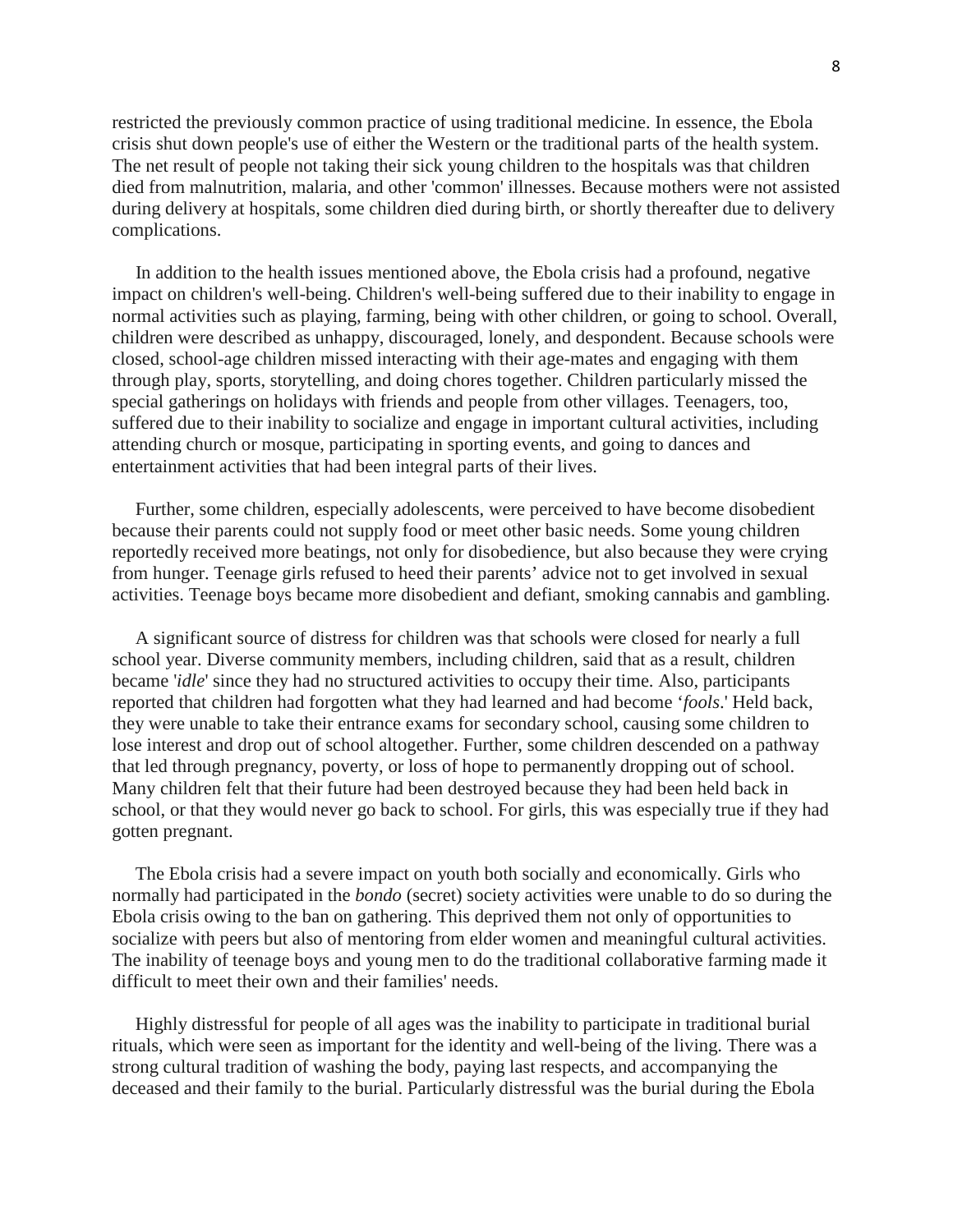restricted the previously common practice of using traditional medicine. In essence, the Ebola crisis shut down people's use of either the Western or the traditional parts of the health system. The net result of people not taking their sick young children to the hospitals was that children died from malnutrition, malaria, and other 'common' illnesses. Because mothers were not assisted during delivery at hospitals, some children died during birth, or shortly thereafter due to delivery complications.

In addition to the health issues mentioned above, the Ebola crisis had a profound, negative impact on children's well-being. Children's well-being suffered due to their inability to engage in normal activities such as playing, farming, being with other children, or going to school. Overall, children were described as unhappy, discouraged, lonely, and despondent. Because schools were closed, school-age children missed interacting with their age-mates and engaging with them through play, sports, storytelling, and doing chores together. Children particularly missed the special gatherings on holidays with friends and people from other villages. Teenagers, too, suffered due to their inability to socialize and engage in important cultural activities, including attending church or mosque, participating in sporting events, and going to dances and entertainment activities that had been integral parts of their lives.

Further, some children, especially adolescents, were perceived to have become disobedient because their parents could not supply food or meet other basic needs. Some young children reportedly received more beatings, not only for disobedience, but also because they were crying from hunger. Teenage girls refused to heed their parents' advice not to get involved in sexual activities. Teenage boys became more disobedient and defiant, smoking cannabis and gambling.

A significant source of distress for children was that schools were closed for nearly a full school year. Diverse community members, including children, said that as a result, children became '*idle*' since they had no structured activities to occupy their time. Also, participants reported that children had forgotten what they had learned and had become '*fools*.' Held back, they were unable to take their entrance exams for secondary school, causing some children to lose interest and drop out of school altogether. Further, some children descended on a pathway that led through pregnancy, poverty, or loss of hope to permanently dropping out of school. Many children felt that their future had been destroyed because they had been held back in school, or that they would never go back to school. For girls, this was especially true if they had gotten pregnant.

The Ebola crisis had a severe impact on youth both socially and economically. Girls who normally had participated in the *bondo* (secret) society activities were unable to do so during the Ebola crisis owing to the ban on gathering. This deprived them not only of opportunities to socialize with peers but also of mentoring from elder women and meaningful cultural activities. The inability of teenage boys and young men to do the traditional collaborative farming made it difficult to meet their own and their families' needs.

Highly distressful for people of all ages was the inability to participate in traditional burial rituals, which were seen as important for the identity and well-being of the living. There was a strong cultural tradition of washing the body, paying last respects, and accompanying the deceased and their family to the burial. Particularly distressful was the burial during the Ebola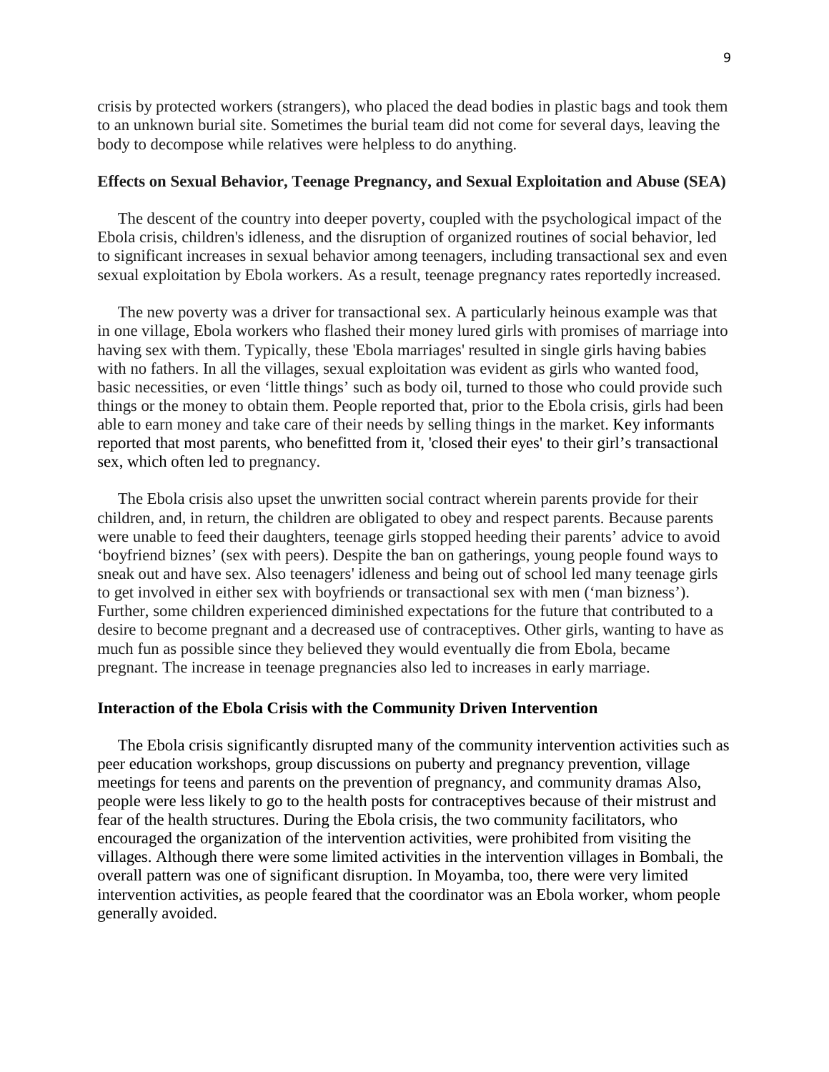crisis by protected workers (strangers), who placed the dead bodies in plastic bags and took them to an unknown burial site. Sometimes the burial team did not come for several days, leaving the body to decompose while relatives were helpless to do anything.

### Effects on Sexual Behavior, Teenage Pregnancy, and Sexual Exploitation and Abuse (SEA)

The descent of the country into deeper poverty, coupled with the psychological impact of the Ebola crisis, children's idleness, and the disruption of organized routines of social behavior, led to significant increases in sexual behavior among teenagers, including transactional sex and even sexual exploitation by Ebola workers. As a result, teenage pregnancy rates reportedly increased.

The new poverty was a driver for transactional sex. A particularly heinous example was that in one village, Ebola workers who flashed their money lured girls with promises of marriage into having sex with them. Typically, these 'Ebola marriages' resulted in single girls having babies with no fathers. In all the villages, sexual exploitation was evident as girls who wanted food, basic necessities, or even 'little things' such as body oil, turned to those who could provide such things or the money to obtain them. People reported that, prior to the Ebola crisis, girls had been able to earn money and take care of their needs by selling things in the market. Key informants reported that most parents, who benefitted from it, 'closed their eyes' to their girl's transactional sex, which often led to pregnancy.

The Ebola crisis also upset the unwritten social contract wherein parents provide for their children, and, in return, the children are obligated to obey and respect parents. Because parents were unable to feed their daughters, teenage girls stopped heeding their parents' advice to avoid 'boyfriend biznes' (sex with peers). Despite the ban on gatherings, young people found ways to sneak out and have sex. Also teenagers' idleness and being out of school led many teenage girls to get involved in either sex with boyfriends or transactional sex with men ('man bizness'). Further, some children experienced diminished expectations for the future that contributed to a desire to become pregnant and a decreased use of contraceptives. Other girls, wanting to have as much fun as possible since they believed they would eventually die from Ebola, became pregnant. The increase in teenage pregnancies also led to increases in early marriage.

### Interaction of the Ebola Crisis with the Community Driven Intervention

The Ebola crisis significantly disrupted many of the community intervention activities such as peer education workshops, group discussions on puberty and pregnancy prevention, village meetings for teens and parents on the prevention of pregnancy, and community dramas Also, people were less likely to go to the health posts for contraceptives because of their mistrust and fear of the health structures. During the Ebola crisis, the two community facilitators, who encouraged the organization of the intervention activities, were prohibited from visiting the villages. Although there were some limited activities in the intervention villages in Bombali, the overall pattern was one of significant disruption. In Moyamba, too, there were very limited intervention activities, as people feared that the coordinator was an Ebola worker, whom people generally avoided.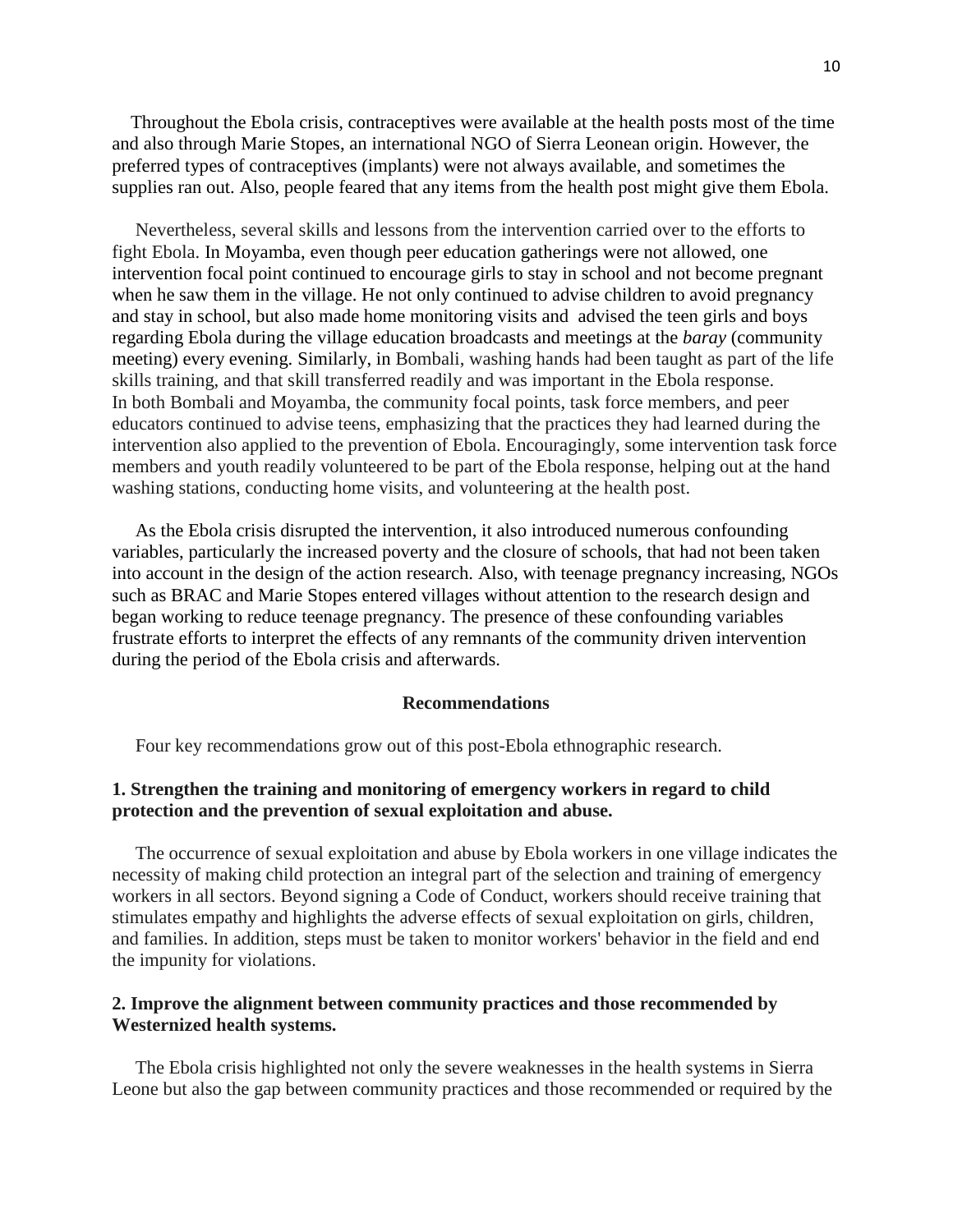Throughout the Ebola crisis, contraceptives were available at the health posts most of the time and also through Marie Stopes, an international NGO of Sierra Leonean origin. However, the preferred types of contraceptives (implants) were not always available, and sometimes the supplies ran out. Also, people feared that any items from the health post might give them Ebola.

Nevertheless, several skills and lessons from the intervention carried over to the efforts to fight Ebola. In Moyamba, even though peer education gatherings were not allowed, one intervention focal point continued to encourage girls to stay in school and not become pregnant when he saw them in the village. He not only continued to advise children to avoid pregnancy and stay in school, but also made home monitoring visits and advised the teen girls and boys regarding Ebola during the village education broadcasts and meetings at the *baray* (community meeting) every evening. Similarly, in Bombali, washing hands had been taught as part of the life skills training, and that skill transferred readily and was important in the Ebola response. In both Bombali and Moyamba, the community focal points, task force members, and peer educators continued to advise teens, emphasizing that the practices they had learned during the intervention also applied to the prevention of Ebola. Encouragingly, some intervention task force members and youth readily volunteered to be part of the Ebola response, helping out at the hand washing stations, conducting home visits, and volunteering at the health post.

As the Ebola crisis disrupted the intervention, it also introduced numerous confounding variables, particularly the increased poverty and the closure of schools, that had not been taken into account in the design of the action research. Also, with teenage pregnancy increasing, NGOs such as BRAC and Marie Stopes entered villages without attention to the research design and began working to reduce teenage pregnancy. The presence of these confounding variables frustrate efforts to interpret the effects of any remnants of the community driven intervention during the period of the Ebola crisis and afterwards.

## Recommendations

Four key recommendations grow out of this post-Ebola ethnographic research.

### 1. Strengthen the training and monitoring of emergency workers in regard to child protection and the prevention of sexual exploitation and abuse.

The occurrence of sexual exploitation and abuse by Ebola workers in one village indicates the necessity of making child protection an integral part of the selection and training of emergency workers in all sectors. Beyond signing a Code of Conduct, workers should receive training that stimulates empathy and highlights the adverse effects of sexual exploitation on girls, children, and families. In addition, steps must be taken to monitor workers' behavior in the field and end the impunity for violations.

### 2. Improve the alignment between community practices and those recommended by Westernized health systems.

The Ebola crisis highlighted not only the severe weaknesses in the health systems in Sierra Leone but also the gap between community practices and those recommended or required by the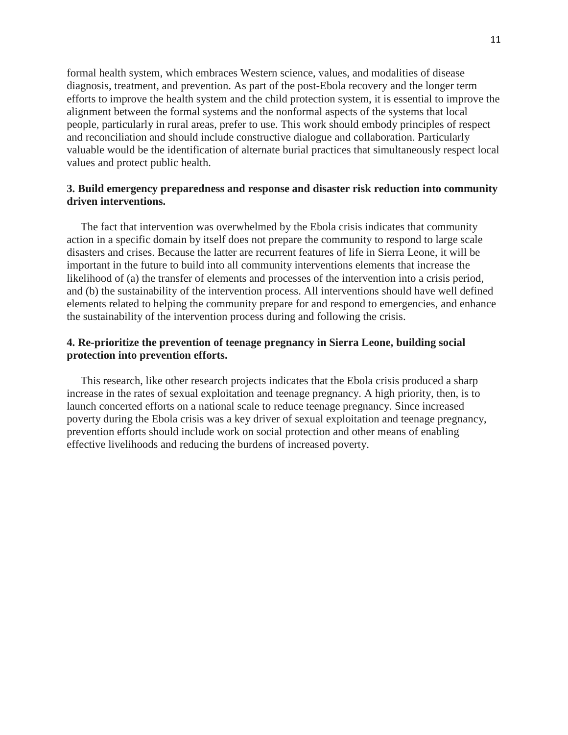formal health system, which embraces Western science, values, and modalities of disease diagnosis, treatment, and prevention. As part of the post-Ebola recovery and the longer term efforts to improve the health system and the child protection system, it is essential to improve the alignment between the formal systems and the nonformal aspects of the systems that local people, particularly in rural areas, prefer to use. This work should embody principles of respect and reconciliation and should include constructive dialogue and collaboration. Particularly valuable would be the identification of alternate burial practices that simultaneously respect local values and protect public health.

**3. Build emergency preparedness and response and disaster risk reduction into community driven interventions.**

The fact that intervention was overwhelmed by the Ebola crisis indicates that community action in a specific domain by itself does not prepare the community to respond to large scale disasters and crises. Because the latter are recurrent features of life in Sierra Leone, it will be important in the future to build into all community interventions elements that increase the likelihood of (a) the transfer of elements and processes of the intervention into a crisis period, and (b) the sustainability of the intervention process. All interventions should have well defined elements related to helping the community prepare for and respond to emergencies, and enhance the sustainability of the intervention process during and following the crisis.

**4. Re-prioritize the prevention of teenage pregnancy in Sierra Leone, building social protection into prevention efforts.**

This research, like other research projects indicates that the Ebola crisis produced a sharp increase in the rates of sexual exploitation and teenage pregnancy. A high priority, then, is to launch concerted efforts on a national scale to reduce teenage pregnancy. Since increased poverty during the Ebola crisis was a key driver of sexual exploitation and teenage pregnancy, prevention efforts should include work on social protection and other means of enabling effective livelihoods and reducing the burdens of increased poverty.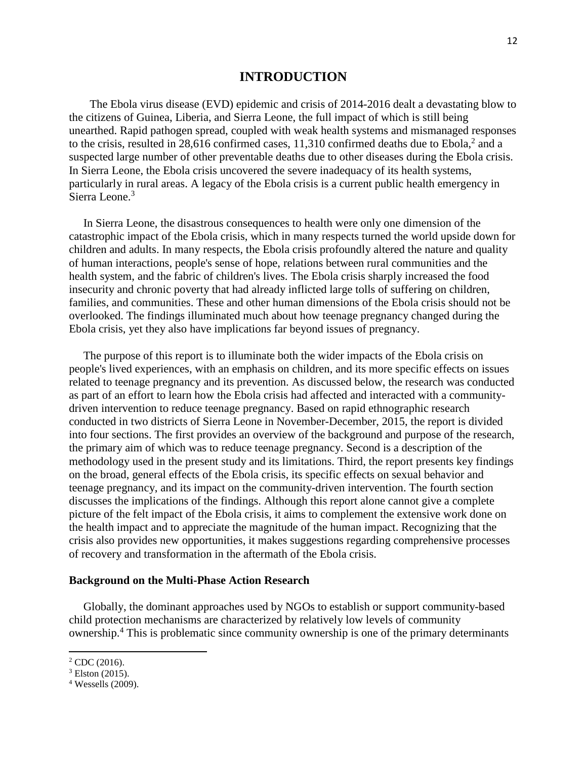# INTRODUCTION

The Ebola virus disease (EVD) epidemic and crisis of 2014-2016 dealt a devastating blow to the citizens of Guinea, Liberia, and Sierra Leone, the full impact of which is still being unearthed. Rapid pathogen spread, coupled with weak health systems and mismanaged responses to the crisis, resulted in 28,616 confirmed cases, 11,310 confirmed deaths due to Ebola,[2] and a suspected large number of other preventable deaths due to other diseases during the Ebola crisis. In Sierra Leone, the Ebola crisis uncovered the severe inadequacy of its health systems, particularly in rural areas. A legacy of the Ebola crisis is a current public health emergency in Sierra Leone.[3]

In Sierra Leone, the disastrous consequences to health were only one dimension of the catastrophic impact of the Ebola crisis, which in many respects turned the world upside down for children and adults. In many respects, the Ebola crisis profoundly altered the nature and quality of human interactions, people's sense of hope, relations between rural communities and the health system, and the fabric of children's lives. The Ebola crisis sharply increased the food insecurity and chronic poverty that had already inflicted large tolls of suffering on children, families, and communities. These and other human dimensions of the Ebola crisis should not be overlooked. The findings illuminated much about how teenage pregnancy changed during the Ebola crisis, yet they also have implications far beyond issues of pregnancy.

The purpose of this report is to illuminate both the wider impacts of the Ebola crisis on people's lived experiences, with an emphasis on children, and its more specific effects on issues related to teenage pregnancy and its prevention. As discussed below, the research was conducted as part of an effort to learn how the Ebola crisis had affected and interacted with a community-driven intervention to reduce teenage pregnancy. Based on rapid ethnographic research conducted in two districts of Sierra Leone in November-December, 2015, the report is divided into four sections. The first provides an overview of the background and purpose of the research, the primary aim of which was to reduce teenage pregnancy. Second is a description of the methodology used in the present study and its limitations. Third, the report presents key findings on the broad, general effects of the Ebola crisis, its specific effects on sexual behavior and teenage pregnancy, and its impact on the community-driven intervention. The fourth section discusses the implications of the findings. Although this report alone cannot give a complete picture of the felt impact of the Ebola crisis, it aims to complement the extensive work done on the health impact and to appreciate the magnitude of the human impact. Recognizing that the crisis also provides new opportunities, it makes suggestions regarding comprehensive processes of recovery and transformation in the aftermath of the Ebola crisis.

## Background on the Multi-Phase Action Research

Globally, the dominant approaches used by NGOs to establish or support community-based child protection mechanisms are characterized by relatively low levels of community ownership.[4] This is problematic since community ownership is one of the primary determinants

---

[2] CDC (2016).
[3] Elston (2015).
[4] Wessells (2009).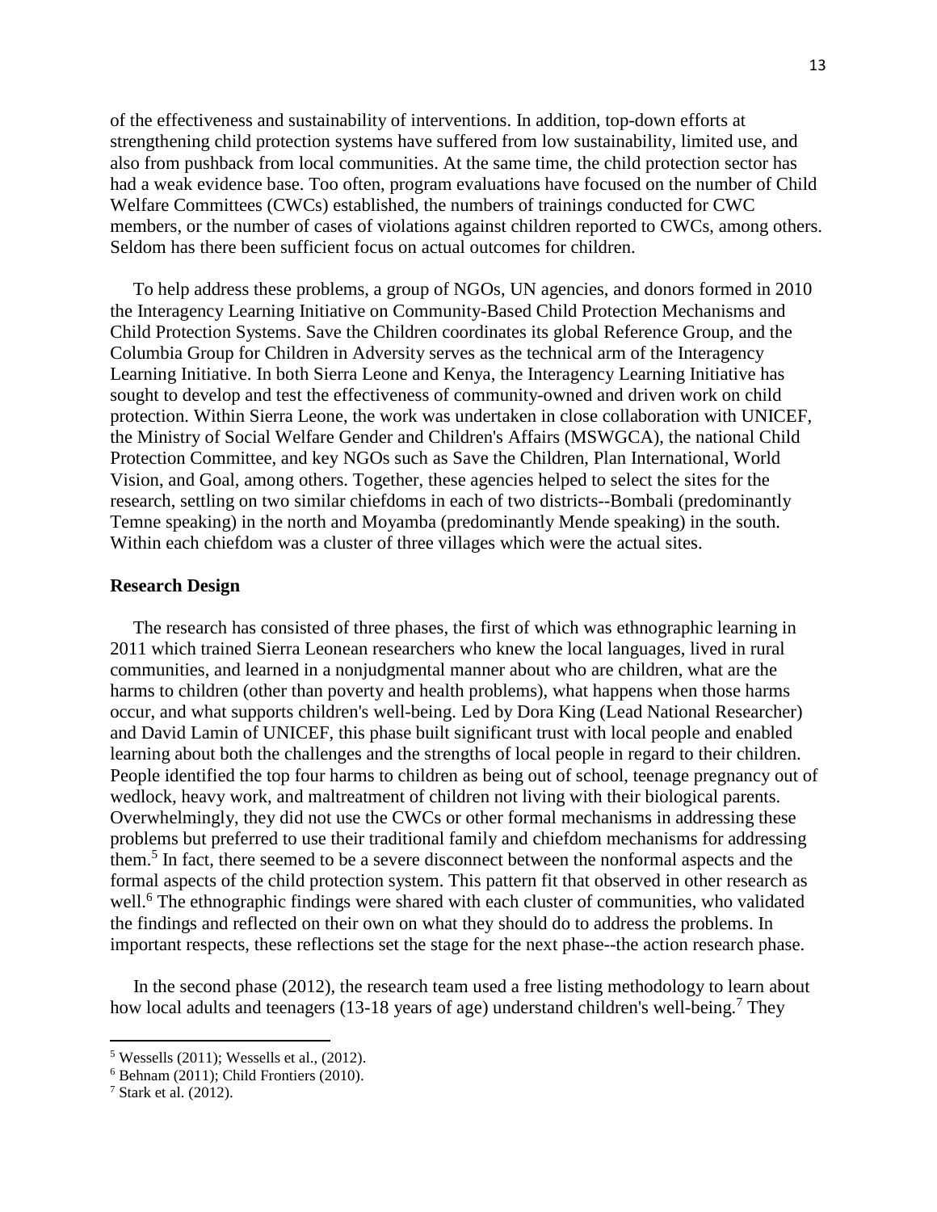of the effectiveness and sustainability of interventions. In addition, top-down efforts at strengthening child protection systems have suffered from low sustainability, limited use, and also from pushback from local communities. At the same time, the child protection sector has had a weak evidence base. Too often, program evaluations have focused on the number of Child Welfare Committees (CWCs) established, the numbers of trainings conducted for CWC members, or the number of cases of violations against children reported to CWCs, among others. Seldom has there been sufficient focus on actual outcomes for children.

To help address these problems, a group of NGOs, UN agencies, and donors formed in 2010 the Interagency Learning Initiative on Community-Based Child Protection Mechanisms and Child Protection Systems. Save the Children coordinates its global Reference Group, and the Columbia Group for Children in Adversity serves as the technical arm of the Interagency Learning Initiative. In both Sierra Leone and Kenya, the Interagency Learning Initiative has sought to develop and test the effectiveness of community-owned and driven work on child protection. Within Sierra Leone, the work was undertaken in close collaboration with UNICEF, the Ministry of Social Welfare Gender and Children's Affairs (MSWGCA), the national Child Protection Committee, and key NGOs such as Save the Children, Plan International, World Vision, and Goal, among others. Together, these agencies helped to select the sites for the research, settling on two similar chiefdoms in each of two districts--Bombali (predominantly Temne speaking) in the north and Moyamba (predominantly Mende speaking) in the south. Within each chiefdom was a cluster of three villages which were the actual sites.

**Research Design**

The research has consisted of three phases, the first of which was ethnographic learning in 2011 which trained Sierra Leonean researchers who knew the local languages, lived in rural communities, and learned in a nonjudgmental manner about who are children, what are the harms to children (other than poverty and health problems), what happens when those harms occur, and what supports children's well-being. Led by Dora King (Lead National Researcher) and David Lamin of UNICEF, this phase built significant trust with local people and enabled learning about both the challenges and the strengths of local people in regard to their children. People identified the top four harms to children as being out of school, teenage pregnancy out of wedlock, heavy work, and maltreatment of children not living with their biological parents. Overwhelmingly, they did not use the CWCs or other formal mechanisms in addressing these problems but preferred to use their traditional family and chiefdom mechanisms for addressing them.[5] In fact, there seemed to be a severe disconnect between the nonformal aspects and the formal aspects of the child protection system. This pattern fit that observed in other research as well.[6] The ethnographic findings were shared with each cluster of communities, who validated the findings and reflected on their own on what they should do to address the problems. In important respects, these reflections set the stage for the next phase--the action research phase.

In the second phase (2012), the research team used a free listing methodology to learn about how local adults and teenagers (13-18 years of age) understand children's well-being.[7] They

[5] Wessells (2011); Wessells et al., (2012).

[6] Behnam (2011); Child Frontiers (2010).

[7] Stark et al. (2012).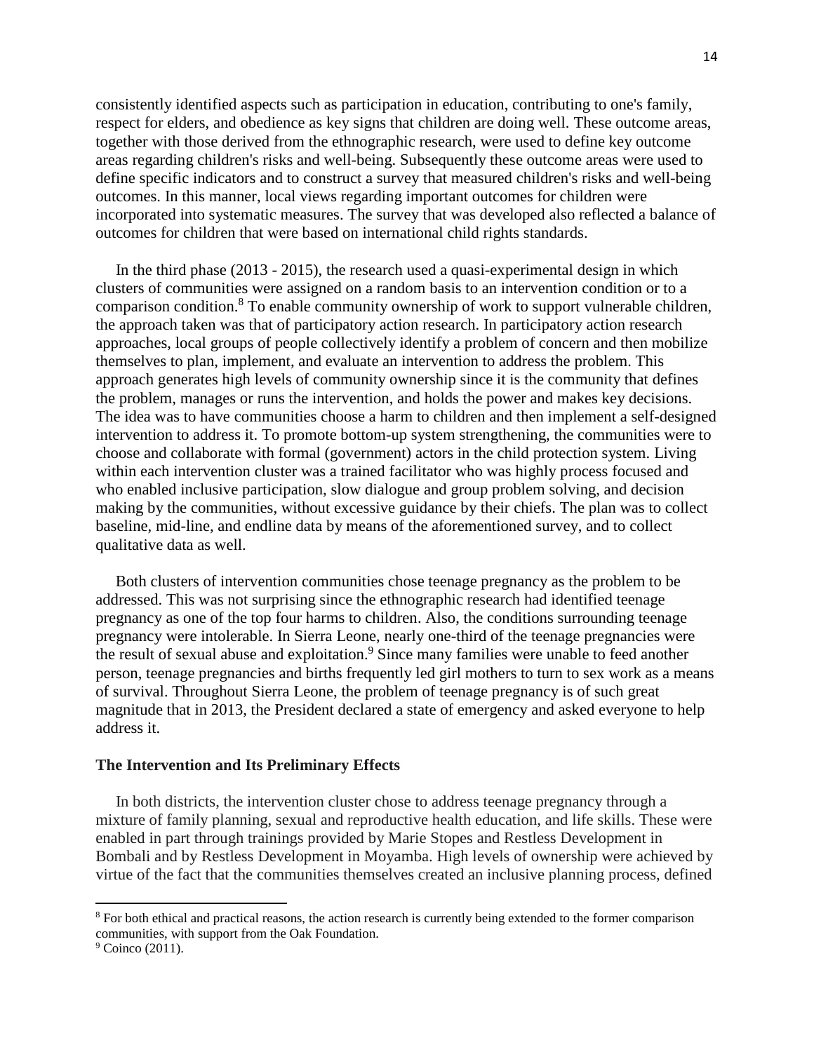consistently identified aspects such as participation in education, contributing to one's family, respect for elders, and obedience as key signs that children are doing well. These outcome areas, together with those derived from the ethnographic research, were used to define key outcome areas regarding children's risks and well-being. Subsequently these outcome areas were used to define specific indicators and to construct a survey that measured children's risks and well-being outcomes. In this manner, local views regarding important outcomes for children were incorporated into systematic measures. The survey that was developed also reflected a balance of outcomes for children that were based on international child rights standards.

In the third phase (2013 - 2015), the research used a quasi-experimental design in which clusters of communities were assigned on a random basis to an intervention condition or to a comparison condition.[8] To enable community ownership of work to support vulnerable children, the approach taken was that of participatory action research. In participatory action research approaches, local groups of people collectively identify a problem of concern and then mobilize themselves to plan, implement, and evaluate an intervention to address the problem. This approach generates high levels of community ownership since it is the community that defines the problem, manages or runs the intervention, and holds the power and makes key decisions. The idea was to have communities choose a harm to children and then implement a self-designed intervention to address it. To promote bottom-up system strengthening, the communities were to choose and collaborate with formal (government) actors in the child protection system. Living within each intervention cluster was a trained facilitator who was highly process focused and who enabled inclusive participation, slow dialogue and group problem solving, and decision making by the communities, without excessive guidance by their chiefs. The plan was to collect baseline, mid-line, and endline data by means of the aforementioned survey, and to collect qualitative data as well.

Both clusters of intervention communities chose teenage pregnancy as the problem to be addressed. This was not surprising since the ethnographic research had identified teenage pregnancy as one of the top four harms to children. Also, the conditions surrounding teenage pregnancy were intolerable. In Sierra Leone, nearly one-third of the teenage pregnancies were the result of sexual abuse and exploitation.[9] Since many families were unable to feed another person, teenage pregnancies and births frequently led girl mothers to turn to sex work as a means of survival. Throughout Sierra Leone, the problem of teenage pregnancy is of such great magnitude that in 2013, the President declared a state of emergency and asked everyone to help address it.

### The Intervention and Its Preliminary Effects

In both districts, the intervention cluster chose to address teenage pregnancy through a mixture of family planning, sexual and reproductive health education, and life skills. These were enabled in part through trainings provided by Marie Stopes and Restless Development in Bombali and by Restless Development in Moyamba. High levels of ownership were achieved by virtue of the fact that the communities themselves created an inclusive planning process, defined

---

[8] For both ethical and practical reasons, the action research is currently being extended to the former comparison communities, with support from the Oak Foundation.

[9] Coinco (2011).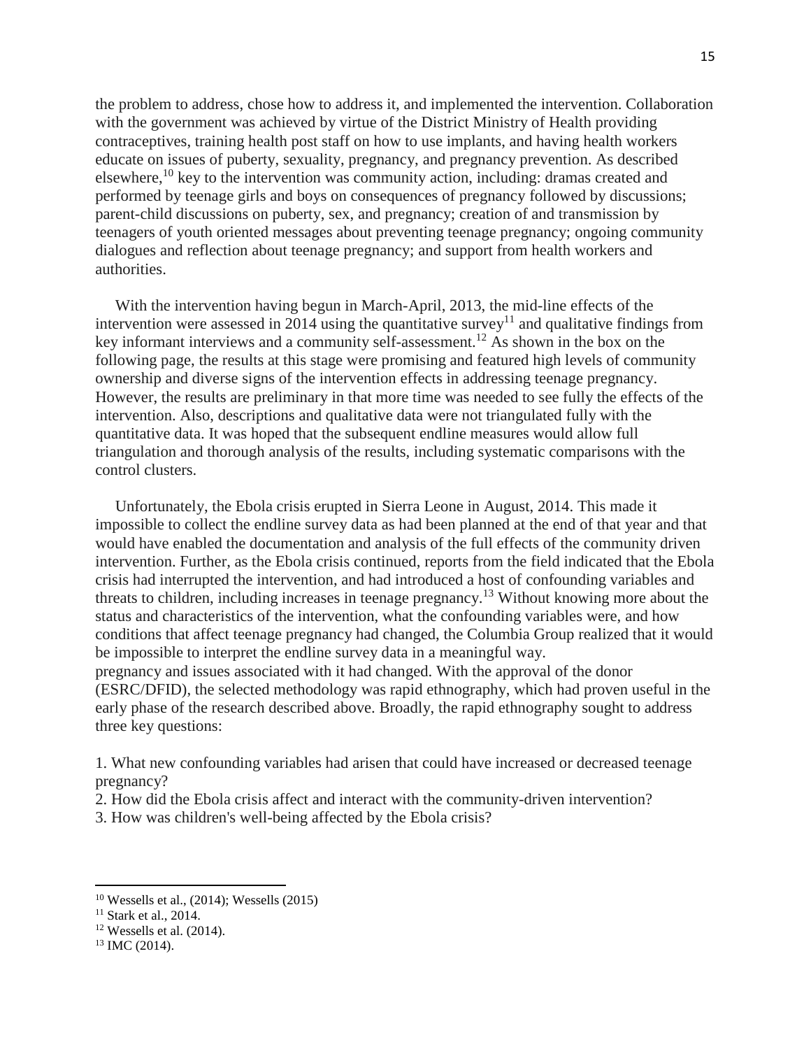the problem to address, chose how to address it, and implemented the intervention. Collaboration with the government was achieved by virtue of the District Ministry of Health providing contraceptives, training health post staff on how to use implants, and having health workers educate on issues of puberty, sexuality, pregnancy, and pregnancy prevention. As described elsewhere,[10] key to the intervention was community action, including: dramas created and performed by teenage girls and boys on consequences of pregnancy followed by discussions; parent-child discussions on puberty, sex, and pregnancy; creation of and transmission by teenagers of youth oriented messages about preventing teenage pregnancy; ongoing community dialogues and reflection about teenage pregnancy; and support from health workers and authorities.

With the intervention having begun in March-April, 2013, the mid-line effects of the intervention were assessed in 2014 using the quantitative survey[11] and qualitative findings from key informant interviews and a community self-assessment.[12] As shown in the box on the following page, the results at this stage were promising and featured high levels of community ownership and diverse signs of the intervention effects in addressing teenage pregnancy. However, the results are preliminary in that more time was needed to see fully the effects of the intervention. Also, descriptions and qualitative data were not triangulated fully with the quantitative data. It was hoped that the subsequent endline measures would allow full triangulation and thorough analysis of the results, including systematic comparisons with the control clusters.

Unfortunately, the Ebola crisis erupted in Sierra Leone in August, 2014. This made it impossible to collect the endline survey data as had been planned at the end of that year and that would have enabled the documentation and analysis of the full effects of the community driven intervention. Further, as the Ebola crisis continued, reports from the field indicated that the Ebola crisis had interrupted the intervention, and had introduced a host of confounding variables and threats to children, including increases in teenage pregnancy.[13] Without knowing more about the status and characteristics of the intervention, what the confounding variables were, and how conditions that affect teenage pregnancy had changed, the Columbia Group realized that it would be impossible to interpret the endline survey data in a meaningful way.
pregnancy and issues associated with it had changed. With the approval of the donor (ESRC/DFID), the selected methodology was rapid ethnography, which had proven useful in the early phase of the research described above. Broadly, the rapid ethnography sought to address three key questions:

1. What new confounding variables had arisen that could have increased or decreased teenage pregnancy?
2. How did the Ebola crisis affect and interact with the community-driven intervention?
3. How was children's well-being affected by the Ebola crisis?

---

[10] Wessells et al., (2014); Wessells (2015)
[11] Stark et al., 2014.
[12] Wessells et al. (2014).
[13] IMC (2014).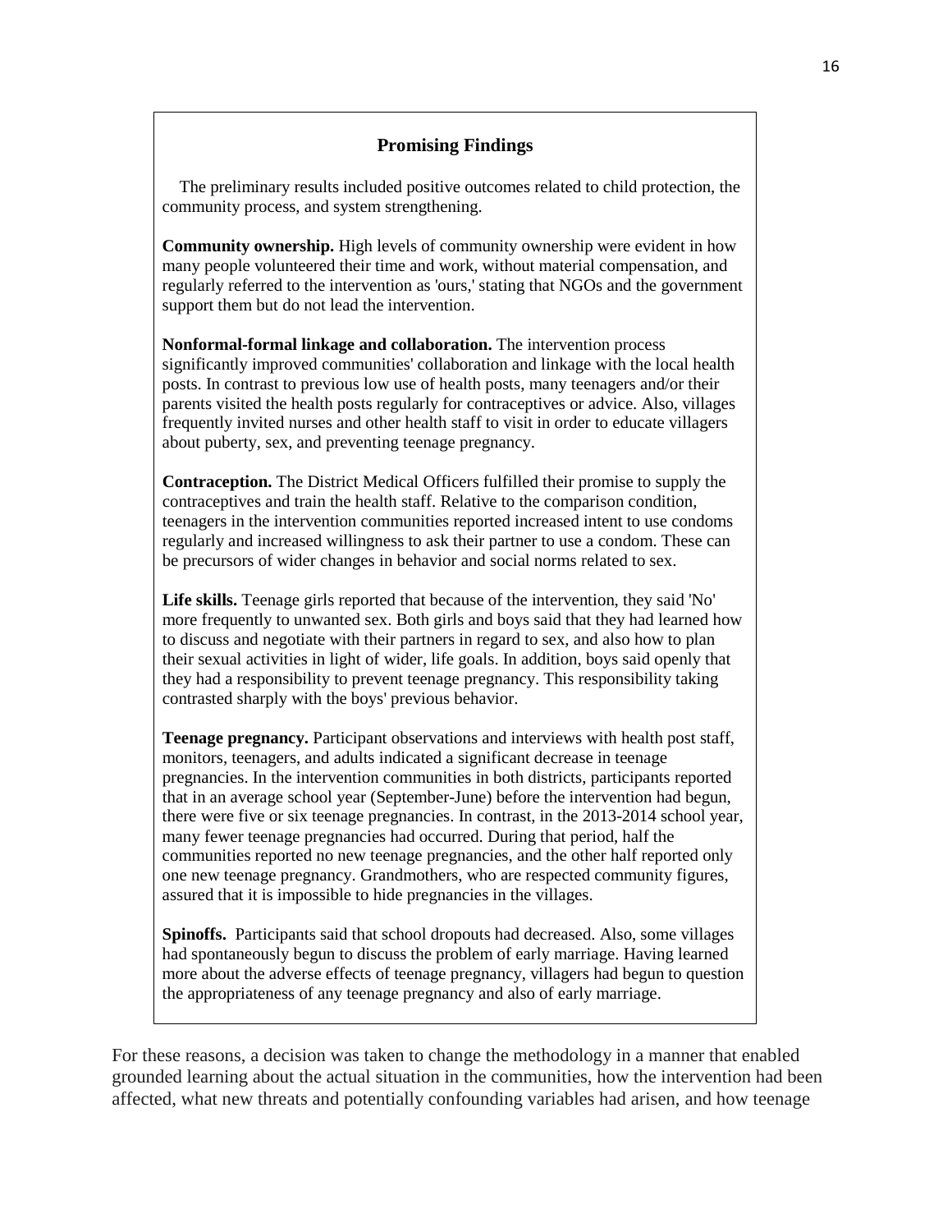### Promising Findings

The preliminary results included positive outcomes related to child protection, the community process, and system strengthening.

**Community ownership.** High levels of community ownership were evident in how many people volunteered their time and work, without material compensation, and regularly referred to the intervention as 'ours,' stating that NGOs and the government support them but do not lead the intervention.

**Nonformal-formal linkage and collaboration.** The intervention process significantly improved communities' collaboration and linkage with the local health posts. In contrast to previous low use of health posts, many teenagers and/or their parents visited the health posts regularly for contraceptives or advice. Also, villages frequently invited nurses and other health staff to visit in order to educate villagers about puberty, sex, and preventing teenage pregnancy.

**Contraception.** The District Medical Officers fulfilled their promise to supply the contraceptives and train the health staff. Relative to the comparison condition, teenagers in the intervention communities reported increased intent to use condoms regularly and increased willingness to ask their partner to use a condom. These can be precursors of wider changes in behavior and social norms related to sex.

**Life skills.** Teenage girls reported that because of the intervention, they said 'No' more frequently to unwanted sex. Both girls and boys said that they had learned how to discuss and negotiate with their partners in regard to sex, and also how to plan their sexual activities in light of wider, life goals. In addition, boys said openly that they had a responsibility to prevent teenage pregnancy. This responsibility taking contrasted sharply with the boys' previous behavior.

**Teenage pregnancy.** Participant observations and interviews with health post staff, monitors, teenagers, and adults indicated a significant decrease in teenage pregnancies. In the intervention communities in both districts, participants reported that in an average school year (September-June) before the intervention had begun, there were five or six teenage pregnancies. In contrast, in the 2013-2014 school year, many fewer teenage pregnancies had occurred. During that period, half the communities reported no new teenage pregnancies, and the other half reported only one new teenage pregnancy. Grandmothers, who are respected community figures, assured that it is impossible to hide pregnancies in the villages.

**Spinoffs.** Participants said that school dropouts had decreased. Also, some villages had spontaneously begun to discuss the problem of early marriage. Having learned more about the adverse effects of teenage pregnancy, villagers had begun to question the appropriateness of any teenage pregnancy and also of early marriage.

For these reasons, a decision was taken to change the methodology in a manner that enabled grounded learning about the actual situation in the communities, how the intervention had been affected, what new threats and potentially confounding variables had arisen, and how teenage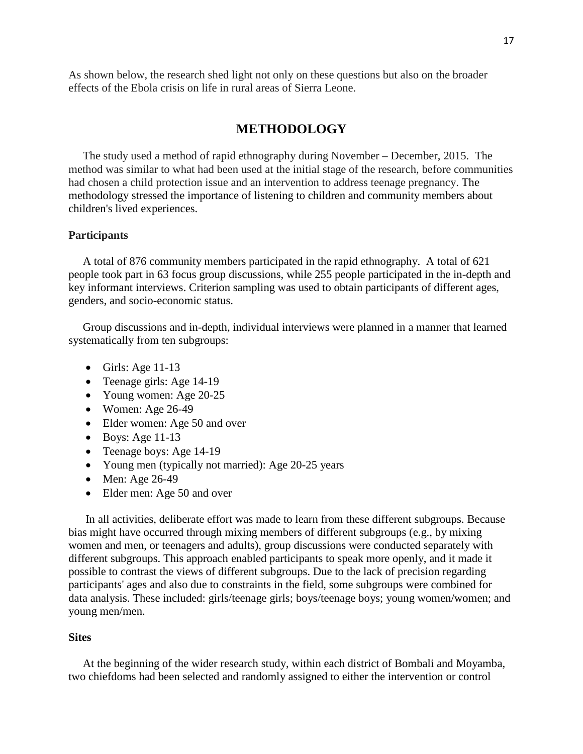As shown below, the research shed light not only on these questions but also on the broader effects of the Ebola crisis on life in rural areas of Sierra Leone.

## METHODOLOGY

The study used a method of rapid ethnography during November – December, 2015. The method was similar to what had been used at the initial stage of the research, before communities had chosen a child protection issue and an intervention to address teenage pregnancy. The methodology stressed the importance of listening to children and community members about children's lived experiences.

### Participants

A total of 876 community members participated in the rapid ethnography. A total of 621 people took part in 63 focus group discussions, while 255 people participated in the in-depth and key informant interviews. Criterion sampling was used to obtain participants of different ages, genders, and socio-economic status.

Group discussions and in-depth, individual interviews were planned in a manner that learned systematically from ten subgroups:

- Girls: Age 11-13
- Teenage girls: Age 14-19
- Young women: Age 20-25
- Women: Age 26-49
- Elder women: Age 50 and over
- Boys: Age 11-13
- Teenage boys: Age 14-19
- Young men (typically not married): Age 20-25 years
- Men: Age 26-49
- Elder men: Age 50 and over

In all activities, deliberate effort was made to learn from these different subgroups. Because bias might have occurred through mixing members of different subgroups (e.g., by mixing women and men, or teenagers and adults), group discussions were conducted separately with different subgroups. This approach enabled participants to speak more openly, and it made it possible to contrast the views of different subgroups. Due to the lack of precision regarding participants' ages and also due to constraints in the field, some subgroups were combined for data analysis. These included: girls/teenage girls; boys/teenage boys; young women/women; and young men/men.

### Sites

At the beginning of the wider research study, within each district of Bombali and Moyamba, two chiefdoms had been selected and randomly assigned to either the intervention or control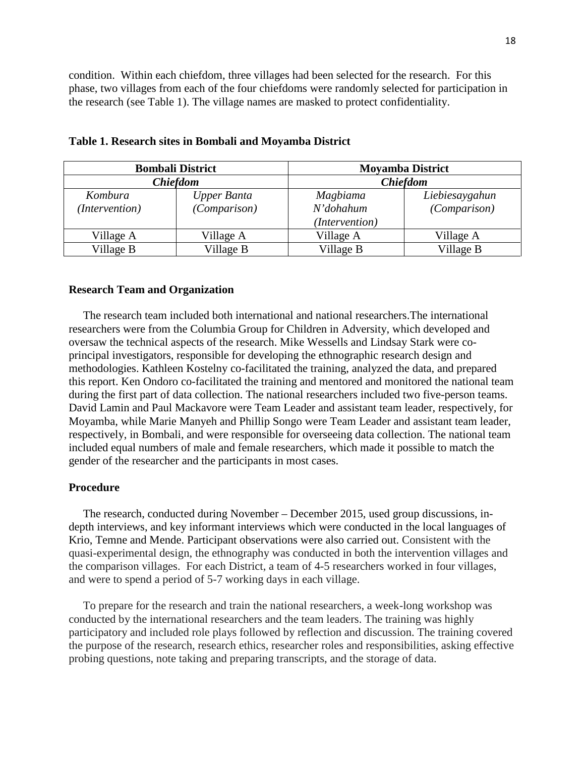condition. Within each chiefdom, three villages had been selected for the research. For this phase, two villages from each of the four chiefdoms were randomly selected for participation in the research (see Table 1). The village names are masked to protect confidentiality.

**Table 1. Research sites in Bombali and Moyamba District**

| **Bombali District** | | **Moyamba District** | |
|---|---|---|---|
| ***Chiefdom*** | | ***Chiefdom*** | |
| *Kombura (Intervention)* | *Upper Banta (Comparison)* | *Magbiama N'dohahum (Intervention)* | *Liebiesaygahun (Comparison)* |
| Village A | Village A | Village A | Village A |
| Village B | Village B | Village B | Village B |

## Research Team and Organization

The research team included both international and national researchers.The international researchers were from the Columbia Group for Children in Adversity, which developed and oversaw the technical aspects of the research. Mike Wessells and Lindsay Stark were co-principal investigators, responsible for developing the ethnographic research design and methodologies. Kathleen Kostelny co-facilitated the training, analyzed the data, and prepared this report. Ken Ondoro co-facilitated the training and mentored and monitored the national team during the first part of data collection. The national researchers included two five-person teams. David Lamin and Paul Mackavore were Team Leader and assistant team leader, respectively, for Moyamba, while Marie Manyeh and Phillip Songo were Team Leader and assistant team leader, respectively, in Bombali, and were responsible for overseeing data collection. The national team included equal numbers of male and female researchers, which made it possible to match the gender of the researcher and the participants in most cases.

## Procedure

The research, conducted during November – December 2015, used group discussions, in-depth interviews, and key informant interviews which were conducted in the local languages of Krio, Temne and Mende. Participant observations were also carried out. Consistent with the quasi-experimental design, the ethnography was conducted in both the intervention villages and the comparison villages. For each District, a team of 4-5 researchers worked in four villages, and were to spend a period of 5-7 working days in each village.

To prepare for the research and train the national researchers, a week-long workshop was conducted by the international researchers and the team leaders. The training was highly participatory and included role plays followed by reflection and discussion. The training covered the purpose of the research, research ethics, researcher roles and responsibilities, asking effective probing questions, note taking and preparing transcripts, and the storage of data.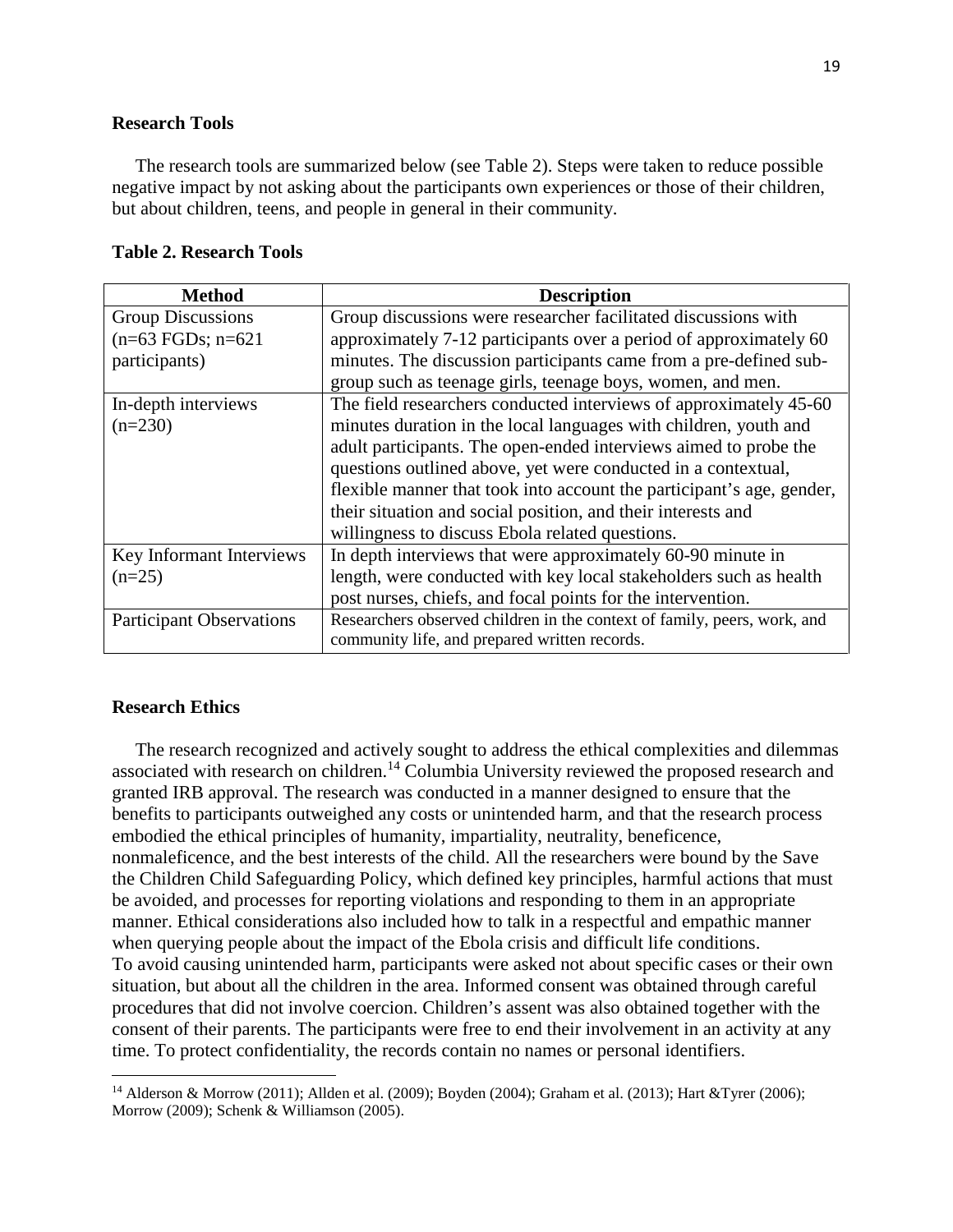**Research Tools**

The research tools are summarized below (see Table 2). Steps were taken to reduce possible negative impact by not asking about the participants own experiences or those of their children, but about children, teens, and people in general in their community.

**Table 2. Research Tools**

| Method | Description |
|---|---|
| Group Discussions (n=63 FGDs; n=621 participants) | Group discussions were researcher facilitated discussions with approximately 7-12 participants over a period of approximately 60 minutes. The discussion participants came from a pre-defined sub-group such as teenage girls, teenage boys, women, and men. |
| In-depth interviews (n=230) | The field researchers conducted interviews of approximately 45-60 minutes duration in the local languages with children, youth and adult participants. The open-ended interviews aimed to probe the questions outlined above, yet were conducted in a contextual, flexible manner that took into account the participant's age, gender, their situation and social position, and their interests and willingness to discuss Ebola related questions. |
| Key Informant Interviews (n=25) | In depth interviews that were approximately 60-90 minute in length, were conducted with key local stakeholders such as health post nurses, chiefs, and focal points for the intervention. |
| Participant Observations | Researchers observed children in the context of family, peers, work, and community life, and prepared written records. |

**Research Ethics**

The research recognized and actively sought to address the ethical complexities and dilemmas associated with research on children.[14] Columbia University reviewed the proposed research and granted IRB approval. The research was conducted in a manner designed to ensure that the benefits to participants outweighed any costs or unintended harm, and that the research process embodied the ethical principles of humanity, impartiality, neutrality, beneficence, nonmaleficence, and the best interests of the child. All the researchers were bound by the Save the Children Child Safeguarding Policy, which defined key principles, harmful actions that must be avoided, and processes for reporting violations and responding to them in an appropriate manner. Ethical considerations also included how to talk in a respectful and empathic manner when querying people about the impact of the Ebola crisis and difficult life conditions. To avoid causing unintended harm, participants were asked not about specific cases or their own situation, but about all the children in the area. Informed consent was obtained through careful procedures that did not involve coercion. Children's assent was also obtained together with the consent of their parents. The participants were free to end their involvement in an activity at any time. To protect confidentiality, the records contain no names or personal identifiers.

[14] Alderson & Morrow (2011); Allden et al. (2009); Boyden (2004); Graham et al. (2013); Hart &Tyrer (2006); Morrow (2009); Schenk & Williamson (2005).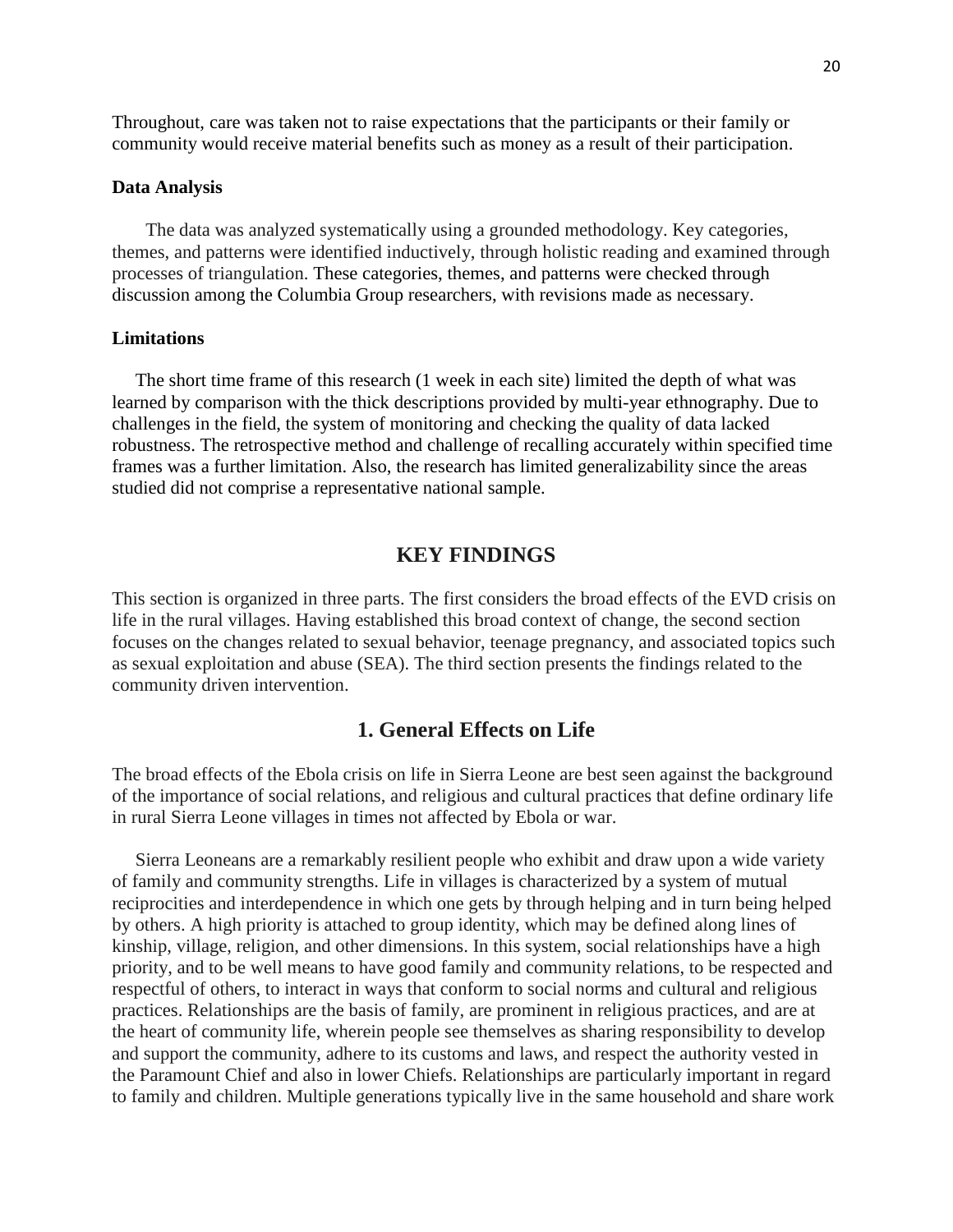Throughout, care was taken not to raise expectations that the participants or their family or community would receive material benefits such as money as a result of their participation.

### Data Analysis

The data was analyzed systematically using a grounded methodology. Key categories, themes, and patterns were identified inductively, through holistic reading and examined through processes of triangulation. These categories, themes, and patterns were checked through discussion among the Columbia Group researchers, with revisions made as necessary.

### Limitations

The short time frame of this research (1 week in each site) limited the depth of what was learned by comparison with the thick descriptions provided by multi-year ethnography. Due to challenges in the field, the system of monitoring and checking the quality of data lacked robustness. The retrospective method and challenge of recalling accurately within specified time frames was a further limitation. Also, the research has limited generalizability since the areas studied did not comprise a representative national sample.

# KEY FINDINGS

This section is organized in three parts. The first considers the broad effects of the EVD crisis on life in the rural villages. Having established this broad context of change, the second section focuses on the changes related to sexual behavior, teenage pregnancy, and associated topics such as sexual exploitation and abuse (SEA). The third section presents the findings related to the community driven intervention.

## 1. General Effects on Life

The broad effects of the Ebola crisis on life in Sierra Leone are best seen against the background of the importance of social relations, and religious and cultural practices that define ordinary life in rural Sierra Leone villages in times not affected by Ebola or war.

Sierra Leoneans are a remarkably resilient people who exhibit and draw upon a wide variety of family and community strengths. Life in villages is characterized by a system of mutual reciprocities and interdependence in which one gets by through helping and in turn being helped by others. A high priority is attached to group identity, which may be defined along lines of kinship, village, religion, and other dimensions. In this system, social relationships have a high priority, and to be well means to have good family and community relations, to be respected and respectful of others, to interact in ways that conform to social norms and cultural and religious practices. Relationships are the basis of family, are prominent in religious practices, and are at the heart of community life, wherein people see themselves as sharing responsibility to develop and support the community, adhere to its customs and laws, and respect the authority vested in the Paramount Chief and also in lower Chiefs. Relationships are particularly important in regard to family and children. Multiple generations typically live in the same household and share work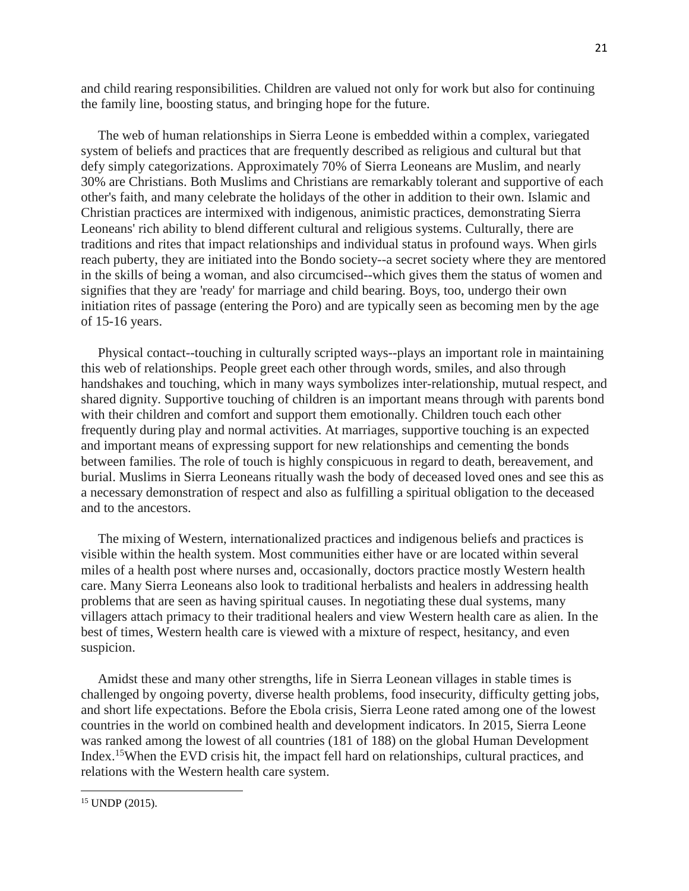and child rearing responsibilities. Children are valued not only for work but also for continuing the family line, boosting status, and bringing hope for the future.

The web of human relationships in Sierra Leone is embedded within a complex, variegated system of beliefs and practices that are frequently described as religious and cultural but that defy simply categorizations. Approximately 70% of Sierra Leoneans are Muslim, and nearly 30% are Christians. Both Muslims and Christians are remarkably tolerant and supportive of each other's faith, and many celebrate the holidays of the other in addition to their own. Islamic and Christian practices are intermixed with indigenous, animistic practices, demonstrating Sierra Leoneans' rich ability to blend different cultural and religious systems. Culturally, there are traditions and rites that impact relationships and individual status in profound ways. When girls reach puberty, they are initiated into the Bondo society--a secret society where they are mentored in the skills of being a woman, and also circumcised--which gives them the status of women and signifies that they are 'ready' for marriage and child bearing. Boys, too, undergo their own initiation rites of passage (entering the Poro) and are typically seen as becoming men by the age of 15-16 years.

Physical contact--touching in culturally scripted ways--plays an important role in maintaining this web of relationships. People greet each other through words, smiles, and also through handshakes and touching, which in many ways symbolizes inter-relationship, mutual respect, and shared dignity. Supportive touching of children is an important means through with parents bond with their children and comfort and support them emotionally. Children touch each other frequently during play and normal activities. At marriages, supportive touching is an expected and important means of expressing support for new relationships and cementing the bonds between families. The role of touch is highly conspicuous in regard to death, bereavement, and burial. Muslims in Sierra Leoneans ritually wash the body of deceased loved ones and see this as a necessary demonstration of respect and also as fulfilling a spiritual obligation to the deceased and to the ancestors.

The mixing of Western, internationalized practices and indigenous beliefs and practices is visible within the health system. Most communities either have or are located within several miles of a health post where nurses and, occasionally, doctors practice mostly Western health care. Many Sierra Leoneans also look to traditional herbalists and healers in addressing health problems that are seen as having spiritual causes. In negotiating these dual systems, many villagers attach primacy to their traditional healers and view Western health care as alien. In the best of times, Western health care is viewed with a mixture of respect, hesitancy, and even suspicion.

Amidst these and many other strengths, life in Sierra Leonean villages in stable times is challenged by ongoing poverty, diverse health problems, food insecurity, difficulty getting jobs, and short life expectations. Before the Ebola crisis, Sierra Leone rated among one of the lowest countries in the world on combined health and development indicators. In 2015, Sierra Leone was ranked among the lowest of all countries (181 of 188) on the global Human Development Index.[15] When the EVD crisis hit, the impact fell hard on relationships, cultural practices, and relations with the Western health care system.

[15] UNDP (2015).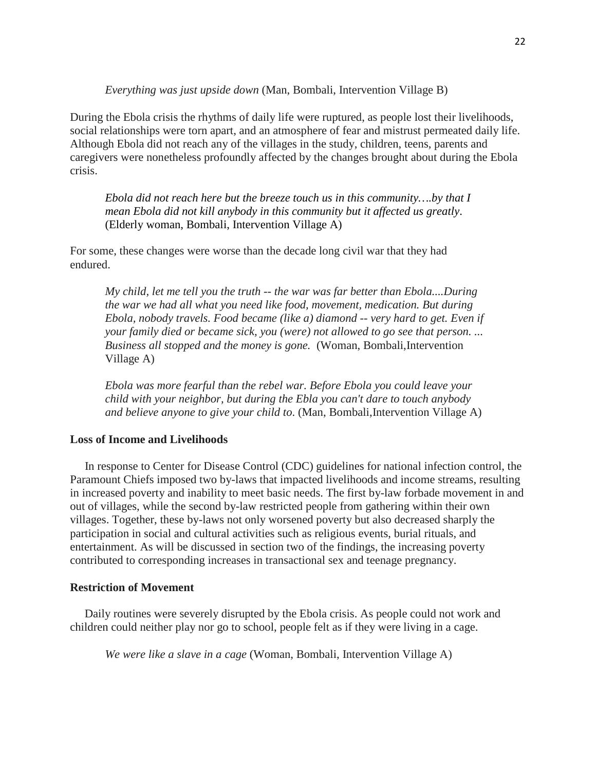> *Everything was just upside down* (Man, Bombali, Intervention Village B)

During the Ebola crisis the rhythms of daily life were ruptured, as people lost their livelihoods, social relationships were torn apart, and an atmosphere of fear and mistrust permeated daily life. Although Ebola did not reach any of the villages in the study, children, teens, parents and caregivers were nonetheless profoundly affected by the changes brought about during the Ebola crisis.

> *Ebola did not reach here but the breeze touch us in this community….by that I mean Ebola did not kill anybody in this community but it affected us greatly*. (Elderly woman, Bombali, Intervention Village A)

For some, these changes were worse than the decade long civil war that they had endured.

> *My child, let me tell you the truth -- the war was far better than Ebola....During the war we had all what you need like food, movement, medication. But during Ebola, nobody travels. Food became (like a) diamond -- very hard to get. Even if your family died or became sick, you (were) not allowed to go see that person. ... Business all stopped and the money is gone.* (Woman, Bombali,Intervention Village A)

> *Ebola was more fearful than the rebel war. Before Ebola you could leave your child with your neighbor, but during the Ebla you can't dare to touch anybody and believe anyone to give your child to*. (Man, Bombali,Intervention Village A)

### Loss of Income and Livelihoods

In response to Center for Disease Control (CDC) guidelines for national infection control, the Paramount Chiefs imposed two by-laws that impacted livelihoods and income streams, resulting in increased poverty and inability to meet basic needs. The first by-law forbade movement in and out of villages, while the second by-law restricted people from gathering within their own villages. Together, these by-laws not only worsened poverty but also decreased sharply the participation in social and cultural activities such as religious events, burial rituals, and entertainment. As will be discussed in section two of the findings, the increasing poverty contributed to corresponding increases in transactional sex and teenage pregnancy.

### Restriction of Movement

Daily routines were severely disrupted by the Ebola crisis. As people could not work and children could neither play nor go to school, people felt as if they were living in a cage.

> *We were like a slave in a cage* (Woman, Bombali, Intervention Village A)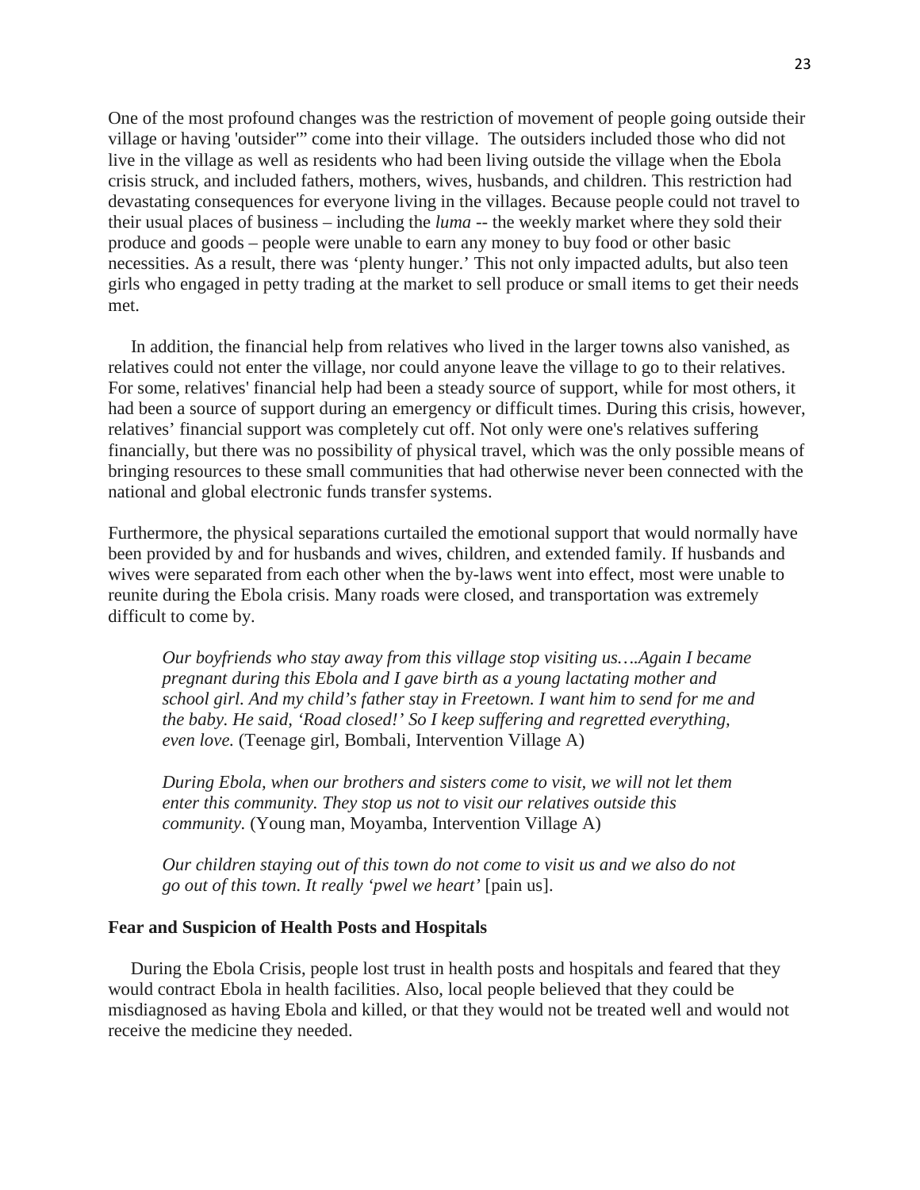One of the most profound changes was the restriction of movement of people going outside their village or having 'outsider'" come into their village. The outsiders included those who did not live in the village as well as residents who had been living outside the village when the Ebola crisis struck, and included fathers, mothers, wives, husbands, and children. This restriction had devastating consequences for everyone living in the villages. Because people could not travel to their usual places of business – including the *luma* -- the weekly market where they sold their produce and goods – people were unable to earn any money to buy food or other basic necessities. As a result, there was 'plenty hunger.' This not only impacted adults, but also teen girls who engaged in petty trading at the market to sell produce or small items to get their needs met.

In addition, the financial help from relatives who lived in the larger towns also vanished, as relatives could not enter the village, nor could anyone leave the village to go to their relatives. For some, relatives' financial help had been a steady source of support, while for most others, it had been a source of support during an emergency or difficult times. During this crisis, however, relatives' financial support was completely cut off. Not only were one's relatives suffering financially, but there was no possibility of physical travel, which was the only possible means of bringing resources to these small communities that had otherwise never been connected with the national and global electronic funds transfer systems.

Furthermore, the physical separations curtailed the emotional support that would normally have been provided by and for husbands and wives, children, and extended family. If husbands and wives were separated from each other when the by-laws went into effect, most were unable to reunite during the Ebola crisis. Many roads were closed, and transportation was extremely difficult to come by.

> *Our boyfriends who stay away from this village stop visiting us….Again I became pregnant during this Ebola and I gave birth as a young lactating mother and school girl. And my child's father stay in Freetown. I want him to send for me and the baby. He said, 'Road closed!' So I keep suffering and regretted everything, even love.* (Teenage girl, Bombali, Intervention Village A)
>
> *During Ebola, when our brothers and sisters come to visit, we will not let them enter this community. They stop us not to visit our relatives outside this community.* (Young man, Moyamba, Intervention Village A)
>
> *Our children staying out of this town do not come to visit us and we also do not go out of this town. It really 'pwel we heart'* [pain us].

**Fear and Suspicion of Health Posts and Hospitals**

During the Ebola Crisis, people lost trust in health posts and hospitals and feared that they would contract Ebola in health facilities. Also, local people believed that they could be misdiagnosed as having Ebola and killed, or that they would not be treated well and would not receive the medicine they needed.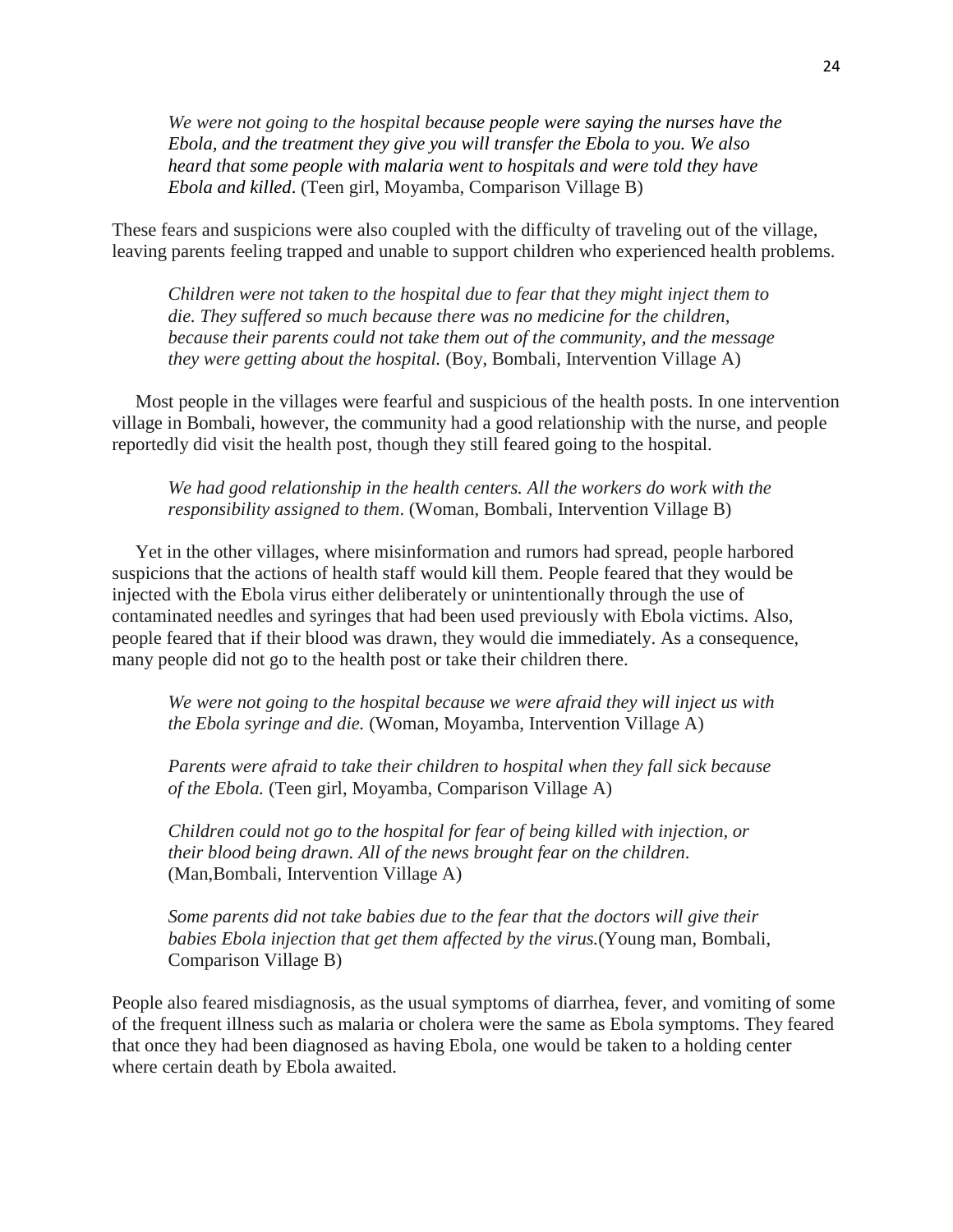> *We were not going to the hospital because people were saying the nurses have the Ebola, and the treatment they give you will transfer the Ebola to you. We also heard that some people with malaria went to hospitals and were told they have Ebola and killed*. (Teen girl, Moyamba, Comparison Village B)

These fears and suspicions were also coupled with the difficulty of traveling out of the village, leaving parents feeling trapped and unable to support children who experienced health problems.

> *Children were not taken to the hospital due to fear that they might inject them to die. They suffered so much because there was no medicine for the children, because their parents could not take them out of the community, and the message they were getting about the hospital.* (Boy, Bombali, Intervention Village A)

Most people in the villages were fearful and suspicious of the health posts. In one intervention village in Bombali, however, the community had a good relationship with the nurse, and people reportedly did visit the health post, though they still feared going to the hospital.

> *We had good relationship in the health centers. All the workers do work with the responsibility assigned to them*. (Woman, Bombali, Intervention Village B)

Yet in the other villages, where misinformation and rumors had spread, people harbored suspicions that the actions of health staff would kill them. People feared that they would be injected with the Ebola virus either deliberately or unintentionally through the use of contaminated needles and syringes that had been used previously with Ebola victims. Also, people feared that if their blood was drawn, they would die immediately. As a consequence, many people did not go to the health post or take their children there.

> *We were not going to the hospital because we were afraid they will inject us with the Ebola syringe and die.* (Woman, Moyamba, Intervention Village A)

> *Parents were afraid to take their children to hospital when they fall sick because of the Ebola.* (Teen girl, Moyamba, Comparison Village A)

> *Children could not go to the hospital for fear of being killed with injection, or their blood being drawn. All of the news brought fear on the children.* (Man,Bombali, Intervention Village A)

> *Some parents did not take babies due to the fear that the doctors will give their babies Ebola injection that get them affected by the virus.*(Young man, Bombali, Comparison Village B)

People also feared misdiagnosis, as the usual symptoms of diarrhea, fever, and vomiting of some of the frequent illness such as malaria or cholera were the same as Ebola symptoms. They feared that once they had been diagnosed as having Ebola, one would be taken to a holding center where certain death by Ebola awaited.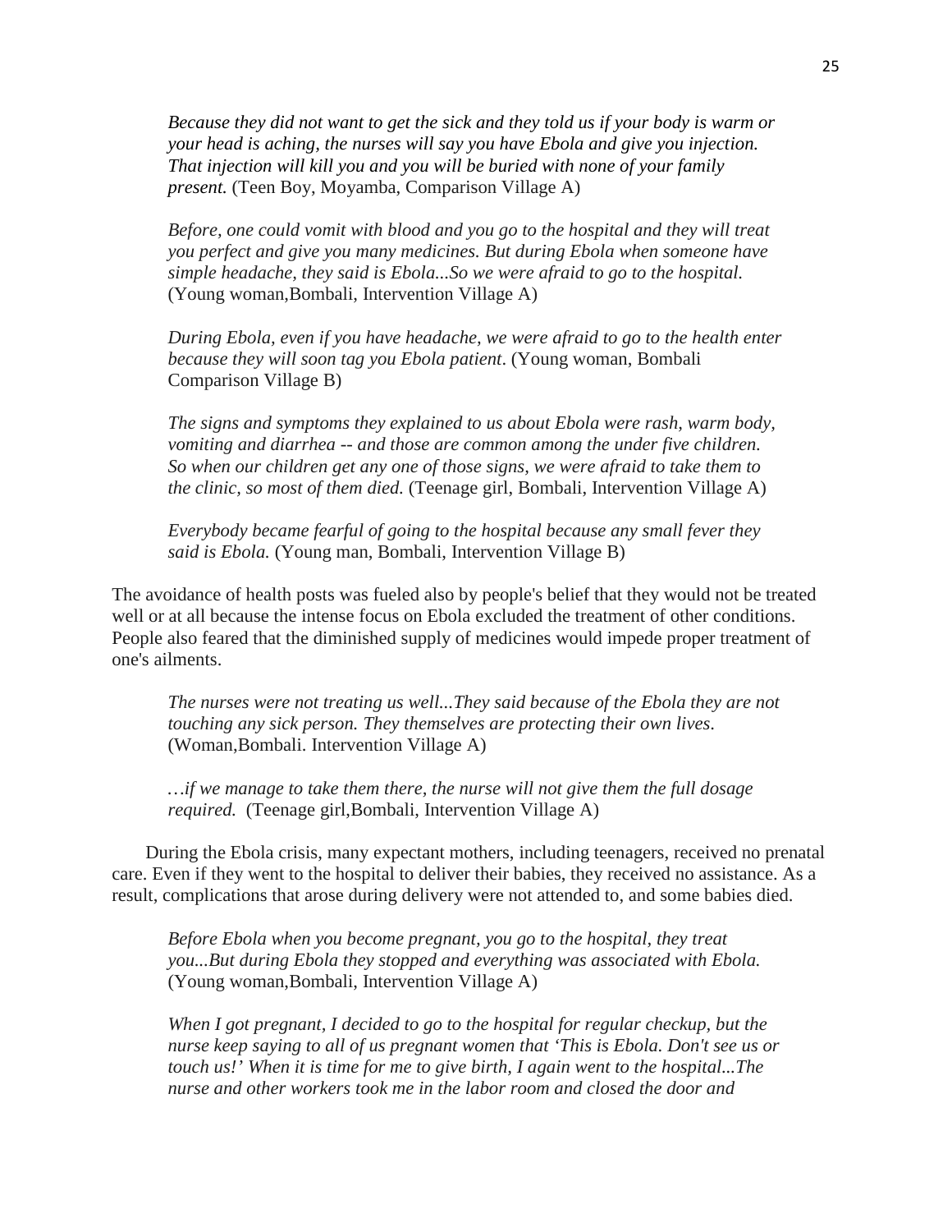*Because they did not want to get the sick and they told us if your body is warm or your head is aching, the nurses will say you have Ebola and give you injection. That injection will kill you and you will be buried with none of your family present.* (Teen Boy, Moyamba, Comparison Village A)

*Before, one could vomit with blood and you go to the hospital and they will treat you perfect and give you many medicines. But during Ebola when someone have simple headache, they said is Ebola...So we were afraid to go to the hospital.* (Young woman,Bombali, Intervention Village A)

*During Ebola, even if you have headache, we were afraid to go to the health enter because they will soon tag you Ebola patient*. (Young woman, Bombali Comparison Village B)

*The signs and symptoms they explained to us about Ebola were rash, warm body, vomiting and diarrhea -- and those are common among the under five children. So when our children get any one of those signs, we were afraid to take them to the clinic, so most of them died.* (Teenage girl, Bombali, Intervention Village A)

*Everybody became fearful of going to the hospital because any small fever they said is Ebola.* (Young man, Bombali, Intervention Village B)

The avoidance of health posts was fueled also by people's belief that they would not be treated well or at all because the intense focus on Ebola excluded the treatment of other conditions. People also feared that the diminished supply of medicines would impede proper treatment of one's ailments.

*The nurses were not treating us well...They said because of the Ebola they are not touching any sick person. They themselves are protecting their own lives.* (Woman,Bombali. Intervention Village A)

*…if we manage to take them there, the nurse will not give them the full dosage required.* (Teenage girl,Bombali, Intervention Village A)

During the Ebola crisis, many expectant mothers, including teenagers, received no prenatal care. Even if they went to the hospital to deliver their babies, they received no assistance. As a result, complications that arose during delivery were not attended to, and some babies died.

*Before Ebola when you become pregnant, you go to the hospital, they treat you...But during Ebola they stopped and everything was associated with Ebola.* (Young woman,Bombali, Intervention Village A)

*When I got pregnant, I decided to go to the hospital for regular checkup, but the nurse keep saying to all of us pregnant women that 'This is Ebola. Don't see us or touch us!' When it is time for me to give birth, I again went to the hospital...The nurse and other workers took me in the labor room and closed the door and*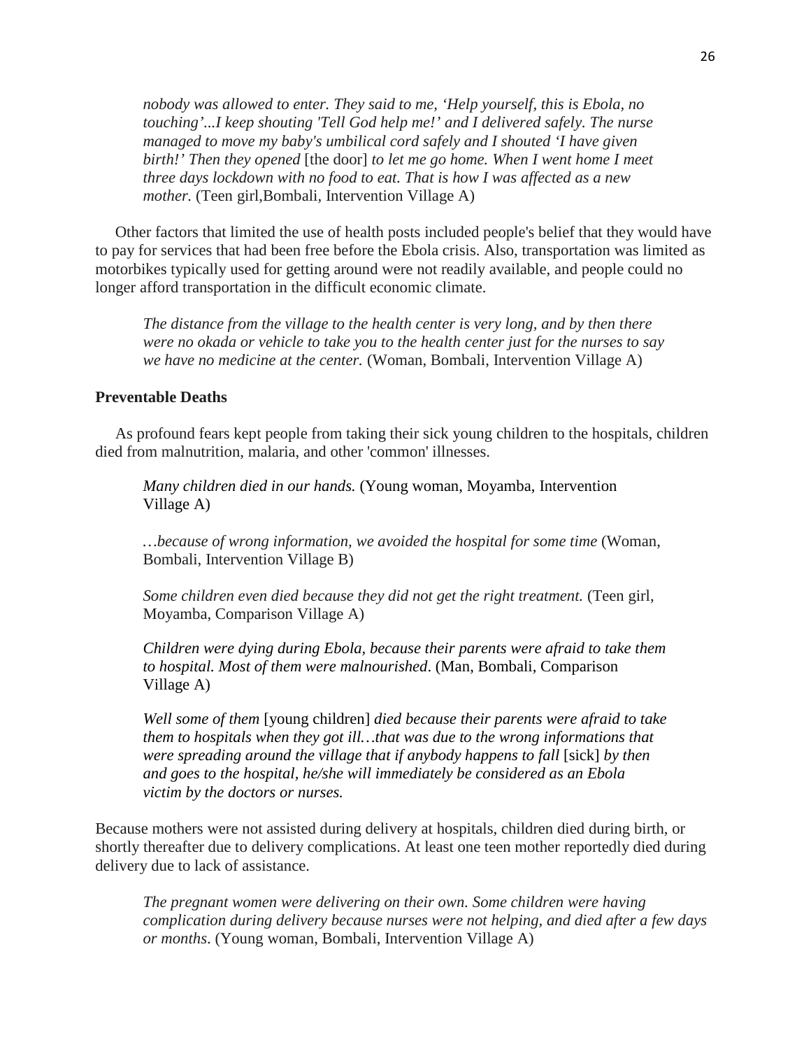> *nobody was allowed to enter. They said to me, 'Help yourself, this is Ebola, no touching'...I keep shouting 'Tell God help me!' and I delivered safely. The nurse managed to move my baby's umbilical cord safely and I shouted 'I have given birth!' Then they opened* [the door] *to let me go home. When I went home I meet three days lockdown with no food to eat. That is how I was affected as a new mother.* (Teen girl,Bombali, Intervention Village A)

Other factors that limited the use of health posts included people's belief that they would have to pay for services that had been free before the Ebola crisis. Also, transportation was limited as motorbikes typically used for getting around were not readily available, and people could no longer afford transportation in the difficult economic climate.

> *The distance from the village to the health center is very long, and by then there were no okada or vehicle to take you to the health center just for the nurses to say we have no medicine at the center.* (Woman, Bombali, Intervention Village A)

**Preventable Deaths**

As profound fears kept people from taking their sick young children to the hospitals, children died from malnutrition, malaria, and other 'common' illnesses.

> *Many children died in our hands.* (Young woman, Moyamba, Intervention Village A)

> *…because of wrong information, we avoided the hospital for some time* (Woman, Bombali, Intervention Village B)

> *Some children even died because they did not get the right treatment.* (Teen girl, Moyamba, Comparison Village A)

> *Children were dying during Ebola, because their parents were afraid to take them to hospital. Most of them were malnourished*. (Man, Bombali, Comparison Village A)

> *Well some of them* [young children] *died because their parents were afraid to take them to hospitals when they got ill…that was due to the wrong informations that were spreading around the village that if anybody happens to fall* [sick] *by then and goes to the hospital, he/she will immediately be considered as an Ebola victim by the doctors or nurses.*

Because mothers were not assisted during delivery at hospitals, children died during birth, or shortly thereafter due to delivery complications. At least one teen mother reportedly died during delivery due to lack of assistance.

> *The pregnant women were delivering on their own. Some children were having complication during delivery because nurses were not helping, and died after a few days or months*. (Young woman, Bombali, Intervention Village A)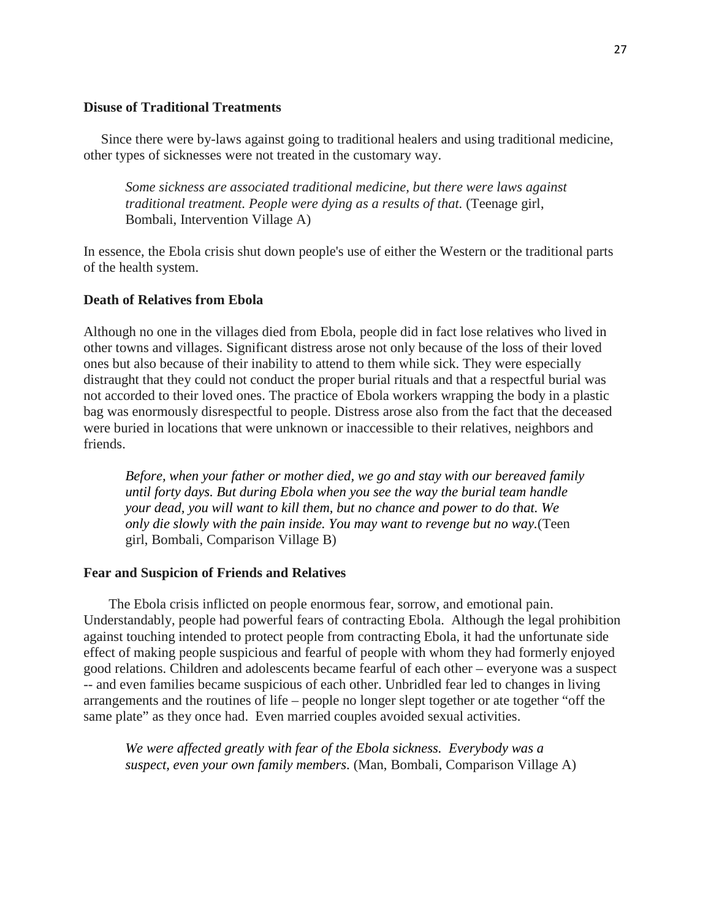**Disuse of Traditional Treatments**

Since there were by-laws against going to traditional healers and using traditional medicine, other types of sicknesses were not treated in the customary way.

> *Some sickness are associated traditional medicine, but there were laws against traditional treatment. People were dying as a results of that.* (Teenage girl, Bombali, Intervention Village A)

In essence, the Ebola crisis shut down people's use of either the Western or the traditional parts of the health system.

**Death of Relatives from Ebola**

Although no one in the villages died from Ebola, people did in fact lose relatives who lived in other towns and villages. Significant distress arose not only because of the loss of their loved ones but also because of their inability to attend to them while sick. They were especially distraught that they could not conduct the proper burial rituals and that a respectful burial was not accorded to their loved ones. The practice of Ebola workers wrapping the body in a plastic bag was enormously disrespectful to people. Distress arose also from the fact that the deceased were buried in locations that were unknown or inaccessible to their relatives, neighbors and friends.

> *Before, when your father or mother died, we go and stay with our bereaved family until forty days. But during Ebola when you see the way the burial team handle your dead, you will want to kill them, but no chance and power to do that. We only die slowly with the pain inside. You may want to revenge but no way.*(Teen girl, Bombali, Comparison Village B)

**Fear and Suspicion of Friends and Relatives**

The Ebola crisis inflicted on people enormous fear, sorrow, and emotional pain. Understandably, people had powerful fears of contracting Ebola. Although the legal prohibition against touching intended to protect people from contracting Ebola, it had the unfortunate side effect of making people suspicious and fearful of people with whom they had formerly enjoyed good relations. Children and adolescents became fearful of each other – everyone was a suspect -- and even families became suspicious of each other. Unbridled fear led to changes in living arrangements and the routines of life – people no longer slept together or ate together "off the same plate" as they once had. Even married couples avoided sexual activities.

> *We were affected greatly with fear of the Ebola sickness. Everybody was a suspect, even your own family members.* (Man, Bombali, Comparison Village A)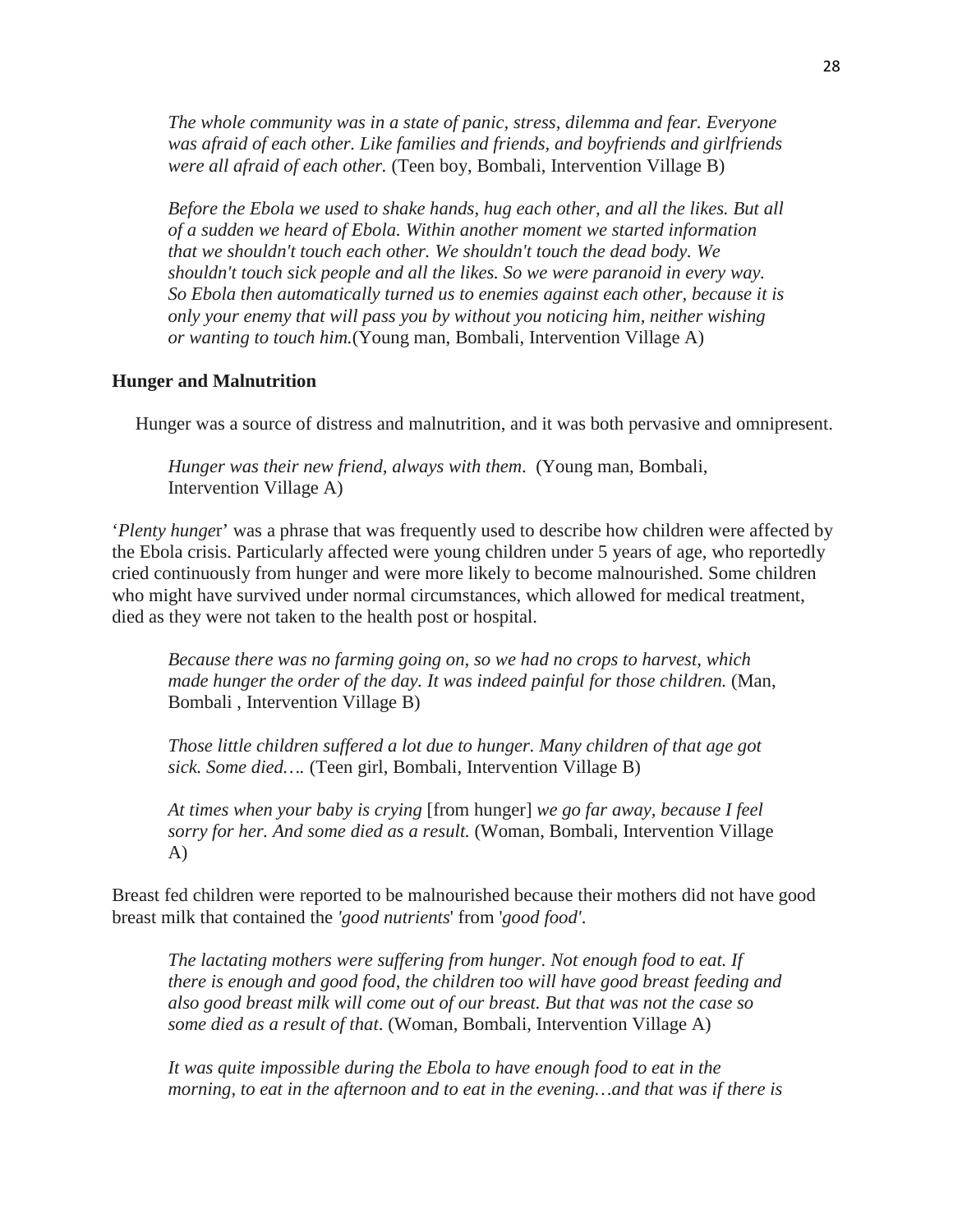> *The whole community was in a state of panic, stress, dilemma and fear. Everyone was afraid of each other. Like families and friends, and boyfriends and girlfriends were all afraid of each other.* (Teen boy, Bombali, Intervention Village B)

> *Before the Ebola we used to shake hands, hug each other, and all the likes. But all of a sudden we heard of Ebola. Within another moment we started information that we shouldn't touch each other. We shouldn't touch the dead body. We shouldn't touch sick people and all the likes. So we were paranoid in every way. So Ebola then automatically turned us to enemies against each other, because it is only your enemy that will pass you by without you noticing him, neither wishing or wanting to touch him.*(Young man, Bombali, Intervention Village A)

**Hunger and Malnutrition**

Hunger was a source of distress and malnutrition, and it was both pervasive and omnipresent.

> *Hunger was their new friend, always with them*. (Young man, Bombali, Intervention Village A)

'*Plenty hunger*' was a phrase that was frequently used to describe how children were affected by the Ebola crisis. Particularly affected were young children under 5 years of age, who reportedly cried continuously from hunger and were more likely to become malnourished. Some children who might have survived under normal circumstances, which allowed for medical treatment, died as they were not taken to the health post or hospital.

> *Because there was no farming going on, so we had no crops to harvest, which made hunger the order of the day. It was indeed painful for those children.* (Man, Bombali , Intervention Village B)

> *Those little children suffered a lot due to hunger. Many children of that age got sick. Some died….* (Teen girl, Bombali, Intervention Village B)

> *At times when your baby is crying* [from hunger] *we go far away, because I feel sorry for her. And some died as a result.* (Woman, Bombali, Intervention Village A)

Breast fed children were reported to be malnourished because their mothers did not have good breast milk that contained the *'good nutrients*' from '*good food'*.

> *The lactating mothers were suffering from hunger. Not enough food to eat. If there is enough and good food, the children too will have good breast feeding and also good breast milk will come out of our breast. But that was not the case so some died as a result of that*. (Woman, Bombali, Intervention Village A)

> *It was quite impossible during the Ebola to have enough food to eat in the morning, to eat in the afternoon and to eat in the evening…and that was if there is*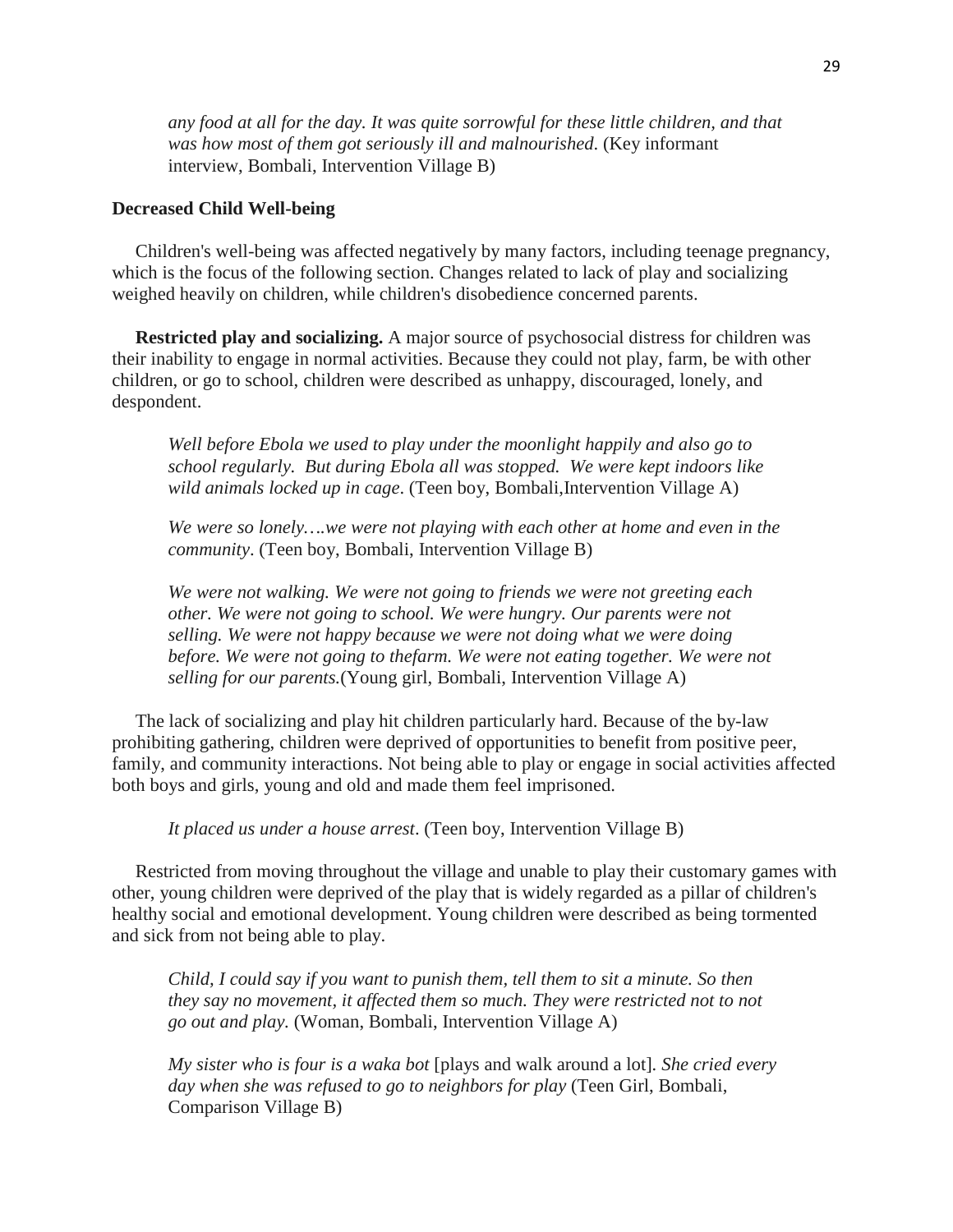> *any food at all for the day. It was quite sorrowful for these little children, and that was how most of them got seriously ill and malnourished*. (Key informant interview, Bombali, Intervention Village B)

**Decreased Child Well-being**

Children's well-being was affected negatively by many factors, including teenage pregnancy, which is the focus of the following section. Changes related to lack of play and socializing weighed heavily on children, while children's disobedience concerned parents.

**Restricted play and socializing.** A major source of psychosocial distress for children was their inability to engage in normal activities. Because they could not play, farm, be with other children, or go to school, children were described as unhappy, discouraged, lonely, and despondent.

> *Well before Ebola we used to play under the moonlight happily and also go to school regularly. But during Ebola all was stopped. We were kept indoors like wild animals locked up in cage*. (Teen boy, Bombali,Intervention Village A)

> *We were so lonely….we were not playing with each other at home and even in the community*. (Teen boy, Bombali, Intervention Village B)

> *We were not walking. We were not going to friends we were not greeting each other. We were not going to school. We were hungry. Our parents were not selling. We were not happy because we were not doing what we were doing before. We were not going to thefarm. We were not eating together. We were not selling for our parents.*(Young girl, Bombali, Intervention Village A)

The lack of socializing and play hit children particularly hard. Because of the by-law prohibiting gathering, children were deprived of opportunities to benefit from positive peer, family, and community interactions. Not being able to play or engage in social activities affected both boys and girls, young and old and made them feel imprisoned.

> *It placed us under a house arrest*. (Teen boy, Intervention Village B)

Restricted from moving throughout the village and unable to play their customary games with other, young children were deprived of the play that is widely regarded as a pillar of children's healthy social and emotional development. Young children were described as being tormented and sick from not being able to play.

> *Child, I could say if you want to punish them, tell them to sit a minute. So then they say no movement, it affected them so much. They were restricted not to not go out and play.* (Woman, Bombali, Intervention Village A)

> *My sister who is four is a waka bot* [plays and walk around a lot]*. She cried every day when she was refused to go to neighbors for play* (Teen Girl, Bombali, Comparison Village B)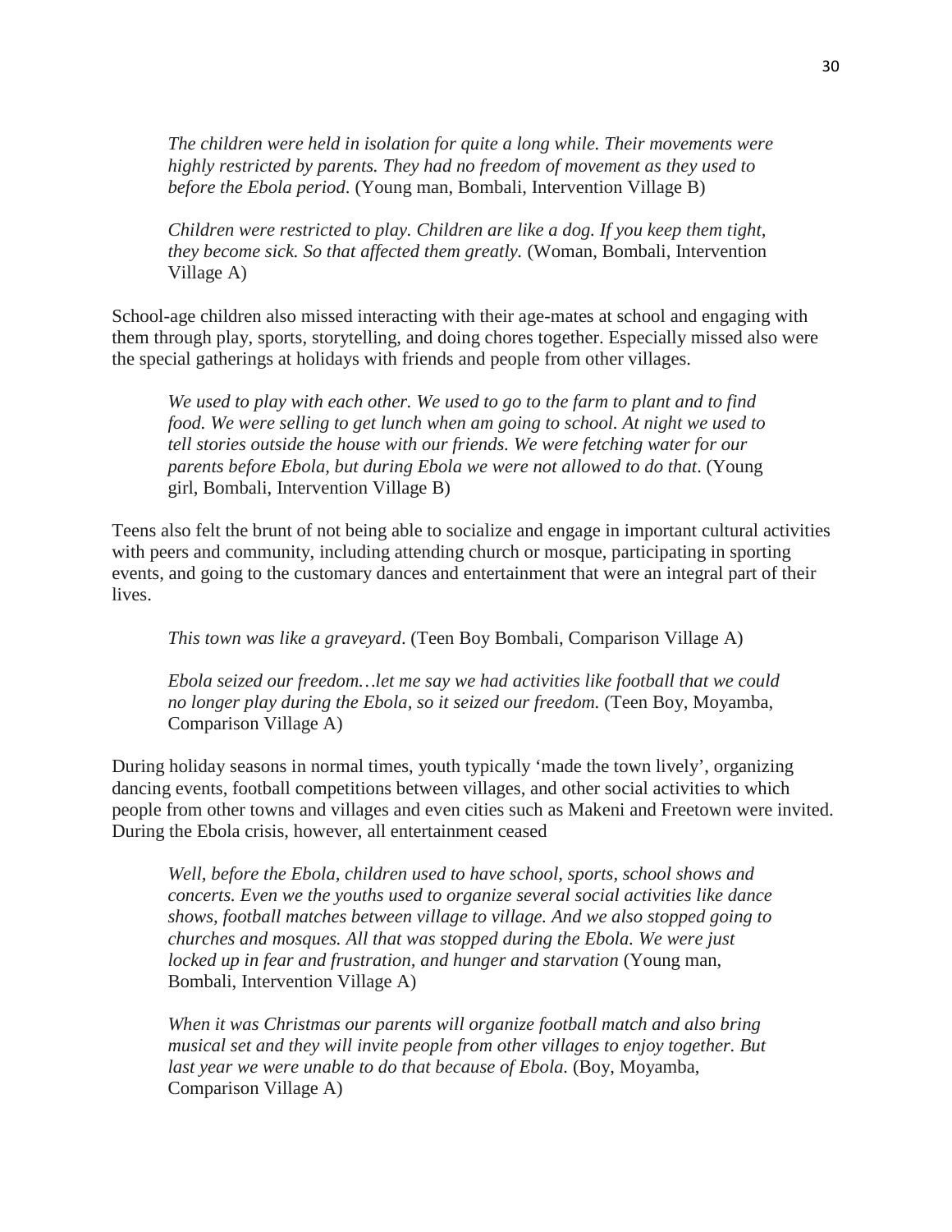> *The children were held in isolation for quite a long while. Their movements were highly restricted by parents. They had no freedom of movement as they used to before the Ebola period.* (Young man, Bombali, Intervention Village B)

> *Children were restricted to play. Children are like a dog. If you keep them tight, they become sick. So that affected them greatly.* (Woman, Bombali, Intervention Village A)

School-age children also missed interacting with their age-mates at school and engaging with them through play, sports, storytelling, and doing chores together. Especially missed also were the special gatherings at holidays with friends and people from other villages.

> *We used to play with each other. We used to go to the farm to plant and to find food. We were selling to get lunch when am going to school. At night we used to tell stories outside the house with our friends. We were fetching water for our parents before Ebola, but during Ebola we were not allowed to do that*. (Young girl, Bombali, Intervention Village B)

Teens also felt the brunt of not being able to socialize and engage in important cultural activities with peers and community, including attending church or mosque, participating in sporting events, and going to the customary dances and entertainment that were an integral part of their lives.

> *This town was like a graveyard*. (Teen Boy Bombali, Comparison Village A)

> *Ebola seized our freedom…let me say we had activities like football that we could no longer play during the Ebola, so it seized our freedom.* (Teen Boy, Moyamba, Comparison Village A)

During holiday seasons in normal times, youth typically 'made the town lively', organizing dancing events, football competitions between villages, and other social activities to which people from other towns and villages and even cities such as Makeni and Freetown were invited. During the Ebola crisis, however, all entertainment ceased

> *Well, before the Ebola, children used to have school, sports, school shows and concerts. Even we the youths used to organize several social activities like dance shows, football matches between village to village. And we also stopped going to churches and mosques. All that was stopped during the Ebola. We were just locked up in fear and frustration, and hunger and starvation* (Young man, Bombali, Intervention Village A)

> *When it was Christmas our parents will organize football match and also bring musical set and they will invite people from other villages to enjoy together. But last year we were unable to do that because of Ebola.* (Boy, Moyamba, Comparison Village A)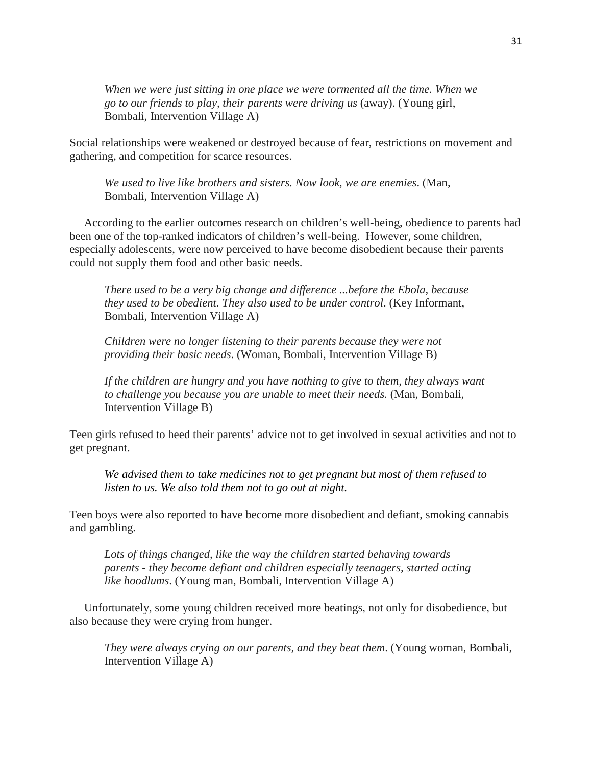> *When we were just sitting in one place we were tormented all the time. When we go to our friends to play, their parents were driving us* (away). (Young girl, Bombali, Intervention Village A)

Social relationships were weakened or destroyed because of fear, restrictions on movement and gathering, and competition for scarce resources.

> *We used to live like brothers and sisters. Now look, we are enemies*. (Man, Bombali, Intervention Village A)

According to the earlier outcomes research on children's well-being, obedience to parents had been one of the top-ranked indicators of children's well-being. However, some children, especially adolescents, were now perceived to have become disobedient because their parents could not supply them food and other basic needs.

> *There used to be a very big change and difference ...before the Ebola, because they used to be obedient. They also used to be under control*. (Key Informant, Bombali, Intervention Village A)

> *Children were no longer listening to their parents because they were not providing their basic needs*. (Woman, Bombali, Intervention Village B)

> *If the children are hungry and you have nothing to give to them, they always want to challenge you because you are unable to meet their needs.* (Man, Bombali, Intervention Village B)

Teen girls refused to heed their parents' advice not to get involved in sexual activities and not to get pregnant.

> *We advised them to take medicines not to get pregnant but most of them refused to listen to us. We also told them not to go out at night.*

Teen boys were also reported to have become more disobedient and defiant, smoking cannabis and gambling.

> *Lots of things changed, like the way the children started behaving towards parents - they become defiant and children especially teenagers, started acting like hoodlums*. (Young man, Bombali, Intervention Village A)

Unfortunately, some young children received more beatings, not only for disobedience, but also because they were crying from hunger.

> *They were always crying on our parents, and they beat them*. (Young woman, Bombali, Intervention Village A)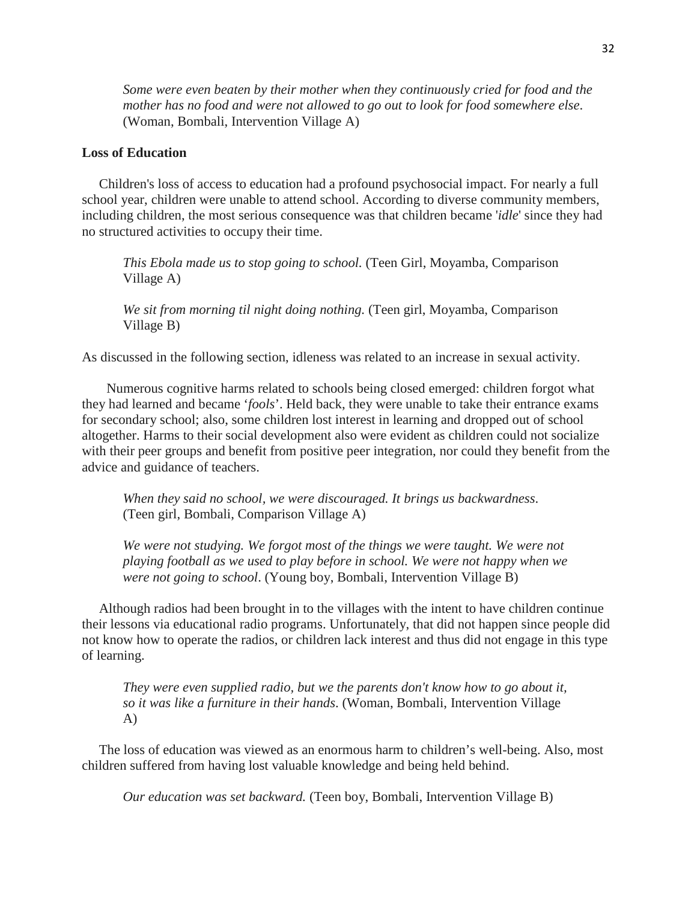> *Some were even beaten by their mother when they continuously cried for food and the mother has no food and were not allowed to go out to look for food somewhere else*. (Woman, Bombali, Intervention Village A)

**Loss of Education**

Children's loss of access to education had a profound psychosocial impact. For nearly a full school year, children were unable to attend school. According to diverse community members, including children, the most serious consequence was that children became '*idle*' since they had no structured activities to occupy their time.

> *This Ebola made us to stop going to school.* (Teen Girl, Moyamba, Comparison Village A)

> *We sit from morning til night doing nothing.* (Teen girl, Moyamba, Comparison Village B)

As discussed in the following section, idleness was related to an increase in sexual activity.

Numerous cognitive harms related to schools being closed emerged: children forgot what they had learned and became '*fools*'. Held back, they were unable to take their entrance exams for secondary school; also, some children lost interest in learning and dropped out of school altogether. Harms to their social development also were evident as children could not socialize with their peer groups and benefit from positive peer integration, nor could they benefit from the advice and guidance of teachers.

> *When they said no school, we were discouraged. It brings us backwardness*. (Teen girl, Bombali, Comparison Village A)

> *We were not studying. We forgot most of the things we were taught. We were not playing football as we used to play before in school. We were not happy when we were not going to school*. (Young boy, Bombali, Intervention Village B)

Although radios had been brought in to the villages with the intent to have children continue their lessons via educational radio programs. Unfortunately, that did not happen since people did not know how to operate the radios, or children lack interest and thus did not engage in this type of learning.

> *They were even supplied radio, but we the parents don't know how to go about it, so it was like a furniture in their hands*. (Woman, Bombali, Intervention Village A)

The loss of education was viewed as an enormous harm to children's well-being. Also, most children suffered from having lost valuable knowledge and being held behind.

> *Our education was set backward.* (Teen boy, Bombali, Intervention Village B)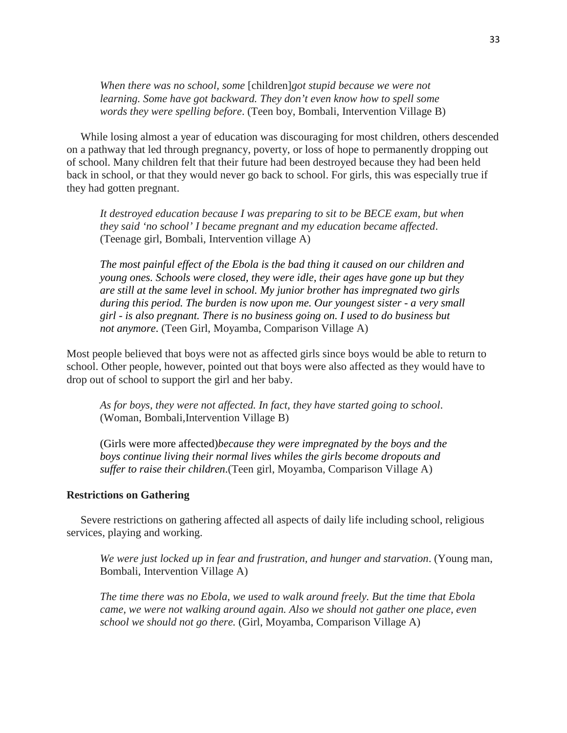> *When there was no school, some* [children]*got stupid because we were not learning. Some have got backward. They don't even know how to spell some words they were spelling before*. (Teen boy, Bombali, Intervention Village B)

While losing almost a year of education was discouraging for most children, others descended on a pathway that led through pregnancy, poverty, or loss of hope to permanently dropping out of school. Many children felt that their future had been destroyed because they had been held back in school, or that they would never go back to school. For girls, this was especially true if they had gotten pregnant.

> *It destroyed education because I was preparing to sit to be BECE exam, but when they said 'no school' I became pregnant and my education became affected*. (Teenage girl, Bombali, Intervention village A)

> *The most painful effect of the Ebola is the bad thing it caused on our children and young ones. Schools were closed, they were idle, their ages have gone up but they are still at the same level in school. My junior brother has impregnated two girls during this period. The burden is now upon me. Our youngest sister - a very small girl - is also pregnant. There is no business going on. I used to do business but not anymore*. (Teen Girl, Moyamba, Comparison Village A)

Most people believed that boys were not as affected girls since boys would be able to return to school. Other people, however, pointed out that boys were also affected as they would have to drop out of school to support the girl and her baby.

> *As for boys, they were not affected. In fact, they have started going to school*. (Woman, Bombali,Intervention Village B)

> (Girls were more affected)*because they were impregnated by the boys and the boys continue living their normal lives whiles the girls become dropouts and suffer to raise their children*.(Teen girl, Moyamba, Comparison Village A)

**Restrictions on Gathering**

Severe restrictions on gathering affected all aspects of daily life including school, religious services, playing and working.

> *We were just locked up in fear and frustration, and hunger and starvation*. (Young man, Bombali, Intervention Village A)

> *The time there was no Ebola, we used to walk around freely. But the time that Ebola came, we were not walking around again. Also we should not gather one place, even school we should not go there.* (Girl, Moyamba, Comparison Village A)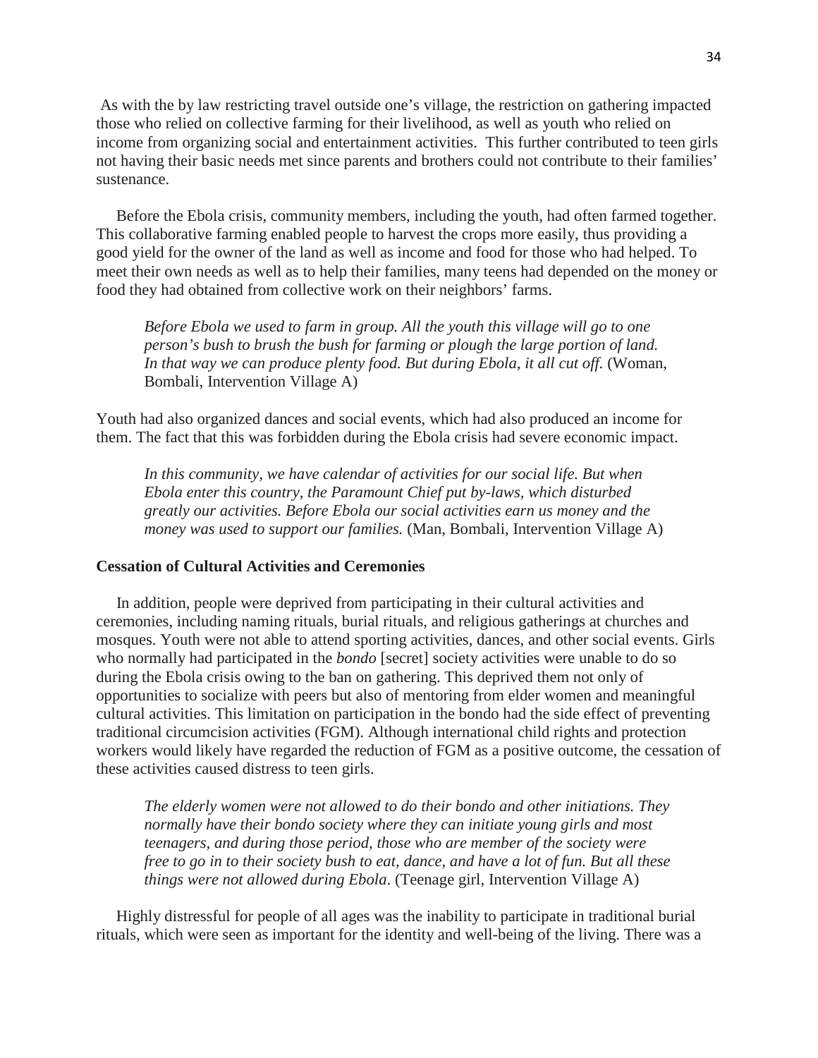As with the by law restricting travel outside one's village, the restriction on gathering impacted those who relied on collective farming for their livelihood, as well as youth who relied on income from organizing social and entertainment activities. This further contributed to teen girls not having their basic needs met since parents and brothers could not contribute to their families' sustenance.

Before the Ebola crisis, community members, including the youth, had often farmed together. This collaborative farming enabled people to harvest the crops more easily, thus providing a good yield for the owner of the land as well as income and food for those who had helped. To meet their own needs as well as to help their families, many teens had depended on the money or food they had obtained from collective work on their neighbors' farms.

> *Before Ebola we used to farm in group. All the youth this village will go to one person's bush to brush the bush for farming or plough the large portion of land. In that way we can produce plenty food. But during Ebola, it all cut off.* (Woman, Bombali, Intervention Village A)

Youth had also organized dances and social events, which had also produced an income for them. The fact that this was forbidden during the Ebola crisis had severe economic impact.

> *In this community, we have calendar of activities for our social life. But when Ebola enter this country, the Paramount Chief put by-laws, which disturbed greatly our activities. Before Ebola our social activities earn us money and the money was used to support our families.* (Man, Bombali, Intervention Village A)

**Cessation of Cultural Activities and Ceremonies**

In addition, people were deprived from participating in their cultural activities and ceremonies, including naming rituals, burial rituals, and religious gatherings at churches and mosques. Youth were not able to attend sporting activities, dances, and other social events. Girls who normally had participated in the *bondo* [secret] society activities were unable to do so during the Ebola crisis owing to the ban on gathering. This deprived them not only of opportunities to socialize with peers but also of mentoring from elder women and meaningful cultural activities. This limitation on participation in the bondo had the side effect of preventing traditional circumcision activities (FGM). Although international child rights and protection workers would likely have regarded the reduction of FGM as a positive outcome, the cessation of these activities caused distress to teen girls.

> *The elderly women were not allowed to do their bondo and other initiations. They normally have their bondo society where they can initiate young girls and most teenagers, and during those period, those who are member of the society were free to go in to their society bush to eat, dance, and have a lot of fun. But all these things were not allowed during Ebola.* (Teenage girl, Intervention Village A)

Highly distressful for people of all ages was the inability to participate in traditional burial rituals, which were seen as important for the identity and well-being of the living. There was a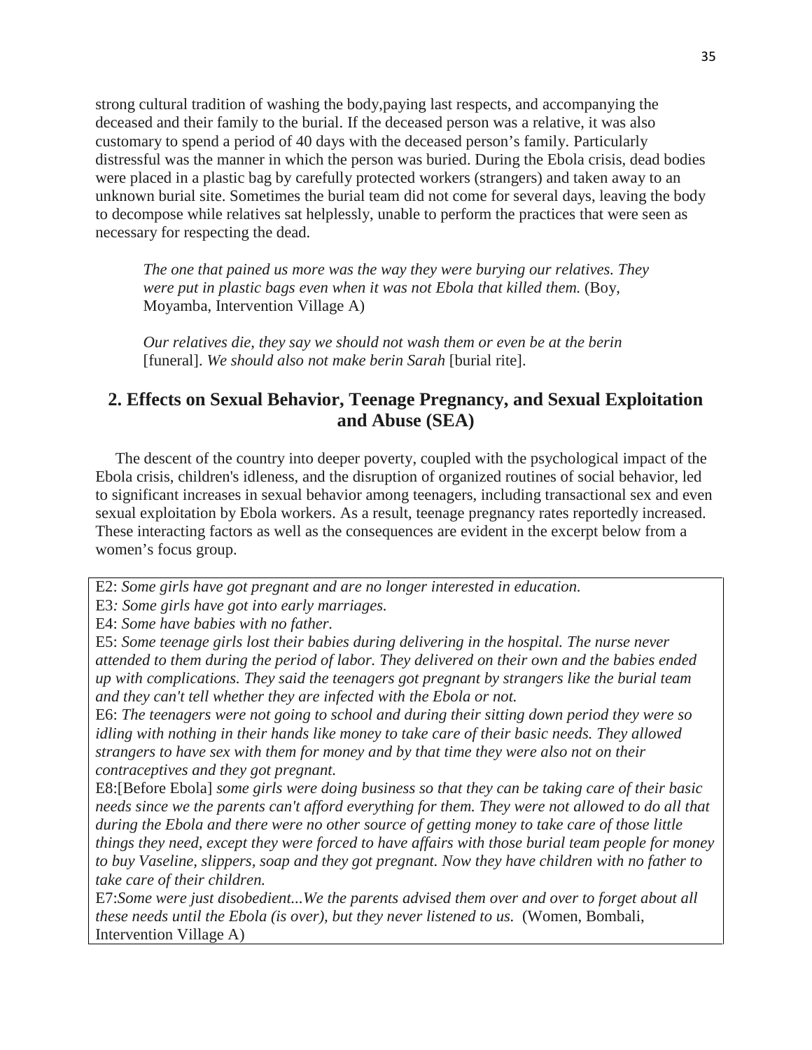strong cultural tradition of washing the body,paying last respects, and accompanying the deceased and their family to the burial. If the deceased person was a relative, it was also customary to spend a period of 40 days with the deceased person's family. Particularly distressful was the manner in which the person was buried. During the Ebola crisis, dead bodies were placed in a plastic bag by carefully protected workers (strangers) and taken away to an unknown burial site. Sometimes the burial team did not come for several days, leaving the body to decompose while relatives sat helplessly, unable to perform the practices that were seen as necessary for respecting the dead.

> *The one that pained us more was the way they were burying our relatives. They were put in plastic bags even when it was not Ebola that killed them.* (Boy, Moyamba, Intervention Village A)

> *Our relatives die, they say we should not wash them or even be at the berin* [funeral]. *We should also not make berin Sarah* [burial rite].

## 2. Effects on Sexual Behavior, Teenage Pregnancy, and Sexual Exploitation and Abuse (SEA)

The descent of the country into deeper poverty, coupled with the psychological impact of the Ebola crisis, children's idleness, and the disruption of organized routines of social behavior, led to significant increases in sexual behavior among teenagers, including transactional sex and even sexual exploitation by Ebola workers. As a result, teenage pregnancy rates reportedly increased. These interacting factors as well as the consequences are evident in the excerpt below from a women's focus group.

> E2: *Some girls have got pregnant and are no longer interested in education.*
>
> E3*: Some girls have got into early marriages.*
>
> E4: *Some have babies with no father.*
>
> E5: *Some teenage girls lost their babies during delivering in the hospital. The nurse never attended to them during the period of labor. They delivered on their own and the babies ended up with complications. They said the teenagers got pregnant by strangers like the burial team and they can't tell whether they are infected with the Ebola or not.*
>
> E6: *The teenagers were not going to school and during their sitting down period they were so idling with nothing in their hands like money to take care of their basic needs. They allowed strangers to have sex with them for money and by that time they were also not on their contraceptives and they got pregnant.*
>
> E8:[Before Ebola] *some girls were doing business so that they can be taking care of their basic needs since we the parents can't afford everything for them. They were not allowed to do all that during the Ebola and there were no other source of getting money to take care of those little things they need, except they were forced to have affairs with those burial team people for money to buy Vaseline, slippers, soap and they got pregnant. Now they have children with no father to take care of their children.*
>
> E7:*Some were just disobedient...We the parents advised them over and over to forget about all these needs until the Ebola (is over), but they never listened to us.* (Women, Bombali, Intervention Village A)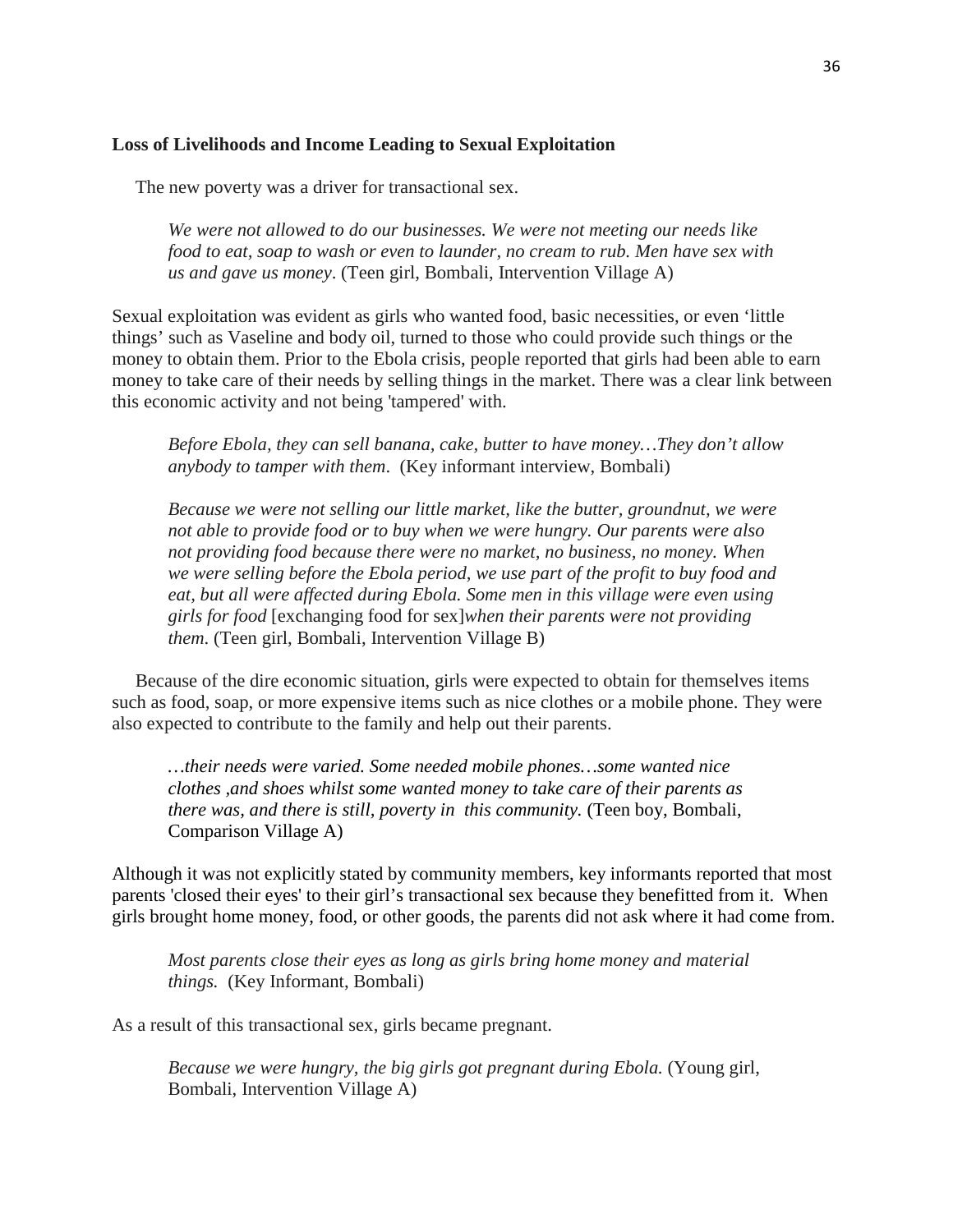**Loss of Livelihoods and Income Leading to Sexual Exploitation**

The new poverty was a driver for transactional sex.

> *We were not allowed to do our businesses. We were not meeting our needs like food to eat, soap to wash or even to launder, no cream to rub. Men have sex with us and gave us money*. (Teen girl, Bombali, Intervention Village A)

Sexual exploitation was evident as girls who wanted food, basic necessities, or even 'little things' such as Vaseline and body oil, turned to those who could provide such things or the money to obtain them. Prior to the Ebola crisis, people reported that girls had been able to earn money to take care of their needs by selling things in the market. There was a clear link between this economic activity and not being 'tampered' with.

> *Before Ebola, they can sell banana, cake, butter to have money…They don't allow anybody to tamper with them*. (Key informant interview, Bombali)

> *Because we were not selling our little market, like the butter, groundnut, we were not able to provide food or to buy when we were hungry. Our parents were also not providing food because there were no market, no business, no money. When we were selling before the Ebola period, we use part of the profit to buy food and eat, but all were affected during Ebola. Some men in this village were even using girls for food* [exchanging food for sex]*when their parents were not providing them*. (Teen girl, Bombali, Intervention Village B)

Because of the dire economic situation, girls were expected to obtain for themselves items such as food, soap, or more expensive items such as nice clothes or a mobile phone. They were also expected to contribute to the family and help out their parents.

> *…their needs were varied. Some needed mobile phones…some wanted nice clothes ,and shoes whilst some wanted money to take care of their parents as there was, and there is still, poverty in this community.* (Teen boy, Bombali, Comparison Village A)

Although it was not explicitly stated by community members, key informants reported that most parents 'closed their eyes' to their girl's transactional sex because they benefitted from it. When girls brought home money, food, or other goods, the parents did not ask where it had come from.

> *Most parents close their eyes as long as girls bring home money and material things.* (Key Informant, Bombali)

As a result of this transactional sex, girls became pregnant.

> *Because we were hungry, the big girls got pregnant during Ebola.* (Young girl, Bombali, Intervention Village A)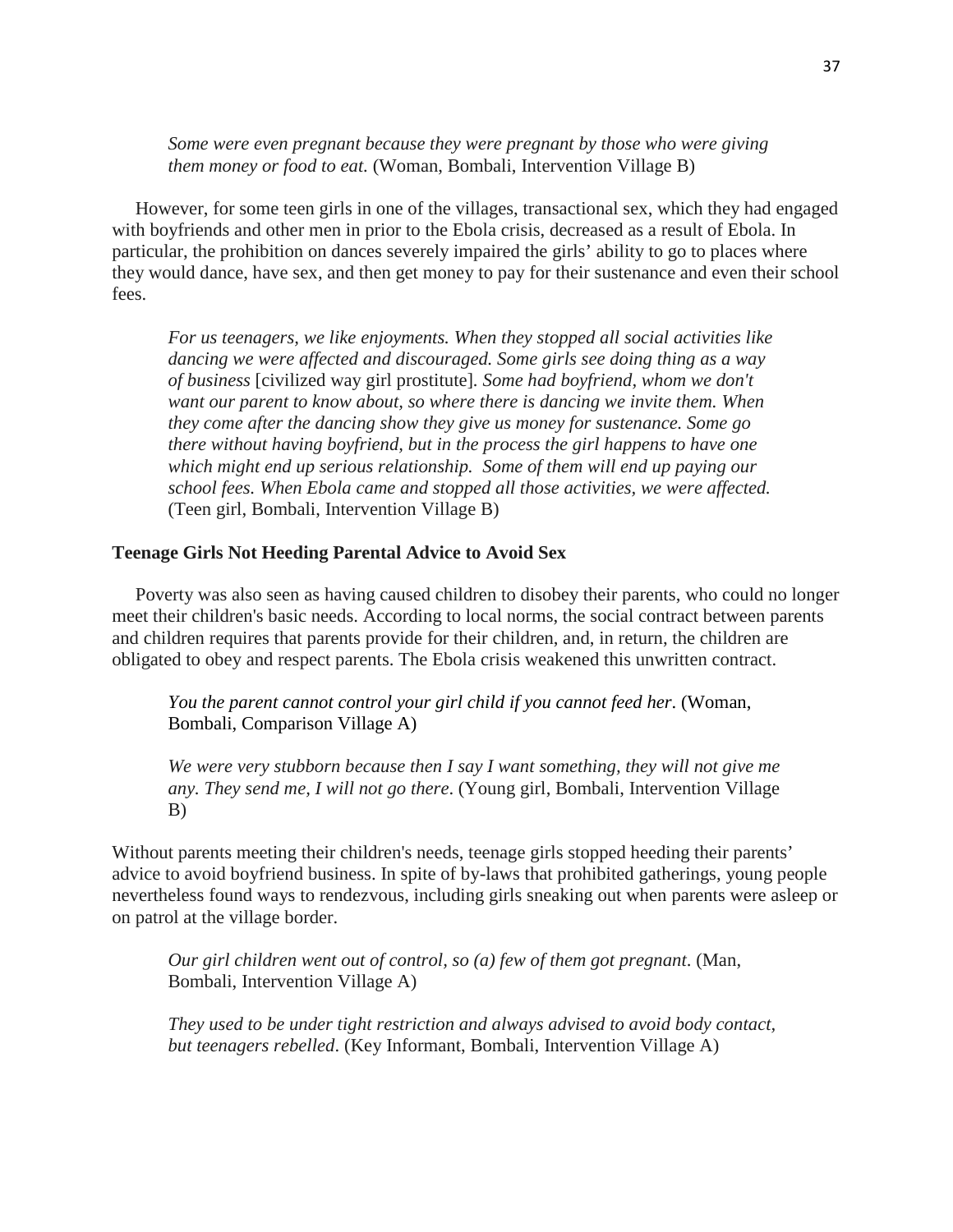> *Some were even pregnant because they were pregnant by those who were giving them money or food to eat.* (Woman, Bombali, Intervention Village B)

However, for some teen girls in one of the villages, transactional sex, which they had engaged with boyfriends and other men in prior to the Ebola crisis, decreased as a result of Ebola. In particular, the prohibition on dances severely impaired the girls' ability to go to places where they would dance, have sex, and then get money to pay for their sustenance and even their school fees.

> *For us teenagers, we like enjoyments. When they stopped all social activities like dancing we were affected and discouraged. Some girls see doing thing as a way of business* [civilized way girl prostitute]*. Some had boyfriend, whom we don't want our parent to know about, so where there is dancing we invite them. When they come after the dancing show they give us money for sustenance. Some go there without having boyfriend, but in the process the girl happens to have one which might end up serious relationship. Some of them will end up paying our school fees. When Ebola came and stopped all those activities, we were affected.* (Teen girl, Bombali, Intervention Village B)

**Teenage Girls Not Heeding Parental Advice to Avoid Sex**

Poverty was also seen as having caused children to disobey their parents, who could no longer meet their children's basic needs. According to local norms, the social contract between parents and children requires that parents provide for their children, and, in return, the children are obligated to obey and respect parents. The Ebola crisis weakened this unwritten contract.

> *You the parent cannot control your girl child if you cannot feed her.* (Woman, Bombali, Comparison Village A)

> *We were very stubborn because then I say I want something, they will not give me any. They send me, I will not go there.* (Young girl, Bombali, Intervention Village B)

Without parents meeting their children's needs, teenage girls stopped heeding their parents' advice to avoid boyfriend business. In spite of by-laws that prohibited gatherings, young people nevertheless found ways to rendezvous, including girls sneaking out when parents were asleep or on patrol at the village border.

> *Our girl children went out of control, so (a) few of them got pregnant.* (Man, Bombali, Intervention Village A)

> *They used to be under tight restriction and always advised to avoid body contact, but teenagers rebelled.* (Key Informant, Bombali, Intervention Village A)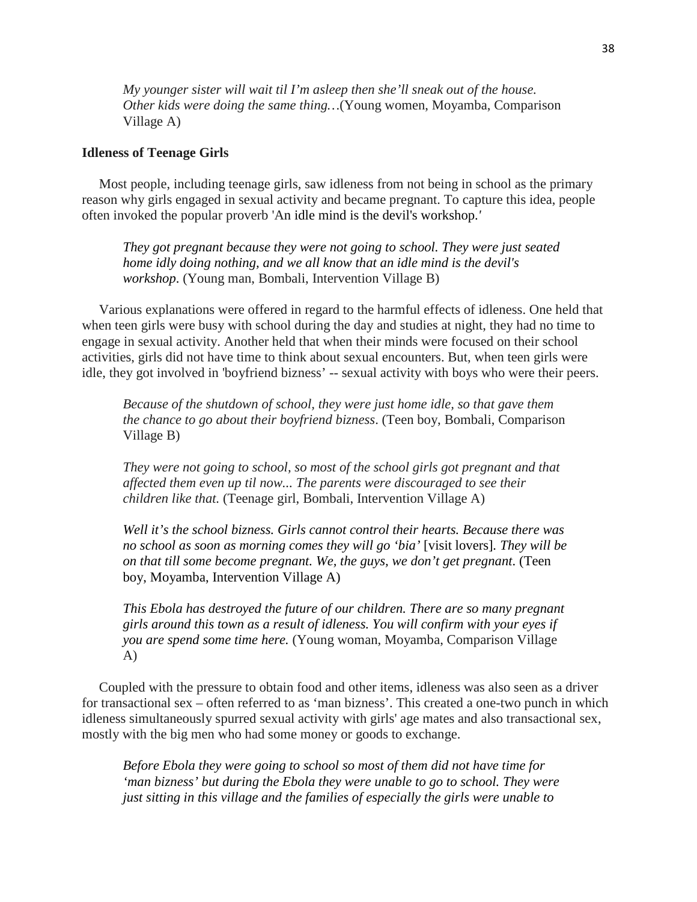*My younger sister will wait til I'm asleep then she'll sneak out of the house. Other kids were doing the same thing…*(Young women, Moyamba, Comparison Village A)

**Idleness of Teenage Girls**

Most people, including teenage girls, saw idleness from not being in school as the primary reason why girls engaged in sexual activity and became pregnant. To capture this idea, people often invoked the popular proverb 'An idle mind is the devil's workshop.'

*They got pregnant because they were not going to school. They were just seated home idly doing nothing, and we all know that an idle mind is the devil's workshop*. (Young man, Bombali, Intervention Village B)

Various explanations were offered in regard to the harmful effects of idleness. One held that when teen girls were busy with school during the day and studies at night, they had no time to engage in sexual activity. Another held that when their minds were focused on their school activities, girls did not have time to think about sexual encounters. But, when teen girls were idle, they got involved in 'boyfriend bizness' -- sexual activity with boys who were their peers.

*Because of the shutdown of school, they were just home idle, so that gave them the chance to go about their boyfriend bizness*. (Teen boy, Bombali, Comparison Village B)

*They were not going to school, so most of the school girls got pregnant and that affected them even up til now... The parents were discouraged to see their children like that.* (Teenage girl, Bombali, Intervention Village A)

*Well it's the school bizness. Girls cannot control their hearts. Because there was no school as soon as morning comes they will go 'bia'* [visit lovers]*. They will be on that till some become pregnant. We, the guys, we don't get pregnant*. (Teen boy, Moyamba, Intervention Village A)

*This Ebola has destroyed the future of our children. There are so many pregnant girls around this town as a result of idleness. You will confirm with your eyes if you are spend some time here.* (Young woman, Moyamba, Comparison Village A)

Coupled with the pressure to obtain food and other items, idleness was also seen as a driver for transactional sex – often referred to as 'man bizness'. This created a one-two punch in which idleness simultaneously spurred sexual activity with girls' age mates and also transactional sex, mostly with the big men who had some money or goods to exchange.

*Before Ebola they were going to school so most of them did not have time for 'man bizness' but during the Ebola they were unable to go to school. They were just sitting in this village and the families of especially the girls were unable to*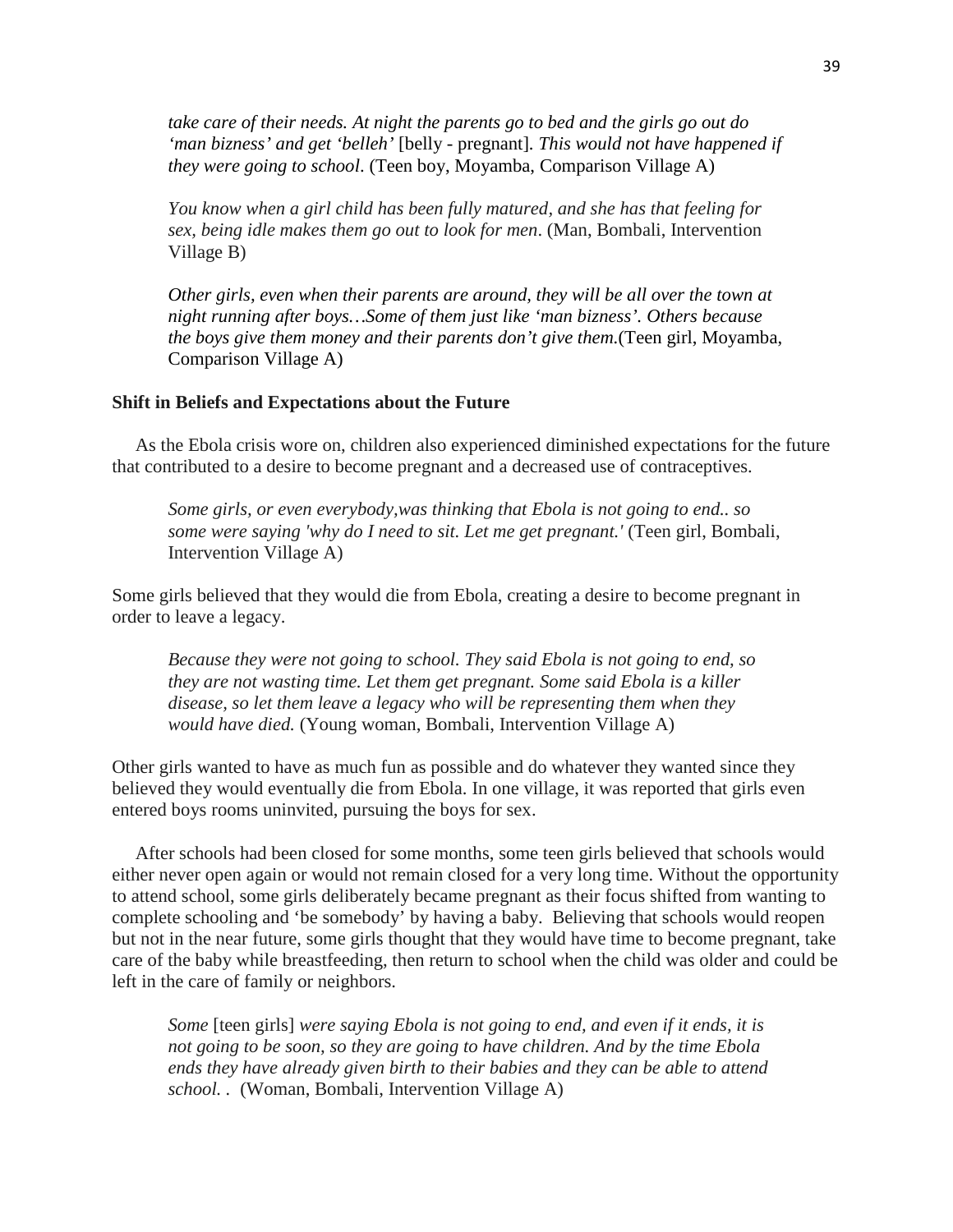*take care of their needs. At night the parents go to bed and the girls go out do 'man bizness' and get 'belleh'* [belly - pregnant]. *This would not have happened if they were going to school*. (Teen boy, Moyamba, Comparison Village A)

> *You know when a girl child has been fully matured, and she has that feeling for sex, being idle makes them go out to look for men*. (Man, Bombali, Intervention Village B)

> *Other girls, even when their parents are around, they will be all over the town at night running after boys…Some of them just like 'man bizness'. Others because the boys give them money and their parents don't give them.*(Teen girl, Moyamba, Comparison Village A)

**Shift in Beliefs and Expectations about the Future**

As the Ebola crisis wore on, children also experienced diminished expectations for the future that contributed to a desire to become pregnant and a decreased use of contraceptives.

> *Some girls, or even everybody,was thinking that Ebola is not going to end.. so some were saying 'why do I need to sit. Let me get pregnant.'* (Teen girl, Bombali, Intervention Village A)

Some girls believed that they would die from Ebola, creating a desire to become pregnant in order to leave a legacy.

> *Because they were not going to school. They said Ebola is not going to end, so they are not wasting time. Let them get pregnant. Some said Ebola is a killer disease, so let them leave a legacy who will be representing them when they would have died.* (Young woman, Bombali, Intervention Village A)

Other girls wanted to have as much fun as possible and do whatever they wanted since they believed they would eventually die from Ebola. In one village, it was reported that girls even entered boys rooms uninvited, pursuing the boys for sex.

After schools had been closed for some months, some teen girls believed that schools would either never open again or would not remain closed for a very long time. Without the opportunity to attend school, some girls deliberately became pregnant as their focus shifted from wanting to complete schooling and 'be somebody' by having a baby. Believing that schools would reopen but not in the near future, some girls thought that they would have time to become pregnant, take care of the baby while breastfeeding, then return to school when the child was older and could be left in the care of family or neighbors.

> *Some* [teen girls] *were saying Ebola is not going to end, and even if it ends, it is not going to be soon, so they are going to have children. And by the time Ebola ends they have already given birth to their babies and they can be able to attend school. .* (Woman, Bombali, Intervention Village A)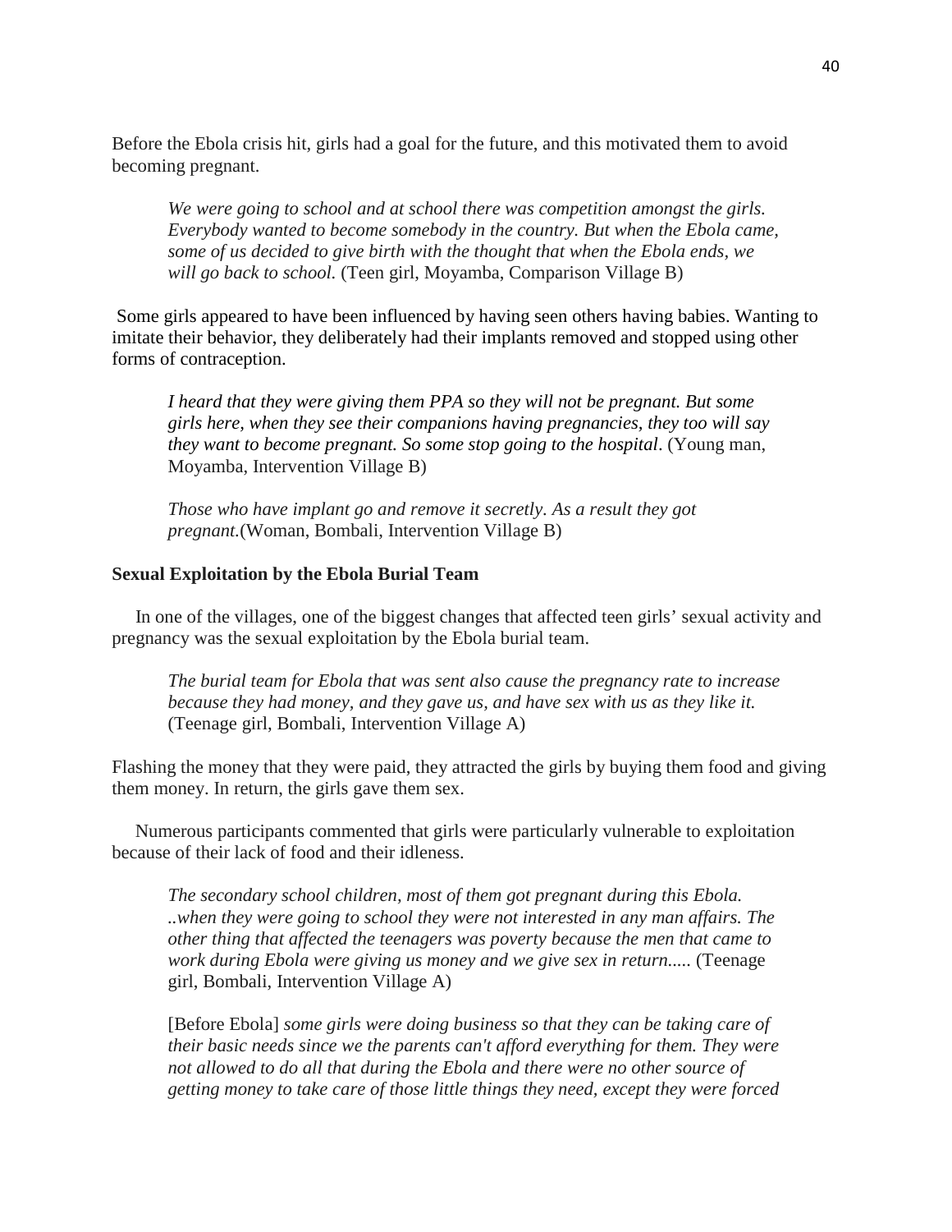Before the Ebola crisis hit, girls had a goal for the future, and this motivated them to avoid becoming pregnant.

> *We were going to school and at school there was competition amongst the girls. Everybody wanted to become somebody in the country. But when the Ebola came, some of us decided to give birth with the thought that when the Ebola ends, we will go back to school.* (Teen girl, Moyamba, Comparison Village B)

Some girls appeared to have been influenced by having seen others having babies. Wanting to imitate their behavior, they deliberately had their implants removed and stopped using other forms of contraception.

> *I heard that they were giving them PPA so they will not be pregnant. But some girls here, when they see their companions having pregnancies, they too will say they want to become pregnant. So some stop going to the hospital*. (Young man, Moyamba, Intervention Village B)

> *Those who have implant go and remove it secretly. As a result they got pregnant.*(Woman, Bombali, Intervention Village B)

**Sexual Exploitation by the Ebola Burial Team**

In one of the villages, one of the biggest changes that affected teen girls' sexual activity and pregnancy was the sexual exploitation by the Ebola burial team.

> *The burial team for Ebola that was sent also cause the pregnancy rate to increase because they had money, and they gave us, and have sex with us as they like it.* (Teenage girl, Bombali, Intervention Village A)

Flashing the money that they were paid, they attracted the girls by buying them food and giving them money. In return, the girls gave them sex.

Numerous participants commented that girls were particularly vulnerable to exploitation because of their lack of food and their idleness.

> *The secondary school children, most of them got pregnant during this Ebola. ..when they were going to school they were not interested in any man affairs. The other thing that affected the teenagers was poverty because the men that came to work during Ebola were giving us money and we give sex in return.....* (Teenage girl, Bombali, Intervention Village A)

> [Before Ebola] *some girls were doing business so that they can be taking care of their basic needs since we the parents can't afford everything for them. They were not allowed to do all that during the Ebola and there were no other source of getting money to take care of those little things they need, except they were forced*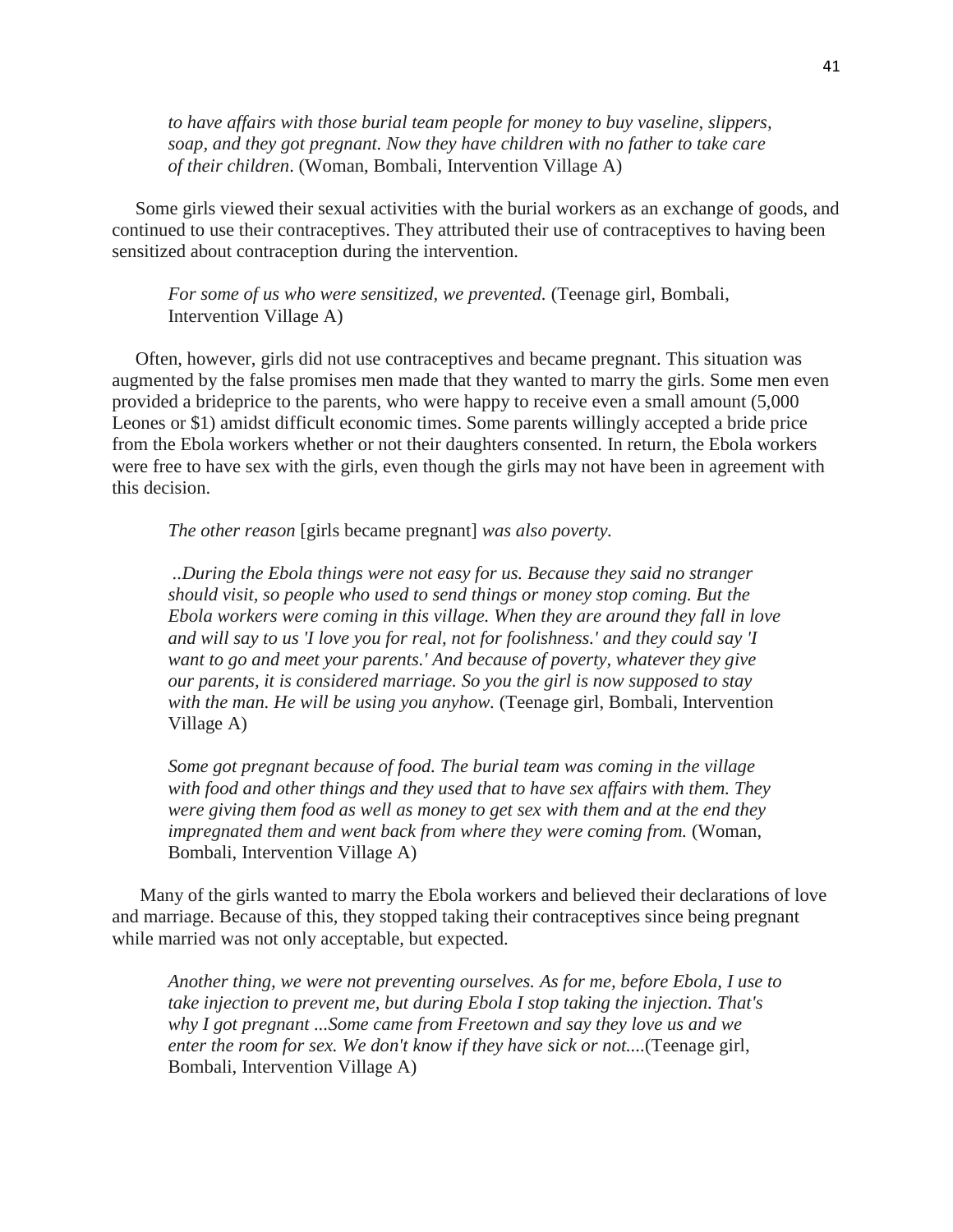> *to have affairs with those burial team people for money to buy vaseline, slippers, soap, and they got pregnant. Now they have children with no father to take care of their children*. (Woman, Bombali, Intervention Village A)

Some girls viewed their sexual activities with the burial workers as an exchange of goods, and continued to use their contraceptives. They attributed their use of contraceptives to having been sensitized about contraception during the intervention.

> *For some of us who were sensitized, we prevented.* (Teenage girl, Bombali, Intervention Village A)

Often, however, girls did not use contraceptives and became pregnant. This situation was augmented by the false promises men made that they wanted to marry the girls. Some men even provided a brideprice to the parents, who were happy to receive even a small amount (5,000 Leones or $1) amidst difficult economic times. Some parents willingly accepted a bride price from the Ebola workers whether or not their daughters consented. In return, the Ebola workers were free to have sex with the girls, even though the girls may not have been in agreement with this decision.

> *The other reason* [girls became pregnant] *was also poverty.*
>
> *..During the Ebola things were not easy for us. Because they said no stranger should visit, so people who used to send things or money stop coming. But the Ebola workers were coming in this village. When they are around they fall in love and will say to us 'I love you for real, not for foolishness.' and they could say 'I want to go and meet your parents.' And because of poverty, whatever they give our parents, it is considered marriage. So you the girl is now supposed to stay with the man. He will be using you anyhow.* (Teenage girl, Bombali, Intervention Village A)
>
> *Some got pregnant because of food. The burial team was coming in the village with food and other things and they used that to have sex affairs with them. They were giving them food as well as money to get sex with them and at the end they impregnated them and went back from where they were coming from.* (Woman, Bombali, Intervention Village A)

Many of the girls wanted to marry the Ebola workers and believed their declarations of love and marriage. Because of this, they stopped taking their contraceptives since being pregnant while married was not only acceptable, but expected.

> *Another thing, we were not preventing ourselves. As for me, before Ebola, I use to take injection to prevent me, but during Ebola I stop taking the injection. That's why I got pregnant ...Some came from Freetown and say they love us and we enter the room for sex. We don't know if they have sick or not....*(Teenage girl, Bombali, Intervention Village A)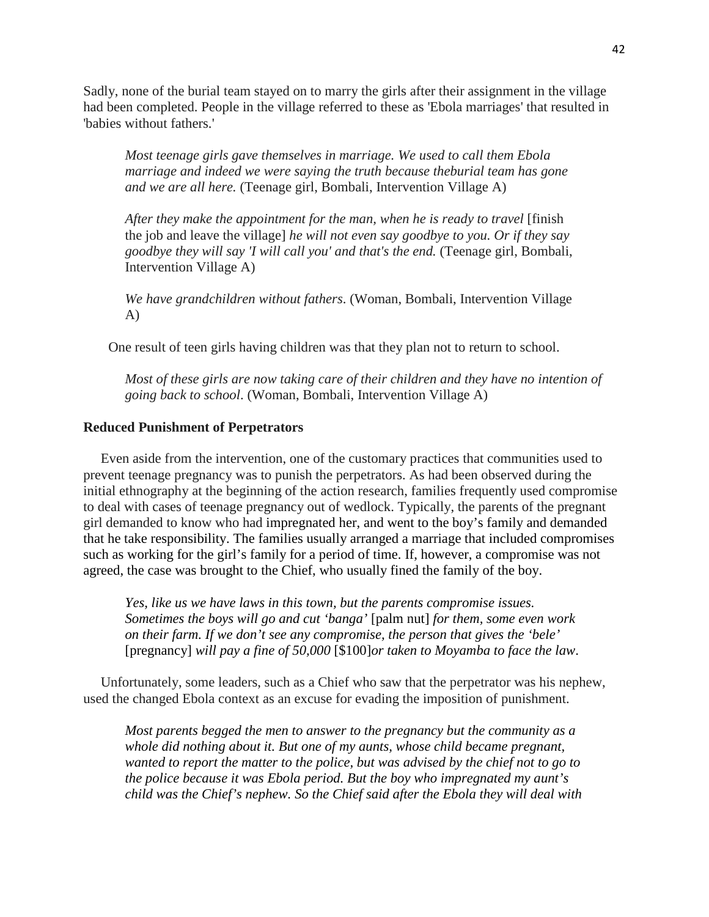Sadly, none of the burial team stayed on to marry the girls after their assignment in the village had been completed. People in the village referred to these as 'Ebola marriages' that resulted in 'babies without fathers.'

> *Most teenage girls gave themselves in marriage. We used to call them Ebola marriage and indeed we were saying the truth because theburial team has gone and we are all here.* (Teenage girl, Bombali, Intervention Village A)
>
> *After they make the appointment for the man, when he is ready to travel* [finish the job and leave the village] *he will not even say goodbye to you. Or if they say goodbye they will say 'I will call you' and that's the end.* (Teenage girl, Bombali, Intervention Village A)
>
> *We have grandchildren without fathers*. (Woman, Bombali, Intervention Village A)

One result of teen girls having children was that they plan not to return to school.

> *Most of these girls are now taking care of their children and they have no intention of going back to school*. (Woman, Bombali, Intervention Village A)

**Reduced Punishment of Perpetrators**

Even aside from the intervention, one of the customary practices that communities used to prevent teenage pregnancy was to punish the perpetrators. As had been observed during the initial ethnography at the beginning of the action research, families frequently used compromise to deal with cases of teenage pregnancy out of wedlock. Typically, the parents of the pregnant girl demanded to know who had impregnated her, and went to the boy's family and demanded that he take responsibility. The families usually arranged a marriage that included compromises such as working for the girl's family for a period of time. If, however, a compromise was not agreed, the case was brought to the Chief, who usually fined the family of the boy.

> *Yes, like us we have laws in this town, but the parents compromise issues. Sometimes the boys will go and cut 'banga'* [palm nut] *for them, some even work on their farm. If we don't see any compromise, the person that gives the 'bele'* [pregnancy] *will pay a fine of 50,000* [$100]*or taken to Moyamba to face the law*.

Unfortunately, some leaders, such as a Chief who saw that the perpetrator was his nephew, used the changed Ebola context as an excuse for evading the imposition of punishment.

> *Most parents begged the men to answer to the pregnancy but the community as a whole did nothing about it. But one of my aunts, whose child became pregnant, wanted to report the matter to the police, but was advised by the chief not to go to the police because it was Ebola period. But the boy who impregnated my aunt's child was the Chief's nephew. So the Chief said after the Ebola they will deal with*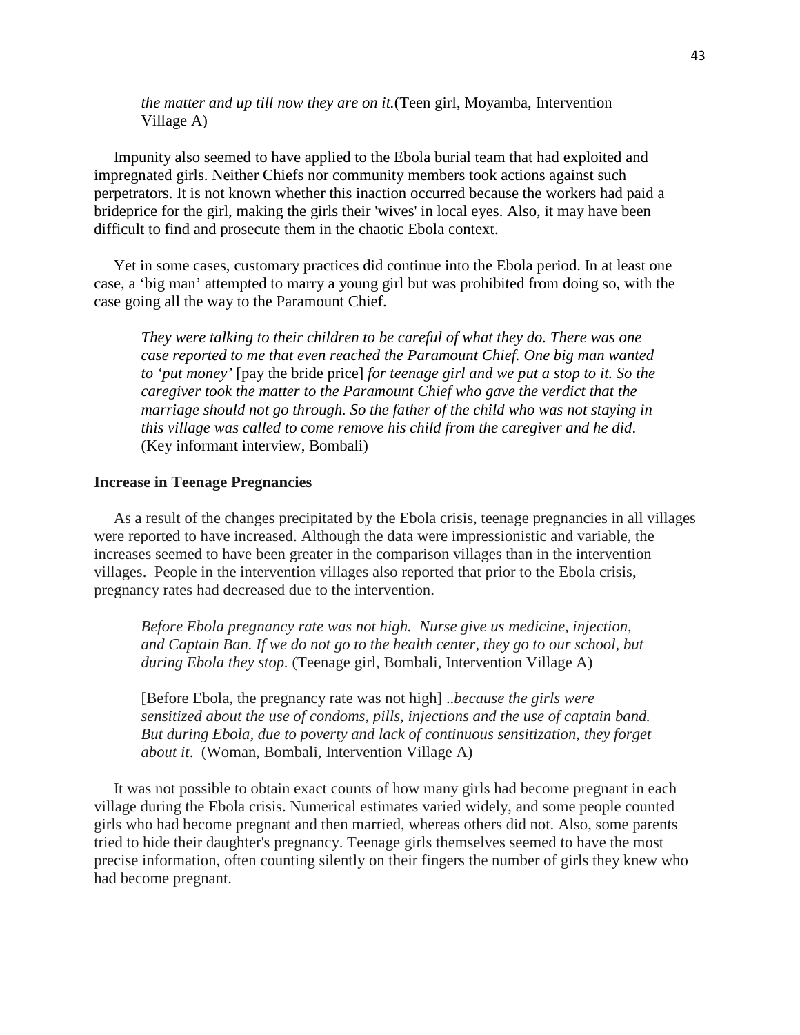> *the matter and up till now they are on it.*(Teen girl, Moyamba, Intervention Village A)

Impunity also seemed to have applied to the Ebola burial team that had exploited and impregnated girls. Neither Chiefs nor community members took actions against such perpetrators. It is not known whether this inaction occurred because the workers had paid a brideprice for the girl, making the girls their 'wives' in local eyes. Also, it may have been difficult to find and prosecute them in the chaotic Ebola context.

Yet in some cases, customary practices did continue into the Ebola period. In at least one case, a 'big man' attempted to marry a young girl but was prohibited from doing so, with the case going all the way to the Paramount Chief.

> *They were talking to their children to be careful of what they do. There was one case reported to me that even reached the Paramount Chief. One big man wanted to 'put money'* [pay the bride price] *for teenage girl and we put a stop to it. So the caregiver took the matter to the Paramount Chief who gave the verdict that the marriage should not go through. So the father of the child who was not staying in this village was called to come remove his child from the caregiver and he did*. (Key informant interview, Bombali)

**Increase in Teenage Pregnancies**

As a result of the changes precipitated by the Ebola crisis, teenage pregnancies in all villages were reported to have increased. Although the data were impressionistic and variable, the increases seemed to have been greater in the comparison villages than in the intervention villages. People in the intervention villages also reported that prior to the Ebola crisis, pregnancy rates had decreased due to the intervention.

> *Before Ebola pregnancy rate was not high. Nurse give us medicine, injection, and Captain Ban. If we do not go to the health center, they go to our school, but during Ebola they stop.* (Teenage girl, Bombali, Intervention Village A)

> [Before Ebola, the pregnancy rate was not high] *..because the girls were sensitized about the use of condoms, pills, injections and the use of captain band. But during Ebola, due to poverty and lack of continuous sensitization, they forget about it*. (Woman, Bombali, Intervention Village A)

It was not possible to obtain exact counts of how many girls had become pregnant in each village during the Ebola crisis. Numerical estimates varied widely, and some people counted girls who had become pregnant and then married, whereas others did not. Also, some parents tried to hide their daughter's pregnancy. Teenage girls themselves seemed to have the most precise information, often counting silently on their fingers the number of girls they knew who had become pregnant.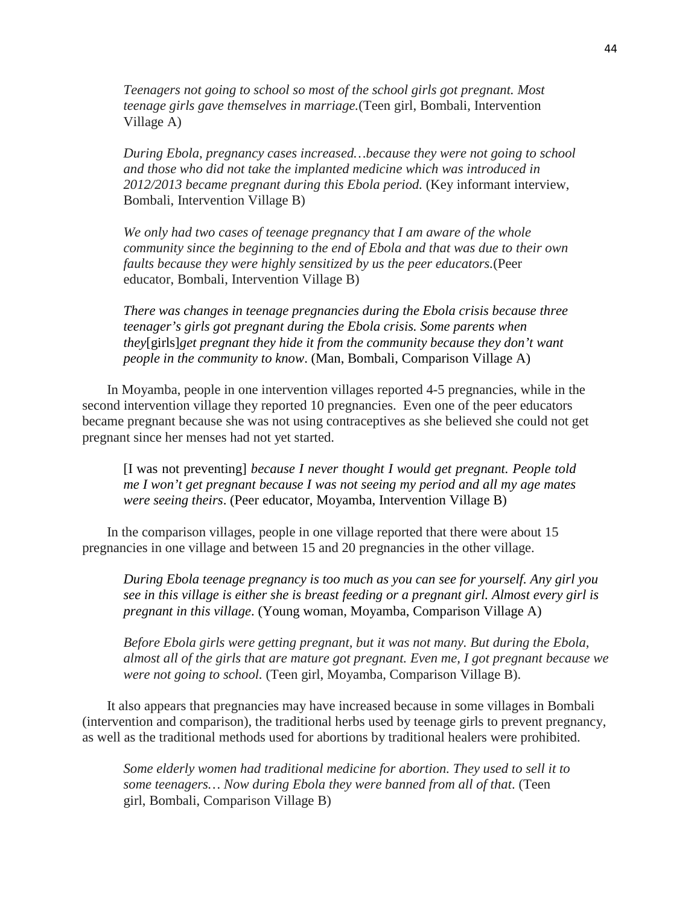> *Teenagers not going to school so most of the school girls got pregnant. Most teenage girls gave themselves in marriage.*(Teen girl, Bombali, Intervention Village A)

> *During Ebola, pregnancy cases increased…because they were not going to school and those who did not take the implanted medicine which was introduced in 2012/2013 became pregnant during this Ebola period.* (Key informant interview, Bombali, Intervention Village B)

> *We only had two cases of teenage pregnancy that I am aware of the whole community since the beginning to the end of Ebola and that was due to their own faults because they were highly sensitized by us the peer educators.*(Peer educator, Bombali, Intervention Village B)

> *There was changes in teenage pregnancies during the Ebola crisis because three teenager's girls got pregnant during the Ebola crisis. Some parents when they*[girls]*get pregnant they hide it from the community because they don't want people in the community to know*. (Man, Bombali, Comparison Village A)

In Moyamba, people in one intervention villages reported 4-5 pregnancies, while in the second intervention village they reported 10 pregnancies. Even one of the peer educators became pregnant because she was not using contraceptives as she believed she could not get pregnant since her menses had not yet started.

> [I was not preventing] *because I never thought I would get pregnant. People told me I won't get pregnant because I was not seeing my period and all my age mates were seeing theirs*. (Peer educator, Moyamba, Intervention Village B)

In the comparison villages, people in one village reported that there were about 15 pregnancies in one village and between 15 and 20 pregnancies in the other village.

> *During Ebola teenage pregnancy is too much as you can see for yourself. Any girl you see in this village is either she is breast feeding or a pregnant girl. Almost every girl is pregnant in this village*. (Young woman, Moyamba, Comparison Village A)

> *Before Ebola girls were getting pregnant, but it was not many. But during the Ebola, almost all of the girls that are mature got pregnant. Even me, I got pregnant because we were not going to school.* (Teen girl, Moyamba, Comparison Village B).

It also appears that pregnancies may have increased because in some villages in Bombali (intervention and comparison), the traditional herbs used by teenage girls to prevent pregnancy, as well as the traditional methods used for abortions by traditional healers were prohibited.

> *Some elderly women had traditional medicine for abortion. They used to sell it to some teenagers… Now during Ebola they were banned from all of that*. (Teen girl, Bombali, Comparison Village B)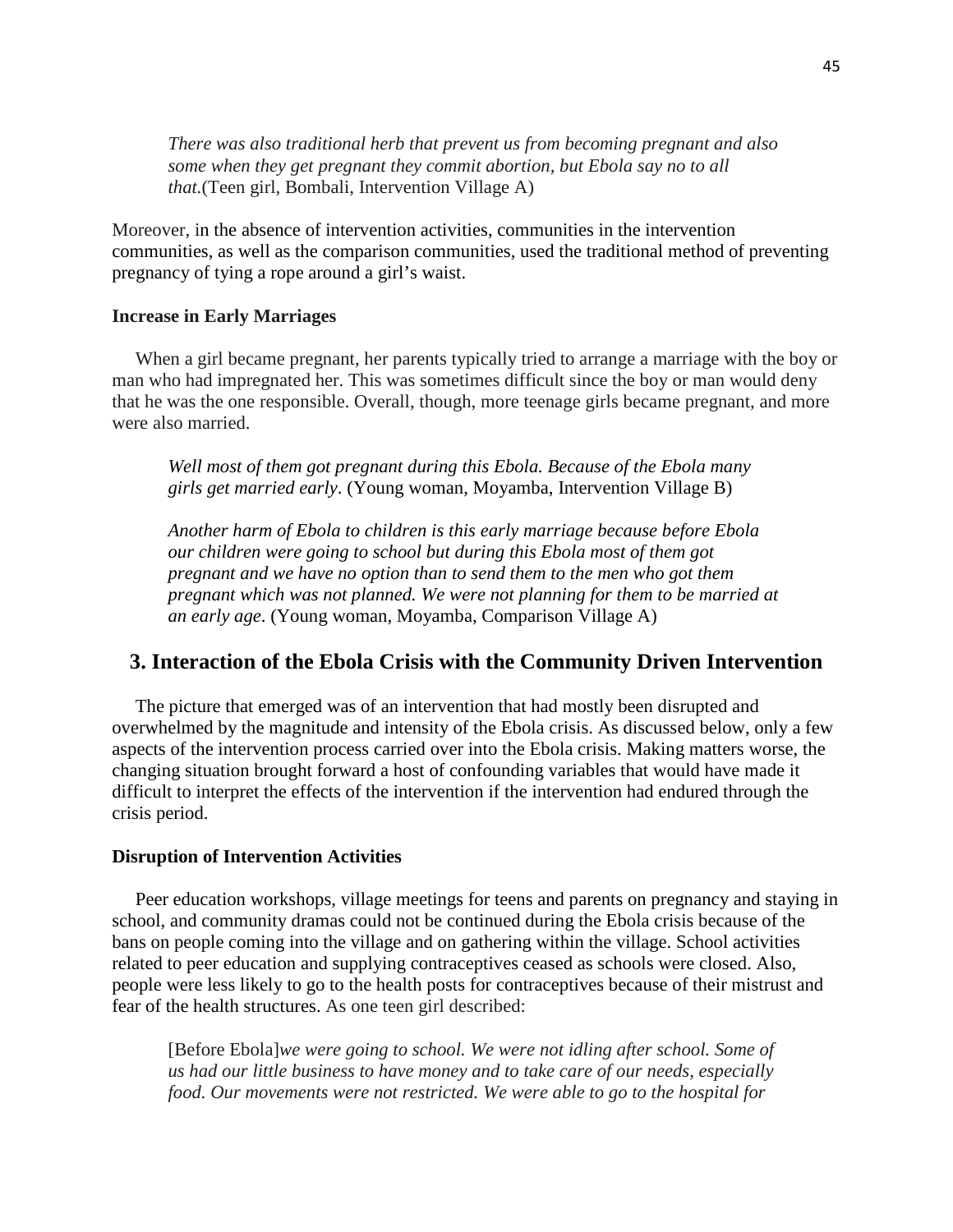> *There was also traditional herb that prevent us from becoming pregnant and also some when they get pregnant they commit abortion, but Ebola say no to all that.*(Teen girl, Bombali, Intervention Village A)

Moreover, in the absence of intervention activities, communities in the intervention communities, as well as the comparison communities, used the traditional method of preventing pregnancy of tying a rope around a girl's waist.

**Increase in Early Marriages**

When a girl became pregnant, her parents typically tried to arrange a marriage with the boy or man who had impregnated her. This was sometimes difficult since the boy or man would deny that he was the one responsible. Overall, though, more teenage girls became pregnant, and more were also married.

> *Well most of them got pregnant during this Ebola. Because of the Ebola many girls get married early*. (Young woman, Moyamba, Intervention Village B)

> *Another harm of Ebola to children is this early marriage because before Ebola our children were going to school but during this Ebola most of them got pregnant and we have no option than to send them to the men who got them pregnant which was not planned. We were not planning for them to be married at an early age*. (Young woman, Moyamba, Comparison Village A)

## 3. Interaction of the Ebola Crisis with the Community Driven Intervention

The picture that emerged was of an intervention that had mostly been disrupted and overwhelmed by the magnitude and intensity of the Ebola crisis. As discussed below, only a few aspects of the intervention process carried over into the Ebola crisis. Making matters worse, the changing situation brought forward a host of confounding variables that would have made it difficult to interpret the effects of the intervention if the intervention had endured through the crisis period.

**Disruption of Intervention Activities**

Peer education workshops, village meetings for teens and parents on pregnancy and staying in school, and community dramas could not be continued during the Ebola crisis because of the bans on people coming into the village and on gathering within the village. School activities related to peer education and supplying contraceptives ceased as schools were closed. Also, people were less likely to go to the health posts for contraceptives because of their mistrust and fear of the health structures. As one teen girl described:

> [Before Ebola]*we were going to school. We were not idling after school. Some of us had our little business to have money and to take care of our needs, especially food. Our movements were not restricted. We were able to go to the hospital for*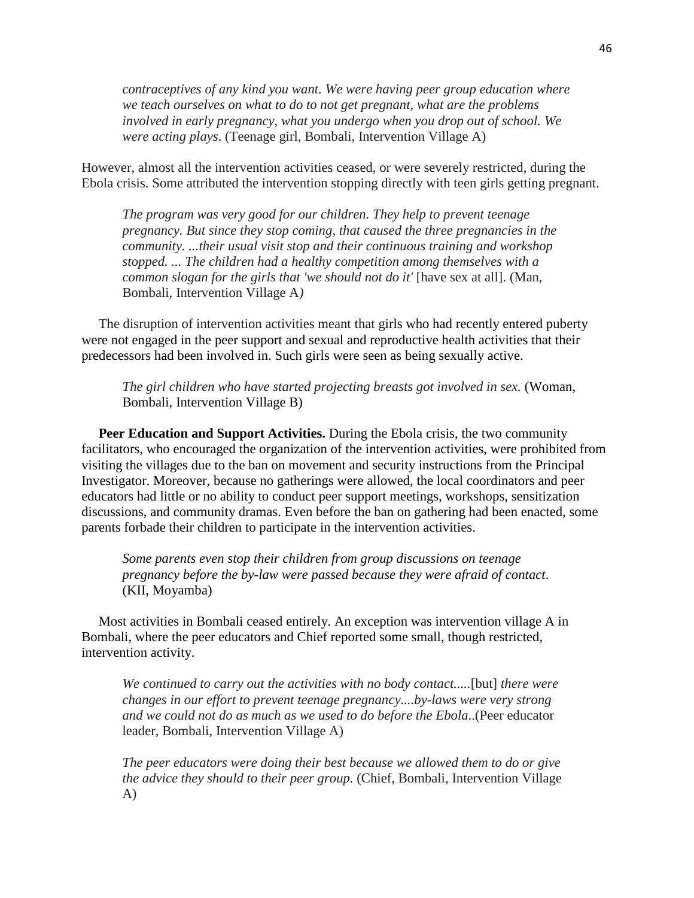*contraceptives of any kind you want. We were having peer group education where we teach ourselves on what to do to not get pregnant, what are the problems involved in early pregnancy, what you undergo when you drop out of school. We were acting plays*. (Teenage girl, Bombali, Intervention Village A)

However, almost all the intervention activities ceased, or were severely restricted, during the Ebola crisis. Some attributed the intervention stopping directly with teen girls getting pregnant.

> *The program was very good for our children. They help to prevent teenage pregnancy. But since they stop coming, that caused the three pregnancies in the community. ...their usual visit stop and their continuous training and workshop stopped. ... The children had a healthy competition among themselves with a common slogan for the girls that 'we should not do it'* [have sex at all]. (Man, Bombali, Intervention Village A*)*

The disruption of intervention activities meant that girls who had recently entered puberty were not engaged in the peer support and sexual and reproductive health activities that their predecessors had been involved in. Such girls were seen as being sexually active.

> *The girl children who have started projecting breasts got involved in sex.* (Woman, Bombali, Intervention Village B)

**Peer Education and Support Activities.** During the Ebola crisis, the two community facilitators, who encouraged the organization of the intervention activities, were prohibited from visiting the villages due to the ban on movement and security instructions from the Principal Investigator. Moreover, because no gatherings were allowed, the local coordinators and peer educators had little or no ability to conduct peer support meetings, workshops, sensitization discussions, and community dramas. Even before the ban on gathering had been enacted, some parents forbade their children to participate in the intervention activities.

> *Some parents even stop their children from group discussions on teenage pregnancy before the by-law were passed because they were afraid of contact*. (KII, Moyamba)

Most activities in Bombali ceased entirely. An exception was intervention village A in Bombali, where the peer educators and Chief reported some small, though restricted, intervention activity.

> *We continued to carry out the activities with no body contact.....*[but] *there were changes in our effort to prevent teenage pregnancy....by-laws were very strong and we could not do as much as we used to do before the Ebola*..(Peer educator leader, Bombali, Intervention Village A)

> *The peer educators were doing their best because we allowed them to do or give the advice they should to their peer group.* (Chief, Bombali, Intervention Village A)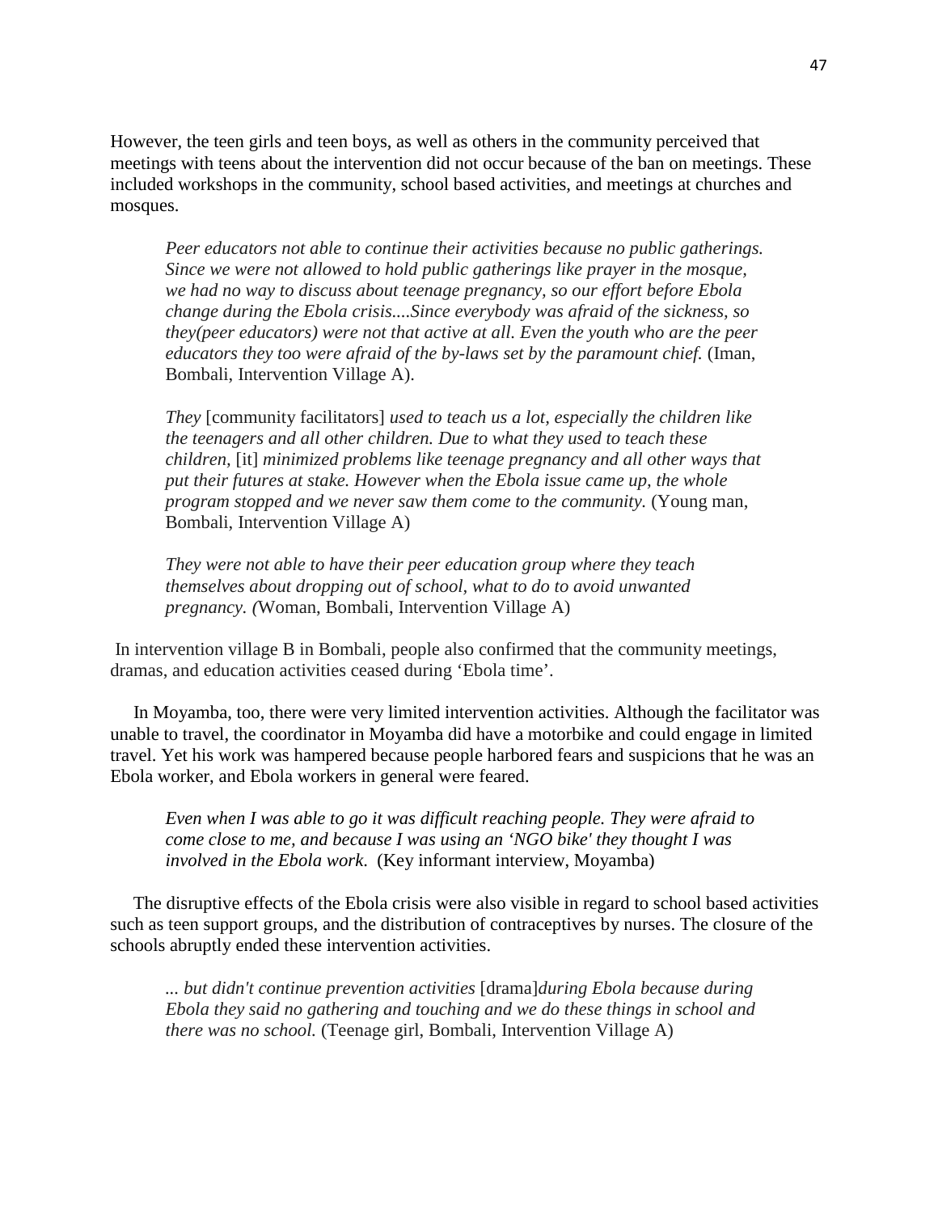However, the teen girls and teen boys, as well as others in the community perceived that meetings with teens about the intervention did not occur because of the ban on meetings. These included workshops in the community, school based activities, and meetings at churches and mosques.

> *Peer educators not able to continue their activities because no public gatherings. Since we were not allowed to hold public gatherings like prayer in the mosque, we had no way to discuss about teenage pregnancy, so our effort before Ebola change during the Ebola crisis....Since everybody was afraid of the sickness, so they(peer educators) were not that active at all. Even the youth who are the peer educators they too were afraid of the by-laws set by the paramount chief.* (Iman, Bombali, Intervention Village A).

> *They* [community facilitators] *used to teach us a lot, especially the children like the teenagers and all other children. Due to what they used to teach these children,* [it] *minimized problems like teenage pregnancy and all other ways that put their futures at stake. However when the Ebola issue came up, the whole program stopped and we never saw them come to the community.* (Young man, Bombali, Intervention Village A)

> *They were not able to have their peer education group where they teach themselves about dropping out of school, what to do to avoid unwanted pregnancy. (*Woman, Bombali, Intervention Village A)

In intervention village B in Bombali, people also confirmed that the community meetings, dramas, and education activities ceased during 'Ebola time'.

In Moyamba, too, there were very limited intervention activities. Although the facilitator was unable to travel, the coordinator in Moyamba did have a motorbike and could engage in limited travel. Yet his work was hampered because people harbored fears and suspicions that he was an Ebola worker, and Ebola workers in general were feared.

> *Even when I was able to go it was difficult reaching people. They were afraid to come close to me, and because I was using an 'NGO bike' they thought I was involved in the Ebola work.* (Key informant interview, Moyamba)

The disruptive effects of the Ebola crisis were also visible in regard to school based activities such as teen support groups, and the distribution of contraceptives by nurses. The closure of the schools abruptly ended these intervention activities.

> *... but didn't continue prevention activities* [drama]*during Ebola because during Ebola they said no gathering and touching and we do these things in school and there was no school.* (Teenage girl, Bombali, Intervention Village A)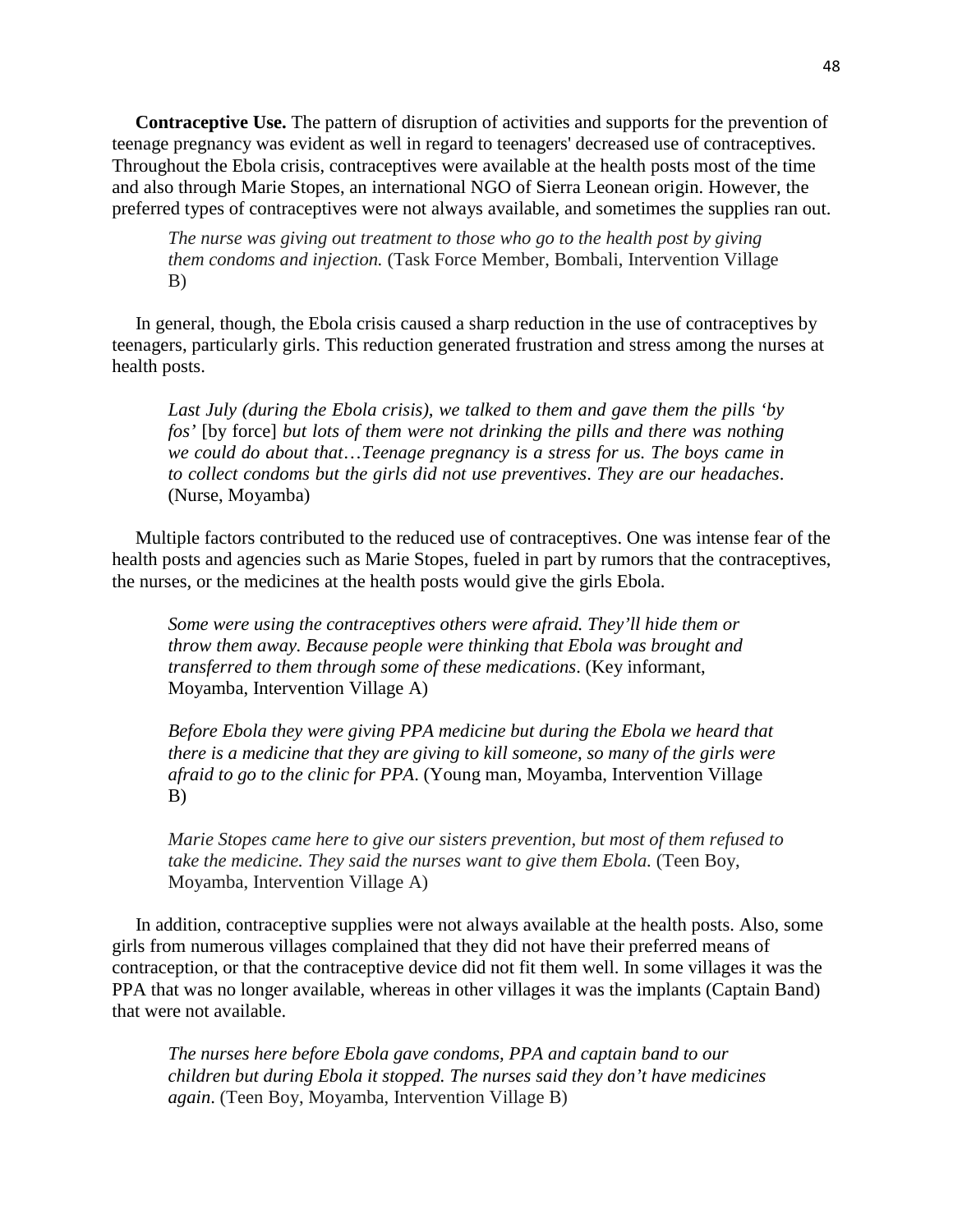**Contraceptive Use.** The pattern of disruption of activities and supports for the prevention of teenage pregnancy was evident as well in regard to teenagers' decreased use of contraceptives. Throughout the Ebola crisis, contraceptives were available at the health posts most of the time and also through Marie Stopes, an international NGO of Sierra Leonean origin. However, the preferred types of contraceptives were not always available, and sometimes the supplies ran out.

> *The nurse was giving out treatment to those who go to the health post by giving them condoms and injection.* (Task Force Member, Bombali, Intervention Village B)

In general, though, the Ebola crisis caused a sharp reduction in the use of contraceptives by teenagers, particularly girls. This reduction generated frustration and stress among the nurses at health posts.

> *Last July (during the Ebola crisis), we talked to them and gave them the pills 'by fos'* [by force] *but lots of them were not drinking the pills and there was nothing we could do about that…Teenage pregnancy is a stress for us. The boys came in to collect condoms but the girls did not use preventives. They are our headaches.* (Nurse, Moyamba)

Multiple factors contributed to the reduced use of contraceptives. One was intense fear of the health posts and agencies such as Marie Stopes, fueled in part by rumors that the contraceptives, the nurses, or the medicines at the health posts would give the girls Ebola.

> *Some were using the contraceptives others were afraid. They'll hide them or throw them away. Because people were thinking that Ebola was brought and transferred to them through some of these medications.* (Key informant, Moyamba, Intervention Village A)

> *Before Ebola they were giving PPA medicine but during the Ebola we heard that there is a medicine that they are giving to kill someone, so many of the girls were afraid to go to the clinic for PPA.* (Young man, Moyamba, Intervention Village B)

> *Marie Stopes came here to give our sisters prevention, but most of them refused to take the medicine. They said the nurses want to give them Ebola.* (Teen Boy, Moyamba, Intervention Village A)

In addition, contraceptive supplies were not always available at the health posts. Also, some girls from numerous villages complained that they did not have their preferred means of contraception, or that the contraceptive device did not fit them well. In some villages it was the PPA that was no longer available, whereas in other villages it was the implants (Captain Band) that were not available.

> *The nurses here before Ebola gave condoms, PPA and captain band to our children but during Ebola it stopped. The nurses said they don't have medicines again.* (Teen Boy, Moyamba, Intervention Village B)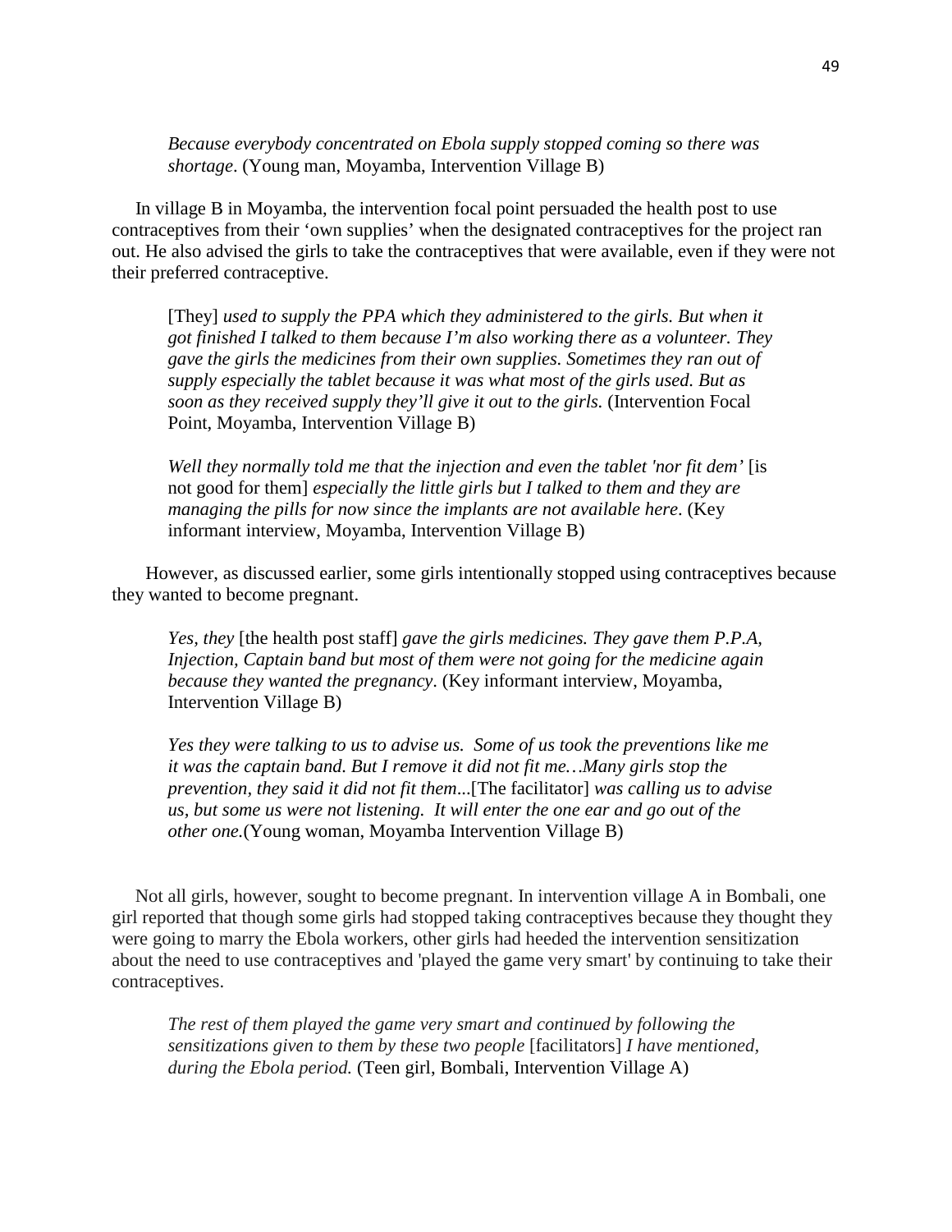> *Because everybody concentrated on Ebola supply stopped coming so there was shortage*. (Young man, Moyamba, Intervention Village B)

In village B in Moyamba, the intervention focal point persuaded the health post to use contraceptives from their 'own supplies' when the designated contraceptives for the project ran out. He also advised the girls to take the contraceptives that were available, even if they were not their preferred contraceptive.

> [They] *used to supply the PPA which they administered to the girls. But when it got finished I talked to them because I'm also working there as a volunteer. They gave the girls the medicines from their own supplies. Sometimes they ran out of supply especially the tablet because it was what most of the girls used. But as soon as they received supply they'll give it out to the girls.* (Intervention Focal Point, Moyamba, Intervention Village B)

> *Well they normally told me that the injection and even the tablet 'nor fit dem'* [is not good for them] *especially the little girls but I talked to them and they are managing the pills for now since the implants are not available here*. (Key informant interview, Moyamba, Intervention Village B)

However, as discussed earlier, some girls intentionally stopped using contraceptives because they wanted to become pregnant.

> *Yes, they* [the health post staff] *gave the girls medicines. They gave them P.P.A, Injection, Captain band but most of them were not going for the medicine again because they wanted the pregnancy*. (Key informant interview, Moyamba, Intervention Village B)

> *Yes they were talking to us to advise us. Some of us took the preventions like me it was the captain band. But I remove it did not fit me…Many girls stop the prevention, they said it did not fit them*...[The facilitator] *was calling us to advise us, but some us were not listening. It will enter the one ear and go out of the other one.*(Young woman, Moyamba Intervention Village B)

Not all girls, however, sought to become pregnant. In intervention village A in Bombali, one girl reported that though some girls had stopped taking contraceptives because they thought they were going to marry the Ebola workers, other girls had heeded the intervention sensitization about the need to use contraceptives and 'played the game very smart' by continuing to take their contraceptives.

> *The rest of them played the game very smart and continued by following the sensitizations given to them by these two people* [facilitators] *I have mentioned, during the Ebola period.* (Teen girl, Bombali, Intervention Village A)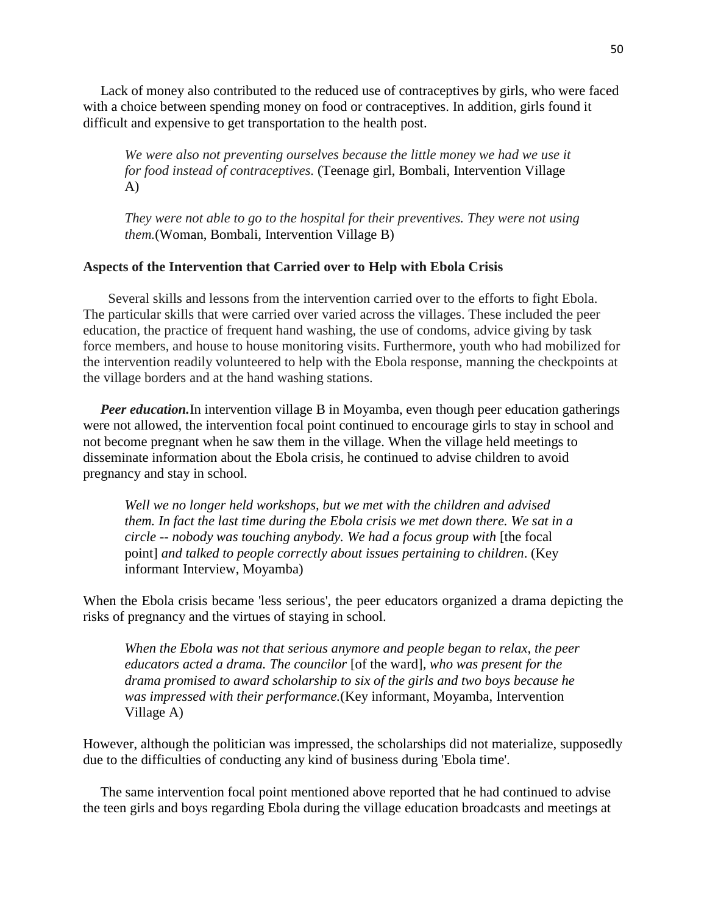Lack of money also contributed to the reduced use of contraceptives by girls, who were faced with a choice between spending money on food or contraceptives. In addition, girls found it difficult and expensive to get transportation to the health post.

> *We were also not preventing ourselves because the little money we had we use it for food instead of contraceptives.* (Teenage girl, Bombali, Intervention Village A)

> *They were not able to go to the hospital for their preventives. They were not using them.*(Woman, Bombali, Intervention Village B)

**Aspects of the Intervention that Carried over to Help with Ebola Crisis**

Several skills and lessons from the intervention carried over to the efforts to fight Ebola. The particular skills that were carried over varied across the villages. These included the peer education, the practice of frequent hand washing, the use of condoms, advice giving by task force members, and house to house monitoring visits. Furthermore, youth who had mobilized for the intervention readily volunteered to help with the Ebola response, manning the checkpoints at the village borders and at the hand washing stations.

***Peer education.***In intervention village B in Moyamba, even though peer education gatherings were not allowed, the intervention focal point continued to encourage girls to stay in school and not become pregnant when he saw them in the village. When the village held meetings to disseminate information about the Ebola crisis, he continued to advise children to avoid pregnancy and stay in school.

> *Well we no longer held workshops, but we met with the children and advised them. In fact the last time during the Ebola crisis we met down there. We sat in a circle -- nobody was touching anybody. We had a focus group with* [the focal point] *and talked to people correctly about issues pertaining to children*. (Key informant Interview, Moyamba)

When the Ebola crisis became 'less serious', the peer educators organized a drama depicting the risks of pregnancy and the virtues of staying in school.

> *When the Ebola was not that serious anymore and people began to relax, the peer educators acted a drama. The councilor* [of the ward]*, who was present for the drama promised to award scholarship to six of the girls and two boys because he was impressed with their performance.*(Key informant, Moyamba, Intervention Village A)

However, although the politician was impressed, the scholarships did not materialize, supposedly due to the difficulties of conducting any kind of business during 'Ebola time'.

The same intervention focal point mentioned above reported that he had continued to advise the teen girls and boys regarding Ebola during the village education broadcasts and meetings at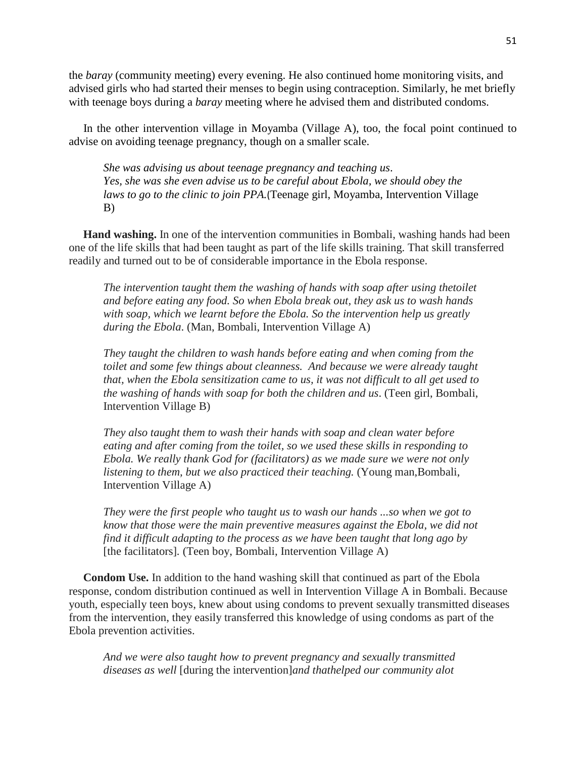the *baray* (community meeting) every evening. He also continued home monitoring visits, and advised girls who had started their menses to begin using contraception. Similarly, he met briefly with teenage boys during a *baray* meeting where he advised them and distributed condoms.

In the other intervention village in Moyamba (Village A), too, the focal point continued to advise on avoiding teenage pregnancy, though on a smaller scale.

> *She was advising us about teenage pregnancy and teaching us. Yes, she was she even advise us to be careful about Ebola, we should obey the laws to go to the clinic to join PPA.*(Teenage girl, Moyamba, Intervention Village B)

**Hand washing.** In one of the intervention communities in Bombali, washing hands had been one of the life skills that had been taught as part of the life skills training. That skill transferred readily and turned out to be of considerable importance in the Ebola response.

> *The intervention taught them the washing of hands with soap after using thetoilet and before eating any food. So when Ebola break out, they ask us to wash hands with soap, which we learnt before the Ebola. So the intervention help us greatly during the Ebola*. (Man, Bombali, Intervention Village A)

> *They taught the children to wash hands before eating and when coming from the toilet and some few things about cleanness. And because we were already taught that, when the Ebola sensitization came to us, it was not difficult to all get used to the washing of hands with soap for both the children and us*. (Teen girl, Bombali, Intervention Village B)

> *They also taught them to wash their hands with soap and clean water before eating and after coming from the toilet, so we used these skills in responding to Ebola. We really thank God for (facilitators) as we made sure we were not only listening to them, but we also practiced their teaching.* (Young man,Bombali, Intervention Village A)

> *They were the first people who taught us to wash our hands ...so when we got to know that those were the main preventive measures against the Ebola, we did not find it difficult adapting to the process as we have been taught that long ago by* [the facilitators]. (Teen boy, Bombali, Intervention Village A)

**Condom Use.** In addition to the hand washing skill that continued as part of the Ebola response, condom distribution continued as well in Intervention Village A in Bombali. Because youth, especially teen boys, knew about using condoms to prevent sexually transmitted diseases from the intervention, they easily transferred this knowledge of using condoms as part of the Ebola prevention activities.

> *And we were also taught how to prevent pregnancy and sexually transmitted diseases as well* [during the intervention]*and thathelped our community alot*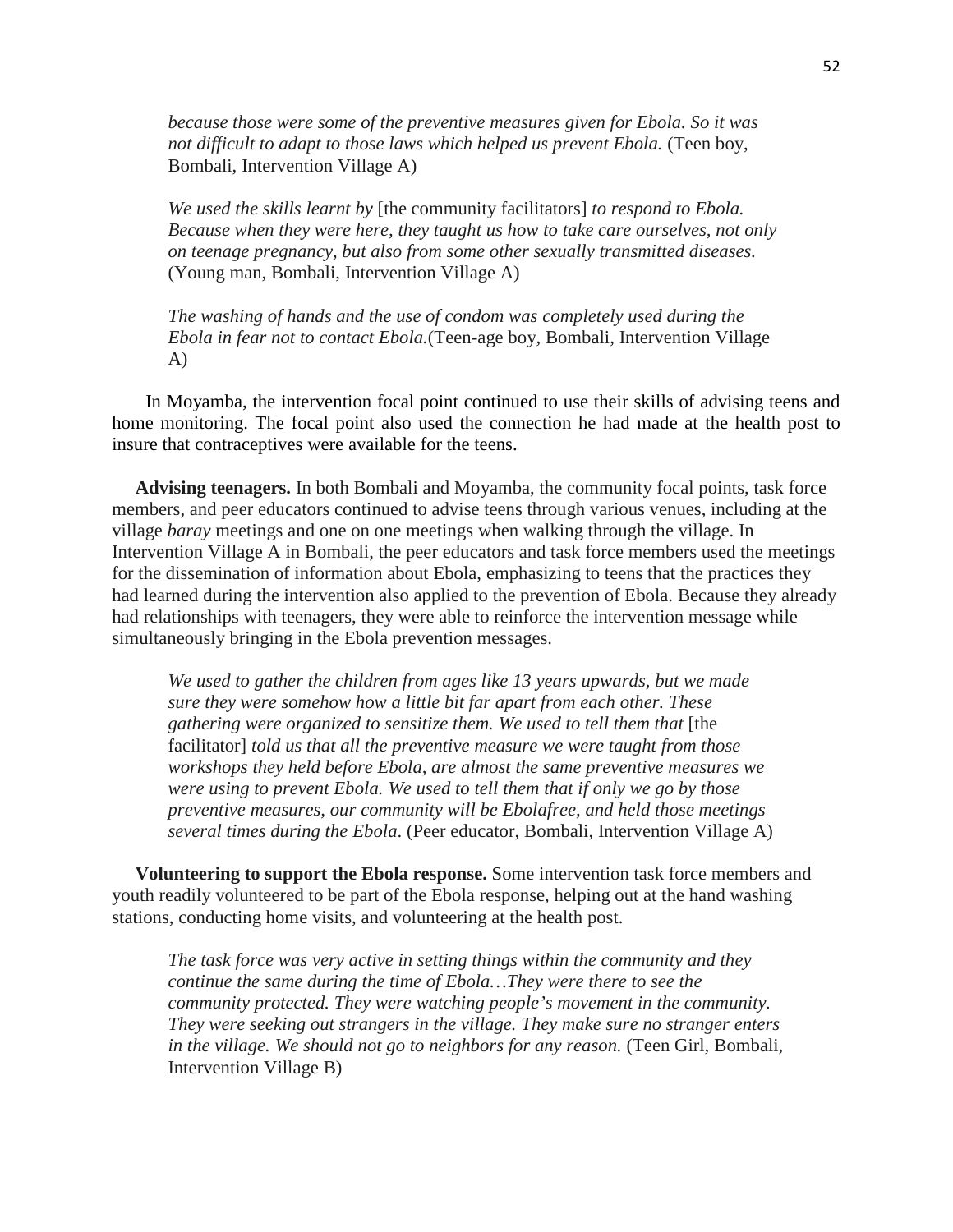*because those were some of the preventive measures given for Ebola. So it was not difficult to adapt to those laws which helped us prevent Ebola.* (Teen boy, Bombali, Intervention Village A)

*We used the skills learnt by* [the community facilitators] *to respond to Ebola. Because when they were here, they taught us how to take care ourselves, not only on teenage pregnancy, but also from some other sexually transmitted diseases.* (Young man, Bombali, Intervention Village A)

*The washing of hands and the use of condom was completely used during the Ebola in fear not to contact Ebola.*(Teen-age boy, Bombali, Intervention Village A)

In Moyamba, the intervention focal point continued to use their skills of advising teens and home monitoring. The focal point also used the connection he had made at the health post to insure that contraceptives were available for the teens.

**Advising teenagers.** In both Bombali and Moyamba, the community focal points, task force members, and peer educators continued to advise teens through various venues, including at the village *baray* meetings and one on one meetings when walking through the village. In Intervention Village A in Bombali, the peer educators and task force members used the meetings for the dissemination of information about Ebola, emphasizing to teens that the practices they had learned during the intervention also applied to the prevention of Ebola. Because they already had relationships with teenagers, they were able to reinforce the intervention message while simultaneously bringing in the Ebola prevention messages.

*We used to gather the children from ages like 13 years upwards, but we made sure they were somehow how a little bit far apart from each other. These gathering were organized to sensitize them. We used to tell them that* [the facilitator] *told us that all the preventive measure we were taught from those workshops they held before Ebola, are almost the same preventive measures we were using to prevent Ebola. We used to tell them that if only we go by those preventive measures, our community will be Ebolafree, and held those meetings several times during the Ebola.* (Peer educator, Bombali, Intervention Village A)

**Volunteering to support the Ebola response.** Some intervention task force members and youth readily volunteered to be part of the Ebola response, helping out at the hand washing stations, conducting home visits, and volunteering at the health post.

*The task force was very active in setting things within the community and they continue the same during the time of Ebola…They were there to see the community protected. They were watching people's movement in the community. They were seeking out strangers in the village. They make sure no stranger enters in the village. We should not go to neighbors for any reason.* (Teen Girl, Bombali, Intervention Village B)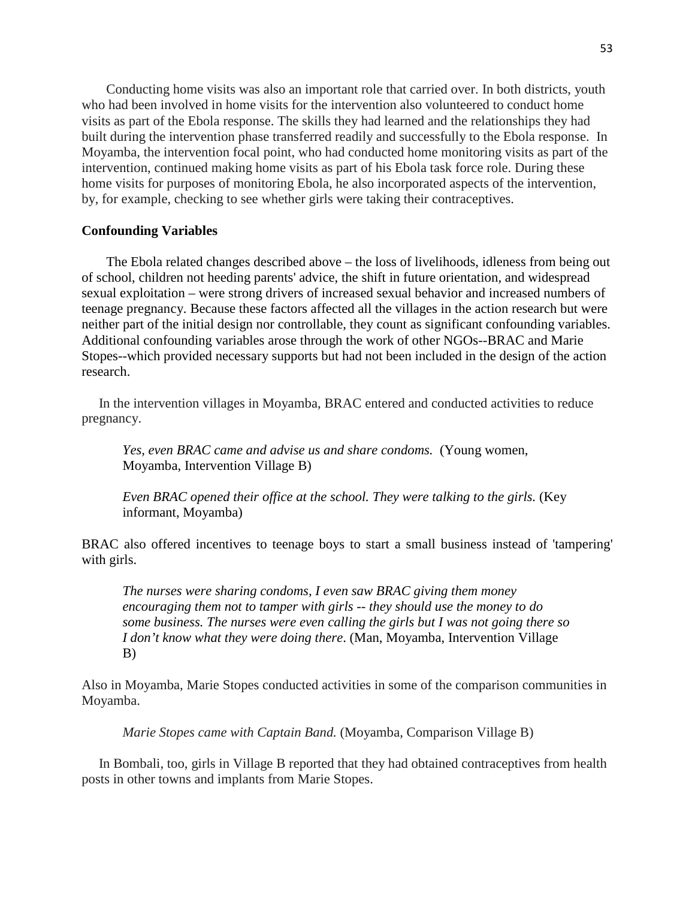Conducting home visits was also an important role that carried over. In both districts, youth who had been involved in home visits for the intervention also volunteered to conduct home visits as part of the Ebola response. The skills they had learned and the relationships they had built during the intervention phase transferred readily and successfully to the Ebola response. In Moyamba, the intervention focal point, who had conducted home monitoring visits as part of the intervention, continued making home visits as part of his Ebola task force role. During these home visits for purposes of monitoring Ebola, he also incorporated aspects of the intervention, by, for example, checking to see whether girls were taking their contraceptives.

**Confounding Variables**

The Ebola related changes described above – the loss of livelihoods, idleness from being out of school, children not heeding parents' advice, the shift in future orientation, and widespread sexual exploitation – were strong drivers of increased sexual behavior and increased numbers of teenage pregnancy. Because these factors affected all the villages in the action research but were neither part of the initial design nor controllable, they count as significant confounding variables. Additional confounding variables arose through the work of other NGOs--BRAC and Marie Stopes--which provided necessary supports but had not been included in the design of the action research.

In the intervention villages in Moyamba, BRAC entered and conducted activities to reduce pregnancy.

> *Yes, even BRAC came and advise us and share condoms.* (Young women, Moyamba, Intervention Village B)
>
> *Even BRAC opened their office at the school. They were talking to the girls.* (Key informant, Moyamba)

BRAC also offered incentives to teenage boys to start a small business instead of 'tampering' with girls.

> *The nurses were sharing condoms, I even saw BRAC giving them money encouraging them not to tamper with girls -- they should use the money to do some business. The nurses were even calling the girls but I was not going there so I don't know what they were doing there*. (Man, Moyamba, Intervention Village B)

Also in Moyamba, Marie Stopes conducted activities in some of the comparison communities in Moyamba.

> *Marie Stopes came with Captain Band.* (Moyamba, Comparison Village B)

In Bombali, too, girls in Village B reported that they had obtained contraceptives from health posts in other towns and implants from Marie Stopes.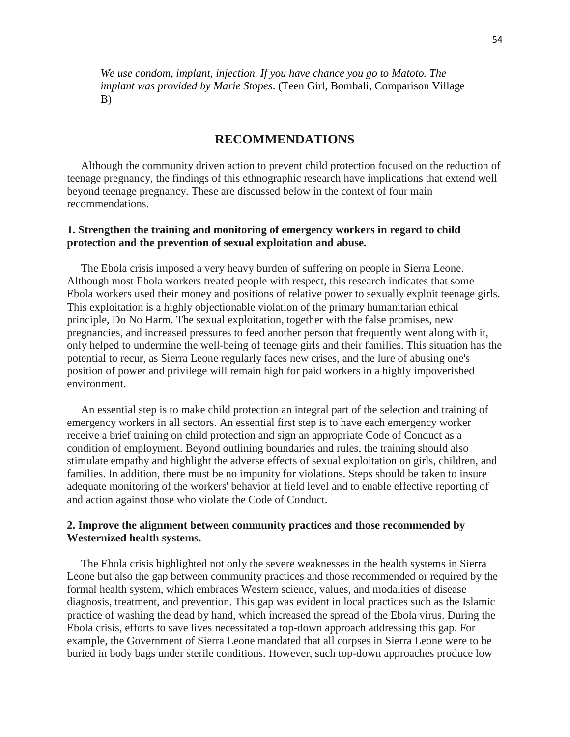*We use condom, implant, injection. If you have chance you go to Matoto. The implant was provided by Marie Stopes*. (Teen Girl, Bombali, Comparison Village B)

## RECOMMENDATIONS

Although the community driven action to prevent child protection focused on the reduction of teenage pregnancy, the findings of this ethnographic research have implications that extend well beyond teenage pregnancy. These are discussed below in the context of four main recommendations.

### 1. Strengthen the training and monitoring of emergency workers in regard to child protection and the prevention of sexual exploitation and abuse.

The Ebola crisis imposed a very heavy burden of suffering on people in Sierra Leone. Although most Ebola workers treated people with respect, this research indicates that some Ebola workers used their money and positions of relative power to sexually exploit teenage girls. This exploitation is a highly objectionable violation of the primary humanitarian ethical principle, Do No Harm. The sexual exploitation, together with the false promises, new pregnancies, and increased pressures to feed another person that frequently went along with it, only helped to undermine the well-being of teenage girls and their families. This situation has the potential to recur, as Sierra Leone regularly faces new crises, and the lure of abusing one's position of power and privilege will remain high for paid workers in a highly impoverished environment.

An essential step is to make child protection an integral part of the selection and training of emergency workers in all sectors. An essential first step is to have each emergency worker receive a brief training on child protection and sign an appropriate Code of Conduct as a condition of employment. Beyond outlining boundaries and rules, the training should also stimulate empathy and highlight the adverse effects of sexual exploitation on girls, children, and families. In addition, there must be no impunity for violations. Steps should be taken to insure adequate monitoring of the workers' behavior at field level and to enable effective reporting of and action against those who violate the Code of Conduct.

### 2. Improve the alignment between community practices and those recommended by Westernized health systems.

The Ebola crisis highlighted not only the severe weaknesses in the health systems in Sierra Leone but also the gap between community practices and those recommended or required by the formal health system, which embraces Western science, values, and modalities of disease diagnosis, treatment, and prevention. This gap was evident in local practices such as the Islamic practice of washing the dead by hand, which increased the spread of the Ebola virus. During the Ebola crisis, efforts to save lives necessitated a top-down approach addressing this gap. For example, the Government of Sierra Leone mandated that all corpses in Sierra Leone were to be buried in body bags under sterile conditions. However, such top-down approaches produce low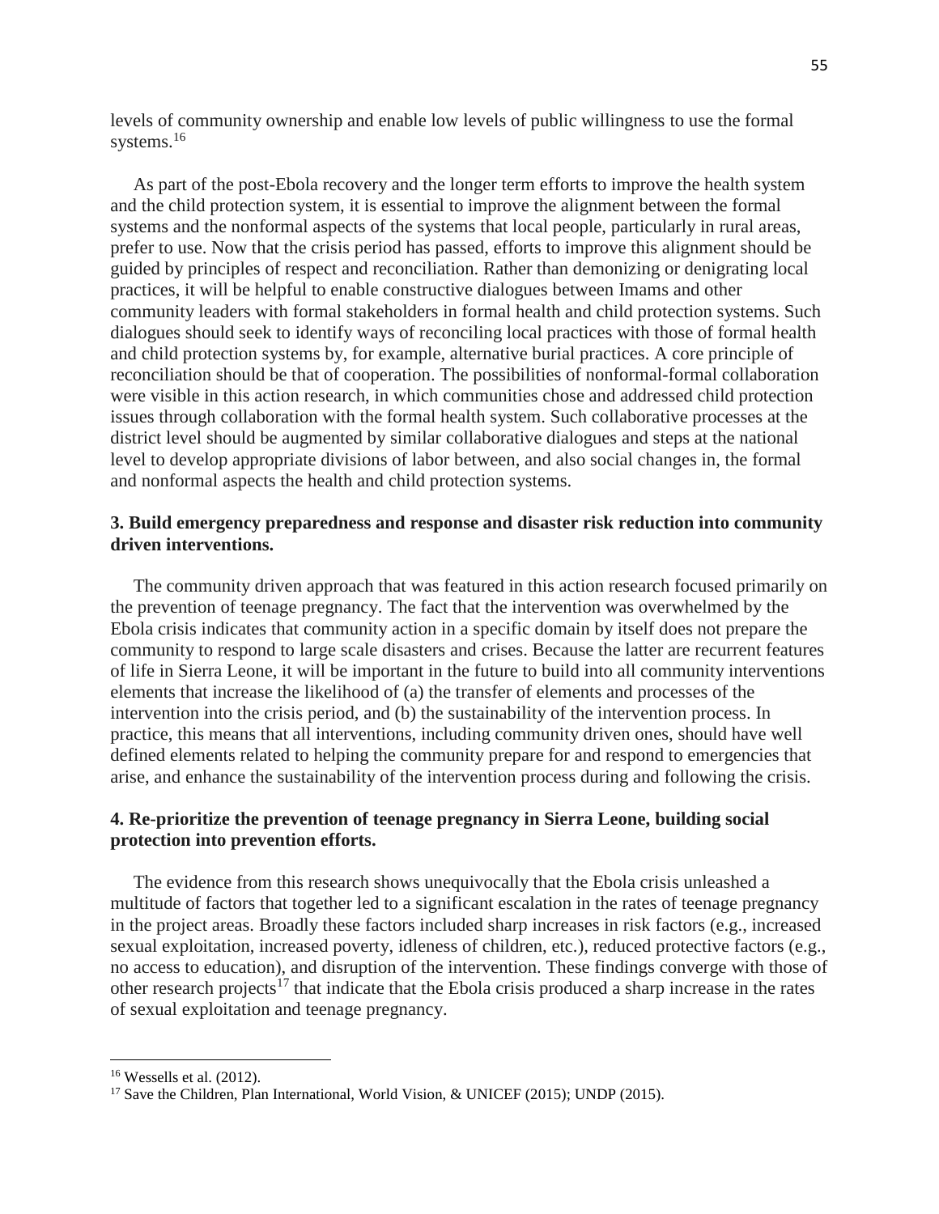levels of community ownership and enable low levels of public willingness to use the formal systems.[16]

As part of the post-Ebola recovery and the longer term efforts to improve the health system and the child protection system, it is essential to improve the alignment between the formal systems and the nonformal aspects of the systems that local people, particularly in rural areas, prefer to use. Now that the crisis period has passed, efforts to improve this alignment should be guided by principles of respect and reconciliation. Rather than demonizing or denigrating local practices, it will be helpful to enable constructive dialogues between Imams and other community leaders with formal stakeholders in formal health and child protection systems. Such dialogues should seek to identify ways of reconciling local practices with those of formal health and child protection systems by, for example, alternative burial practices. A core principle of reconciliation should be that of cooperation. The possibilities of nonformal-formal collaboration were visible in this action research, in which communities chose and addressed child protection issues through collaboration with the formal health system. Such collaborative processes at the district level should be augmented by similar collaborative dialogues and steps at the national level to develop appropriate divisions of labor between, and also social changes in, the formal and nonformal aspects the health and child protection systems.

**3. Build emergency preparedness and response and disaster risk reduction into community driven interventions.**

The community driven approach that was featured in this action research focused primarily on the prevention of teenage pregnancy. The fact that the intervention was overwhelmed by the Ebola crisis indicates that community action in a specific domain by itself does not prepare the community to respond to large scale disasters and crises. Because the latter are recurrent features of life in Sierra Leone, it will be important in the future to build into all community interventions elements that increase the likelihood of (a) the transfer of elements and processes of the intervention into the crisis period, and (b) the sustainability of the intervention process. In practice, this means that all interventions, including community driven ones, should have well defined elements related to helping the community prepare for and respond to emergencies that arise, and enhance the sustainability of the intervention process during and following the crisis.

**4. Re-prioritize the prevention of teenage pregnancy in Sierra Leone, building social protection into prevention efforts.**

The evidence from this research shows unequivocally that the Ebola crisis unleashed a multitude of factors that together led to a significant escalation in the rates of teenage pregnancy in the project areas. Broadly these factors included sharp increases in risk factors (e.g., increased sexual exploitation, increased poverty, idleness of children, etc.), reduced protective factors (e.g., no access to education), and disruption of the intervention. These findings converge with those of other research projects[17] that indicate that the Ebola crisis produced a sharp increase in the rates of sexual exploitation and teenage pregnancy.

---

[16] Wessells et al. (2012).

[17] Save the Children, Plan International, World Vision, & UNICEF (2015); UNDP (2015).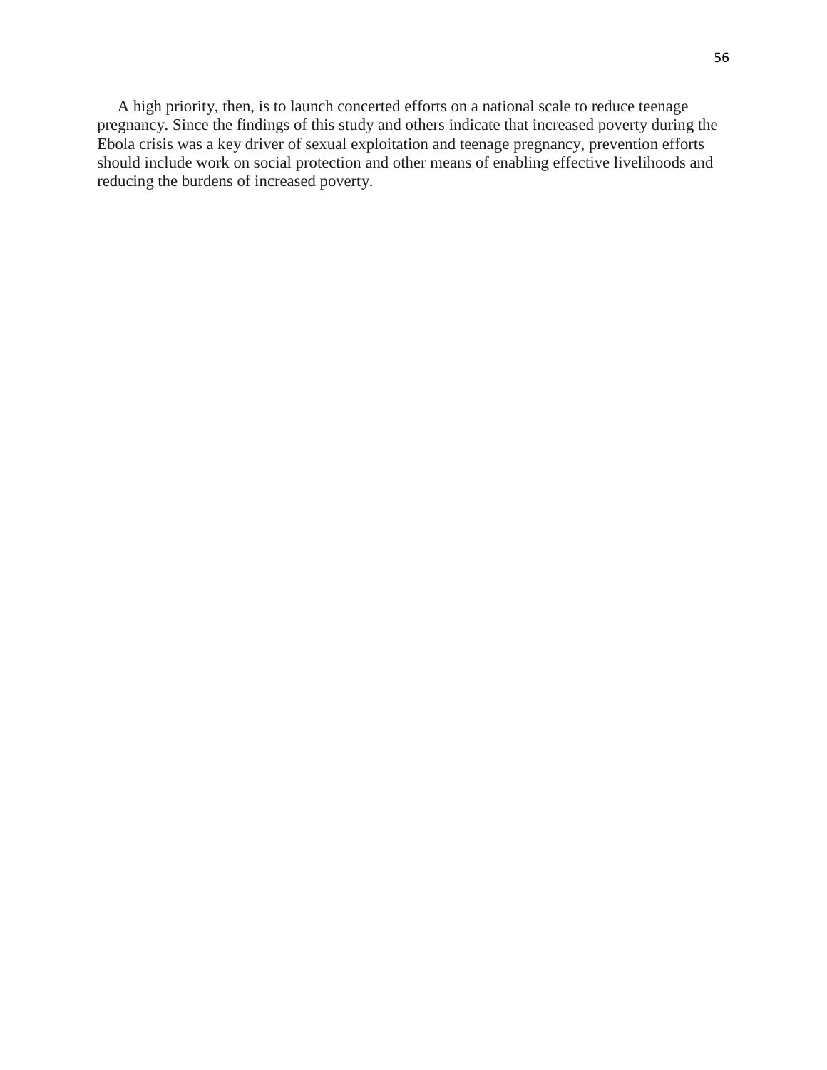A high priority, then, is to launch concerted efforts on a national scale to reduce teenage pregnancy. Since the findings of this study and others indicate that increased poverty during the Ebola crisis was a key driver of sexual exploitation and teenage pregnancy, prevention efforts should include work on social protection and other means of enabling effective livelihoods and reducing the burdens of increased poverty.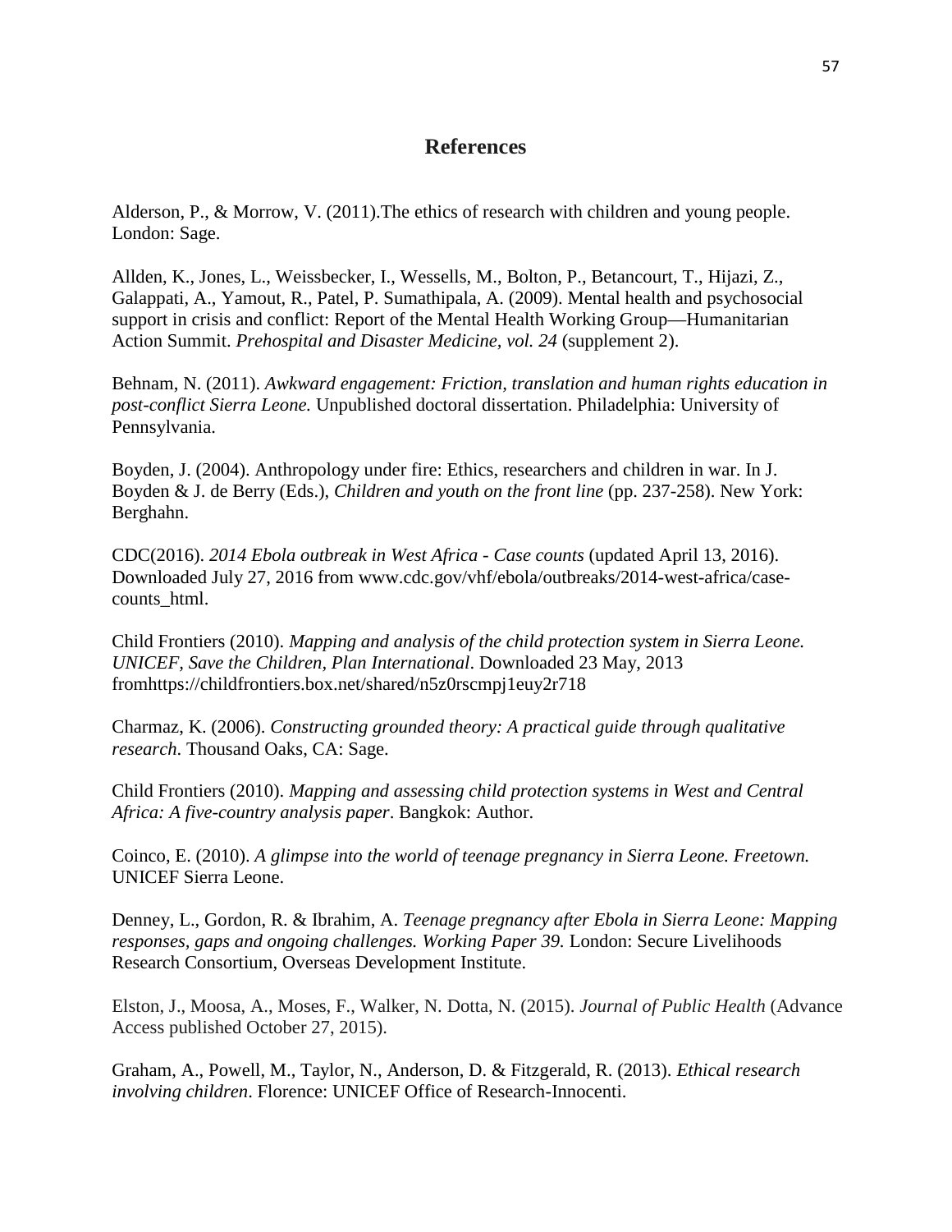# References

Alderson, P., & Morrow, V. (2011).The ethics of research with children and young people. London: Sage.

Allden, K., Jones, L., Weissbecker, I., Wessells, M., Bolton, P., Betancourt, T., Hijazi, Z., Galappati, A., Yamout, R., Patel, P. Sumathipala, A. (2009). Mental health and psychosocial support in crisis and conflict: Report of the Mental Health Working Group—Humanitarian Action Summit. *Prehospital and Disaster Medicine, vol. 24* (supplement 2).

Behnam, N. (2011). *Awkward engagement: Friction, translation and human rights education in post-conflict Sierra Leone.* Unpublished doctoral dissertation. Philadelphia: University of Pennsylvania.

Boyden, J. (2004). Anthropology under fire: Ethics, researchers and children in war. In J. Boyden & J. de Berry (Eds.), *Children and youth on the front line* (pp. 237-258). New York: Berghahn.

CDC(2016). *2014 Ebola outbreak in West Africa - Case counts* (updated April 13, 2016). Downloaded July 27, 2016 from www.cdc.gov/vhf/ebola/outbreaks/2014-west-africa/case-counts_html.

Child Frontiers (2010). *Mapping and analysis of the child protection system in Sierra Leone. UNICEF, Save the Children, Plan International*. Downloaded 23 May, 2013 fromhttps://childfrontiers.box.net/shared/n5z0rscmpj1euy2r718

Charmaz, K. (2006). *Constructing grounded theory: A practical guide through qualitative research*. Thousand Oaks, CA: Sage.

Child Frontiers (2010). *Mapping and assessing child protection systems in West and Central Africa: A five-country analysis paper*. Bangkok: Author.

Coinco, E. (2010). *A glimpse into the world of teenage pregnancy in Sierra Leone. Freetown.* UNICEF Sierra Leone.

Denney, L., Gordon, R. & Ibrahim, A. *Teenage pregnancy after Ebola in Sierra Leone: Mapping responses, gaps and ongoing challenges. Working Paper 39.* London: Secure Livelihoods Research Consortium, Overseas Development Institute.

Elston, J., Moosa, A., Moses, F., Walker, N. Dotta, N. (2015). *Journal of Public Health* (Advance Access published October 27, 2015).

Graham, A., Powell, M., Taylor, N., Anderson, D. & Fitzgerald, R. (2013). *Ethical research involving children*. Florence: UNICEF Office of Research-Innocenti.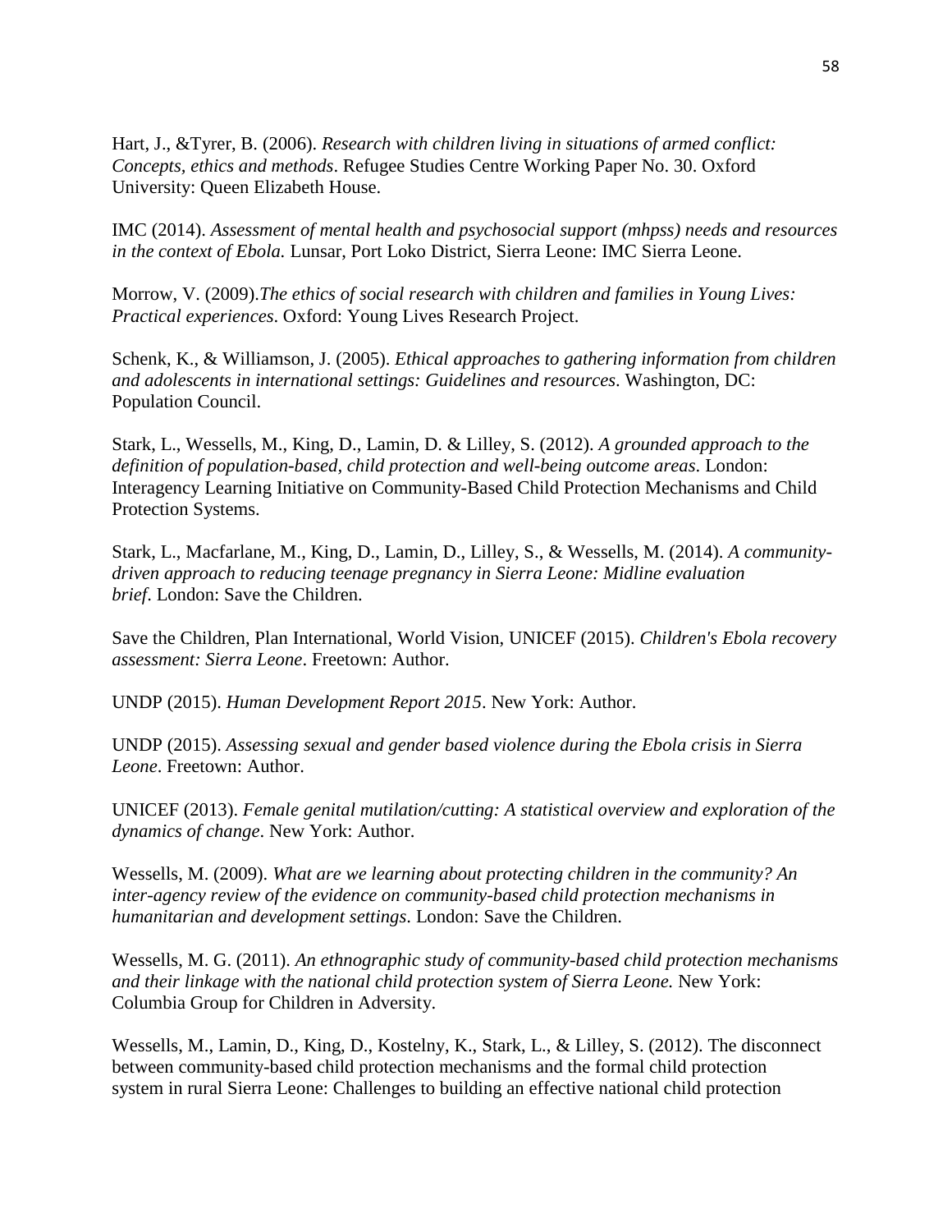Hart, J., &Tyrer, B. (2006). *Research with children living in situations of armed conflict: Concepts, ethics and methods*. Refugee Studies Centre Working Paper No. 30. Oxford University: Queen Elizabeth House.

IMC (2014). *Assessment of mental health and psychosocial support (mhpss) needs and resources in the context of Ebola.* Lunsar, Port Loko District, Sierra Leone: IMC Sierra Leone.

Morrow, V. (2009).*The ethics of social research with children and families in Young Lives: Practical experiences*. Oxford: Young Lives Research Project.

Schenk, K., & Williamson, J. (2005). *Ethical approaches to gathering information from children and adolescents in international settings: Guidelines and resources*. Washington, DC: Population Council.

Stark, L., Wessells, M., King, D., Lamin, D. & Lilley, S. (2012). *A grounded approach to the definition of population-based, child protection and well-being outcome areas*. London: Interagency Learning Initiative on Community-Based Child Protection Mechanisms and Child Protection Systems.

Stark, L., Macfarlane, M., King, D., Lamin, D., Lilley, S., & Wessells, M. (2014). *A community-driven approach to reducing teenage pregnancy in Sierra Leone: Midline evaluation brief*. London: Save the Children.

Save the Children, Plan International, World Vision, UNICEF (2015). *Children's Ebola recovery assessment: Sierra Leone*. Freetown: Author.

UNDP (2015). *Human Development Report 2015*. New York: Author.

UNDP (2015). *Assessing sexual and gender based violence during the Ebola crisis in Sierra Leone*. Freetown: Author.

UNICEF (2013). *Female genital mutilation/cutting: A statistical overview and exploration of the dynamics of change*. New York: Author.

Wessells, M. (2009). *What are we learning about protecting children in the community? An inter-agency review of the evidence on community-based child protection mechanisms in humanitarian and development settings*. London: Save the Children.

Wessells, M. G. (2011). *An ethnographic study of community-based child protection mechanisms and their linkage with the national child protection system of Sierra Leone.* New York: Columbia Group for Children in Adversity.

Wessells, M., Lamin, D., King, D., Kostelny, K., Stark, L., & Lilley, S. (2012). The disconnect between community-based child protection mechanisms and the formal child protection system in rural Sierra Leone: Challenges to building an effective national child protection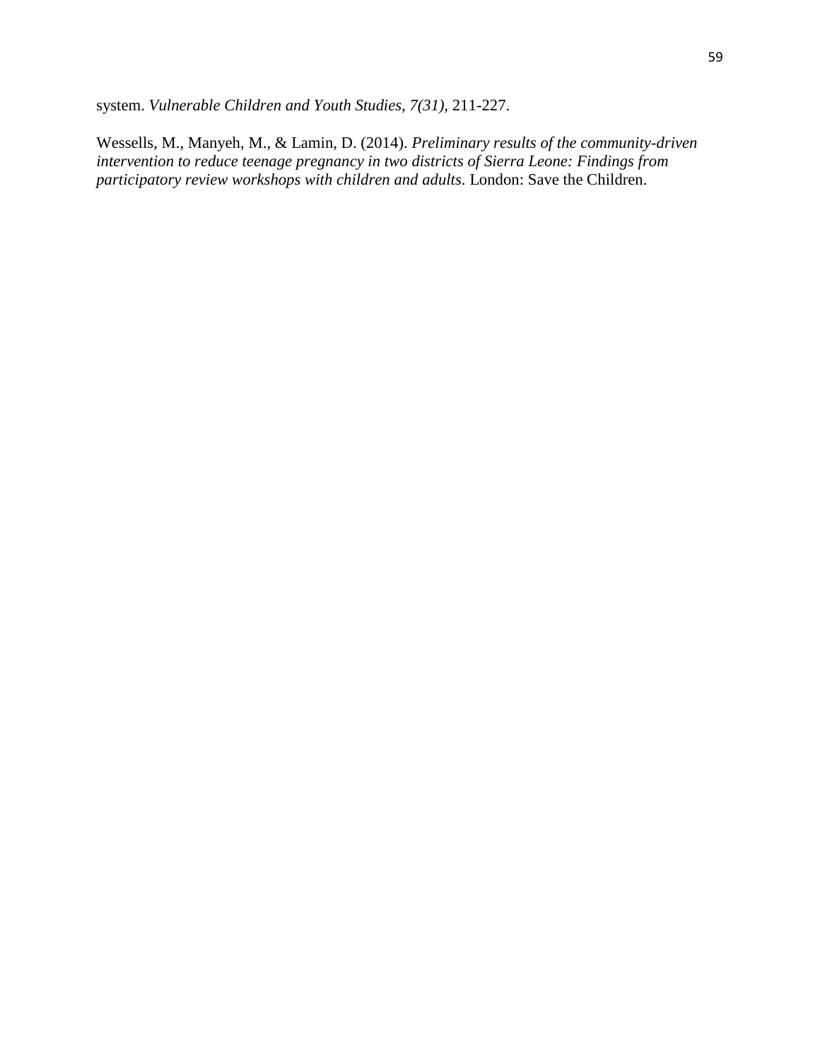system. *Vulnerable Children and Youth Studies*, *7(31)*, 211-227.

Wessells, M., Manyeh, M., & Lamin, D. (2014). *Preliminary results of the community-driven intervention to reduce teenage pregnancy in two districts of Sierra Leone: Findings from participatory review workshops with children and adults*. London: Save the Children.